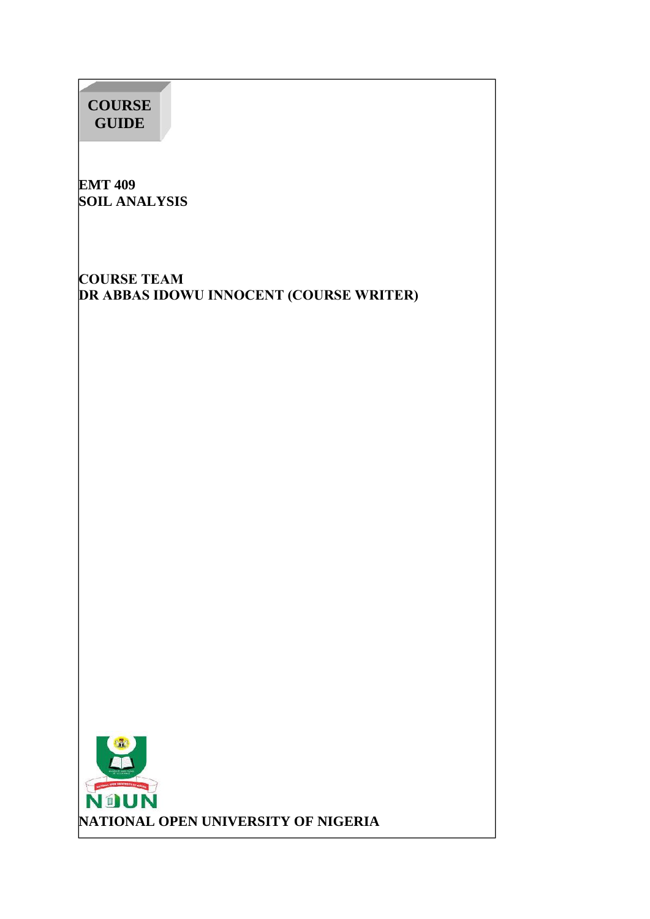# COURSE GUIDE

**EMT 409**
**SOIL ANALYSIS**

**COURSE TEAM**
**DR ABBAS IDOWU INNOCENT (COURSE WRITER)**

**NATIONAL OPEN UNIVERSITY OF NIGERIA**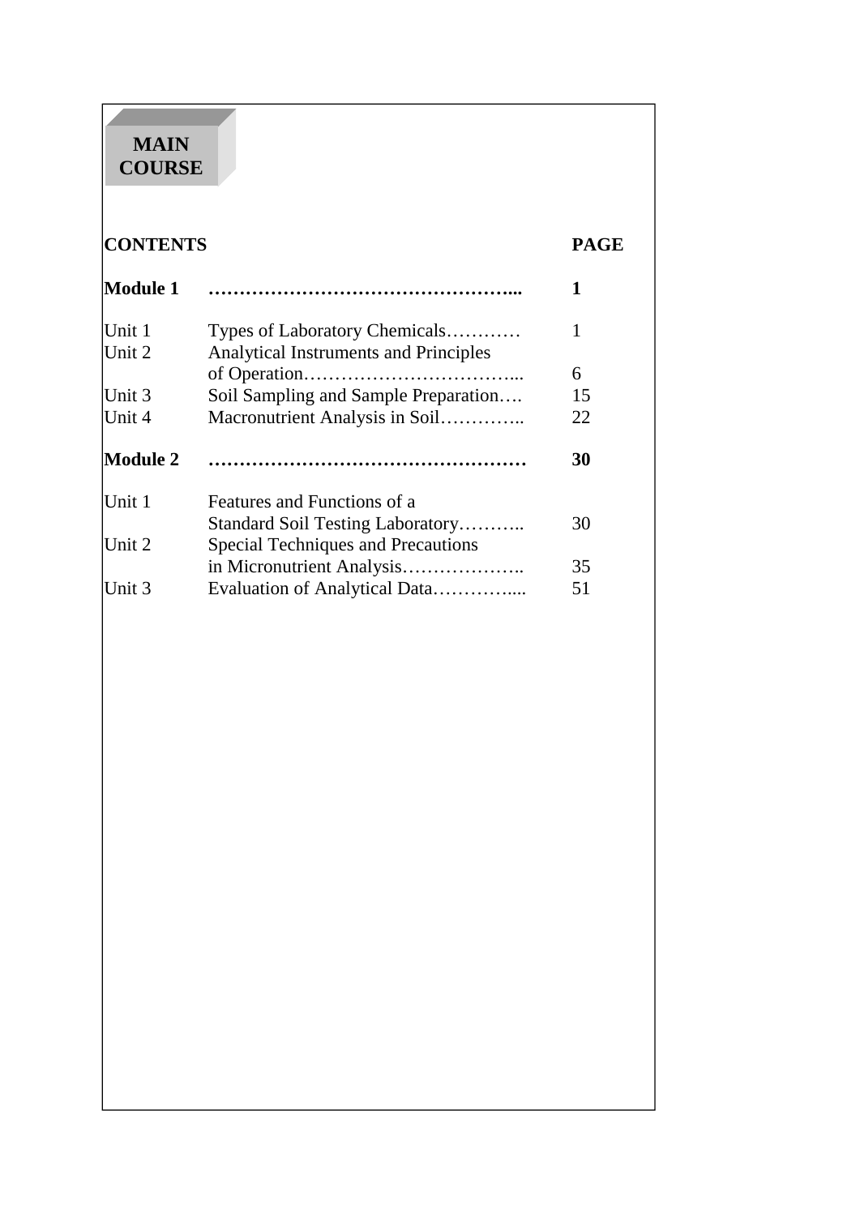# MAIN COURSE

| CONTENTS | | PAGE |
|---|---|---|
| **Module 1** | **…………………………………………...** | **1** |
| Unit 1 | Types of Laboratory Chemicals………… | 1 |
| Unit 2 | Analytical Instruments and Principles of Operation……………………………... | 6 |
| Unit 3 | Soil Sampling and Sample Preparation…. | 15 |
| Unit 4 | Macronutrient Analysis in Soil………….. | 22 |
| **Module 2** | **……………………………………………** | **30** |
| Unit 1 | Features and Functions of a Standard Soil Testing Laboratory……….. | 30 |
| Unit 2 | Special Techniques and Precautions in Micronutrient Analysis……………….. | 35 |
| Unit 3 | Evaluation of Analytical Data………….... | 51 |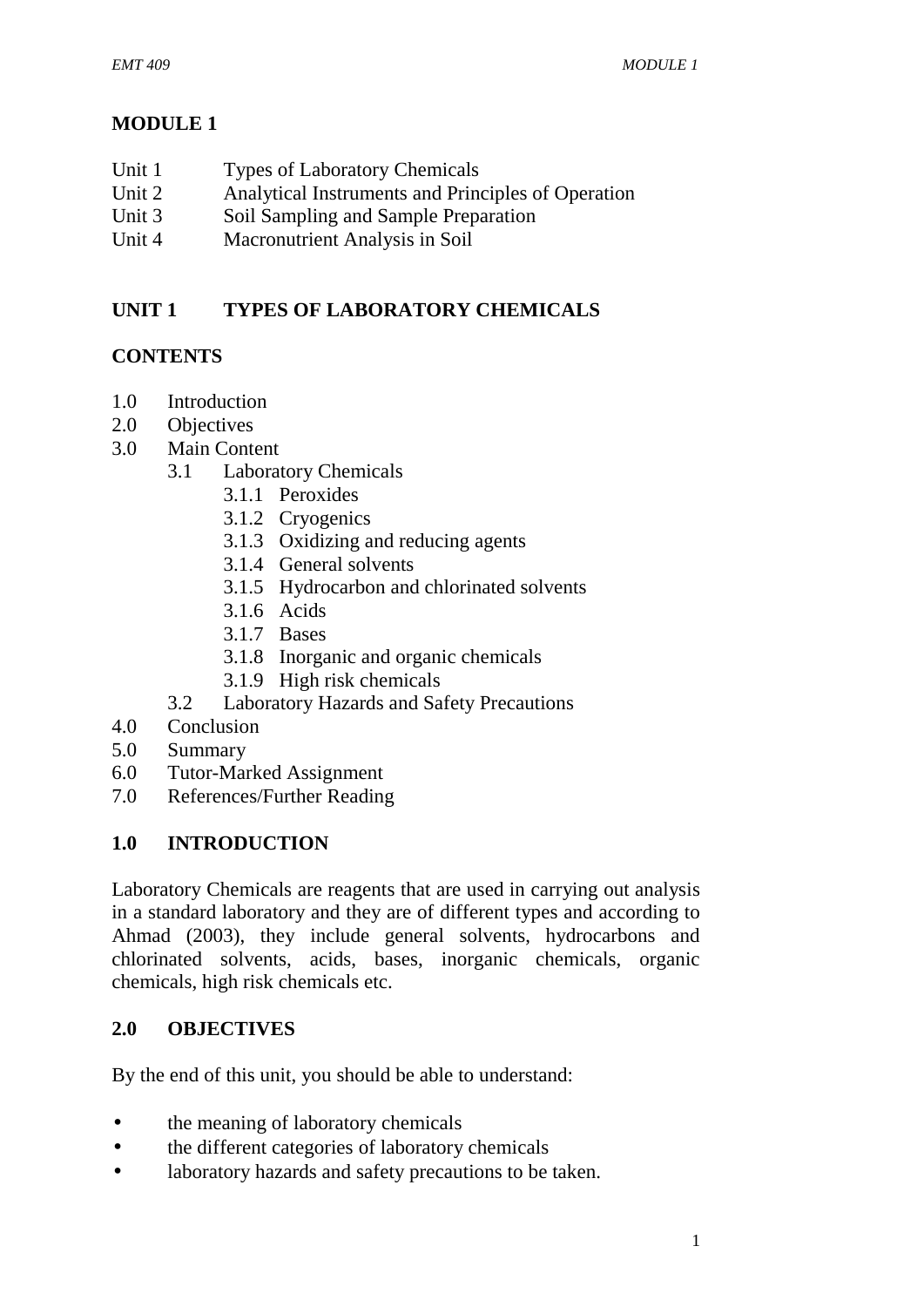# MODULE 1

Unit 1 Types of Laboratory Chemicals
Unit 2 Analytical Instruments and Principles of Operation
Unit 3 Soil Sampling and Sample Preparation
Unit 4 Macronutrient Analysis in Soil

## UNIT 1 TYPES OF LABORATORY CHEMICALS

### CONTENTS

1.0 Introduction
2.0 Objectives
3.0 Main Content
  3.1 Laboratory Chemicals
    3.1.1 Peroxides
    3.1.2 Cryogenics
    3.1.3 Oxidizing and reducing agents
    3.1.4 General solvents
    3.1.5 Hydrocarbon and chlorinated solvents
    3.1.6 Acids
    3.1.7 Bases
    3.1.8 Inorganic and organic chemicals
    3.1.9 High risk chemicals
  3.2 Laboratory Hazards and Safety Precautions
4.0 Conclusion
5.0 Summary
6.0 Tutor-Marked Assignment
7.0 References/Further Reading

### 1.0 INTRODUCTION

Laboratory Chemicals are reagents that are used in carrying out analysis in a standard laboratory and they are of different types and according to Ahmad (2003), they include general solvents, hydrocarbons and chlorinated solvents, acids, bases, inorganic chemicals, organic chemicals, high risk chemicals etc.

### 2.0 OBJECTIVES

By the end of this unit, you should be able to understand:

- the meaning of laboratory chemicals
- the different categories of laboratory chemicals
- laboratory hazards and safety precautions to be taken.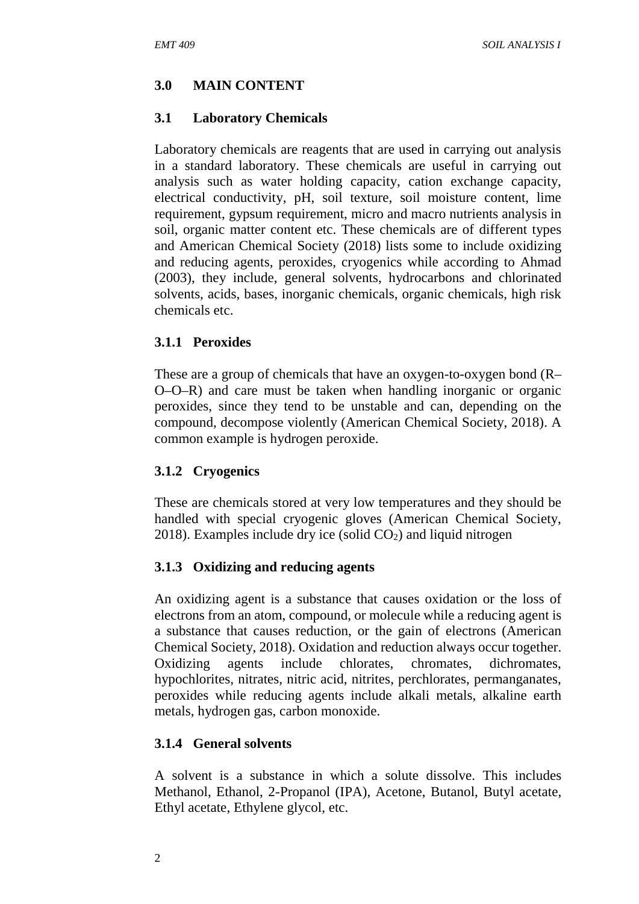## 3.0 MAIN CONTENT

### 3.1 Laboratory Chemicals

Laboratory chemicals are reagents that are used in carrying out analysis in a standard laboratory. These chemicals are useful in carrying out analysis such as water holding capacity, cation exchange capacity, electrical conductivity, pH, soil texture, soil moisture content, lime requirement, gypsum requirement, micro and macro nutrients analysis in soil, organic matter content etc. These chemicals are of different types and American Chemical Society (2018) lists some to include oxidizing and reducing agents, peroxides, cryogenics while according to Ahmad (2003), they include, general solvents, hydrocarbons and chlorinated solvents, acids, bases, inorganic chemicals, organic chemicals, high risk chemicals etc.

#### 3.1.1 Peroxides

These are a group of chemicals that have an oxygen-to-oxygen bond (R–O–O–R) and care must be taken when handling inorganic or organic peroxides, since they tend to be unstable and can, depending on the compound, decompose violently (American Chemical Society, 2018). A common example is hydrogen peroxide.

#### 3.1.2 Cryogenics

These are chemicals stored at very low temperatures and they should be handled with special cryogenic gloves (American Chemical Society, 2018). Examples include dry ice (solid $CO_2$) and liquid nitrogen

#### 3.1.3 Oxidizing and reducing agents

An oxidizing agent is a substance that causes oxidation or the loss of electrons from an atom, compound, or molecule while a reducing agent is a substance that causes reduction, or the gain of electrons (American Chemical Society, 2018). Oxidation and reduction always occur together. Oxidizing agents include chlorates, chromates, dichromates, hypochlorites, nitrates, nitric acid, nitrites, perchlorates, permanganates, peroxides while reducing agents include alkali metals, alkaline earth metals, hydrogen gas, carbon monoxide.

#### 3.1.4 General solvents

A solvent is a substance in which a solute dissolve. This includes Methanol, Ethanol, 2-Propanol (IPA), Acetone, Butanol, Butyl acetate, Ethyl acetate, Ethylene glycol, etc.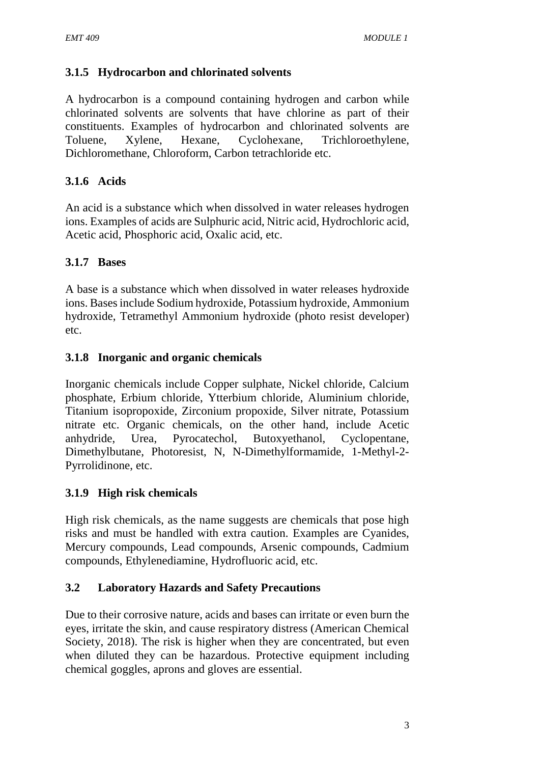### 3.1.5 Hydrocarbon and chlorinated solvents

A hydrocarbon is a compound containing hydrogen and carbon while chlorinated solvents are solvents that have chlorine as part of their constituents. Examples of hydrocarbon and chlorinated solvents are Toluene, Xylene, Hexane, Cyclohexane, Trichloroethylene, Dichloromethane, Chloroform, Carbon tetrachloride etc.

### 3.1.6 Acids

An acid is a substance which when dissolved in water releases hydrogen ions. Examples of acids are Sulphuric acid, Nitric acid, Hydrochloric acid, Acetic acid, Phosphoric acid, Oxalic acid, etc.

### 3.1.7 Bases

A base is a substance which when dissolved in water releases hydroxide ions. Bases include Sodium hydroxide, Potassium hydroxide, Ammonium hydroxide, Tetramethyl Ammonium hydroxide (photo resist developer) etc.

### 3.1.8 Inorganic and organic chemicals

Inorganic chemicals include Copper sulphate, Nickel chloride, Calcium phosphate, Erbium chloride, Ytterbium chloride, Aluminium chloride, Titanium isopropoxide, Zirconium propoxide, Silver nitrate, Potassium nitrate etc. Organic chemicals, on the other hand, include Acetic anhydride, Urea, Pyrocatechol, Butoxyethanol, Cyclopentane, Dimethylbutane, Photoresist, N, N-Dimethylformamide, 1-Methyl-2-Pyrrolidinone, etc.

### 3.1.9 High risk chemicals

High risk chemicals, as the name suggests are chemicals that pose high risks and must be handled with extra caution. Examples are Cyanides, Mercury compounds, Lead compounds, Arsenic compounds, Cadmium compounds, Ethylenediamine, Hydrofluoric acid, etc.

## 3.2 Laboratory Hazards and Safety Precautions

Due to their corrosive nature, acids and bases can irritate or even burn the eyes, irritate the skin, and cause respiratory distress (American Chemical Society, 2018). The risk is higher when they are concentrated, but even when diluted they can be hazardous. Protective equipment including chemical goggles, aprons and gloves are essential.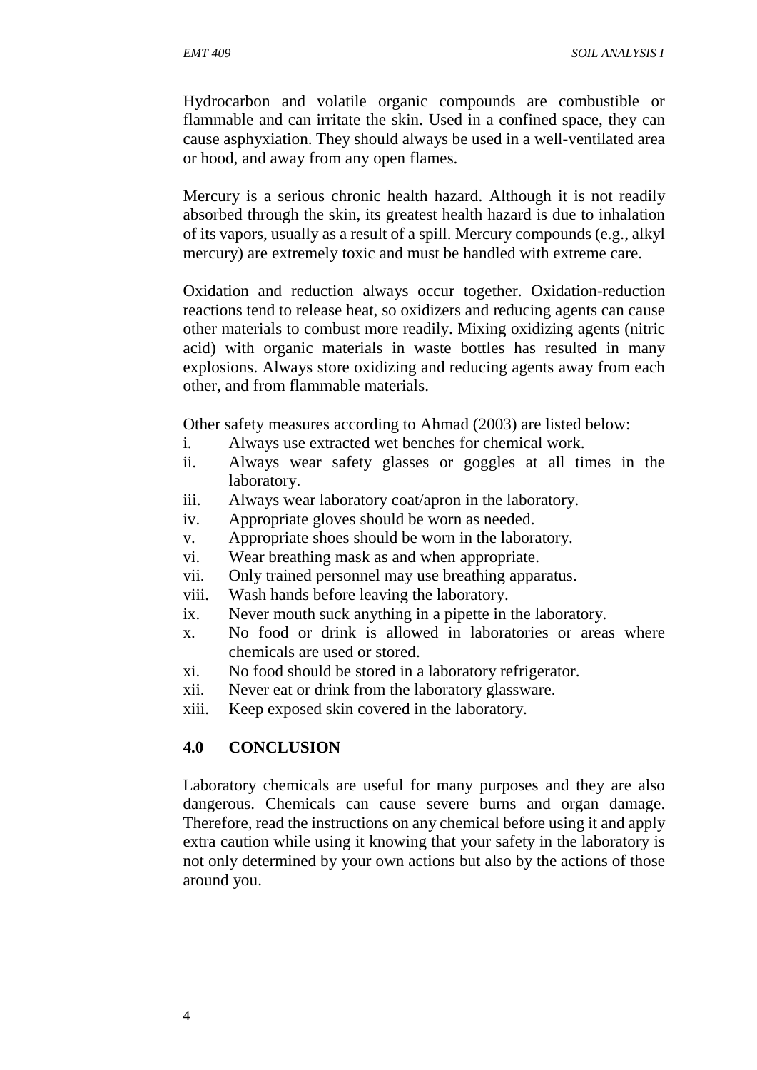Hydrocarbon and volatile organic compounds are combustible or flammable and can irritate the skin. Used in a confined space, they can cause asphyxiation. They should always be used in a well-ventilated area or hood, and away from any open flames.

Mercury is a serious chronic health hazard. Although it is not readily absorbed through the skin, its greatest health hazard is due to inhalation of its vapors, usually as a result of a spill. Mercury compounds (e.g., alkyl mercury) are extremely toxic and must be handled with extreme care.

Oxidation and reduction always occur together. Oxidation-reduction reactions tend to release heat, so oxidizers and reducing agents can cause other materials to combust more readily. Mixing oxidizing agents (nitric acid) with organic materials in waste bottles has resulted in many explosions. Always store oxidizing and reducing agents away from each other, and from flammable materials.

Other safety measures according to Ahmad (2003) are listed below:

i. Always use extracted wet benches for chemical work.
ii. Always wear safety glasses or goggles at all times in the laboratory.
iii. Always wear laboratory coat/apron in the laboratory.
iv. Appropriate gloves should be worn as needed.
v. Appropriate shoes should be worn in the laboratory.
vi. Wear breathing mask as and when appropriate.
vii. Only trained personnel may use breathing apparatus.
viii. Wash hands before leaving the laboratory.
ix. Never mouth suck anything in a pipette in the laboratory.
x. No food or drink is allowed in laboratories or areas where chemicals are used or stored.
xi. No food should be stored in a laboratory refrigerator.
xii. Never eat or drink from the laboratory glassware.
xiii. Keep exposed skin covered in the laboratory.

## 4.0 CONCLUSION

Laboratory chemicals are useful for many purposes and they are also dangerous. Chemicals can cause severe burns and organ damage. Therefore, read the instructions on any chemical before using it and apply extra caution while using it knowing that your safety in the laboratory is not only determined by your own actions but also by the actions of those around you.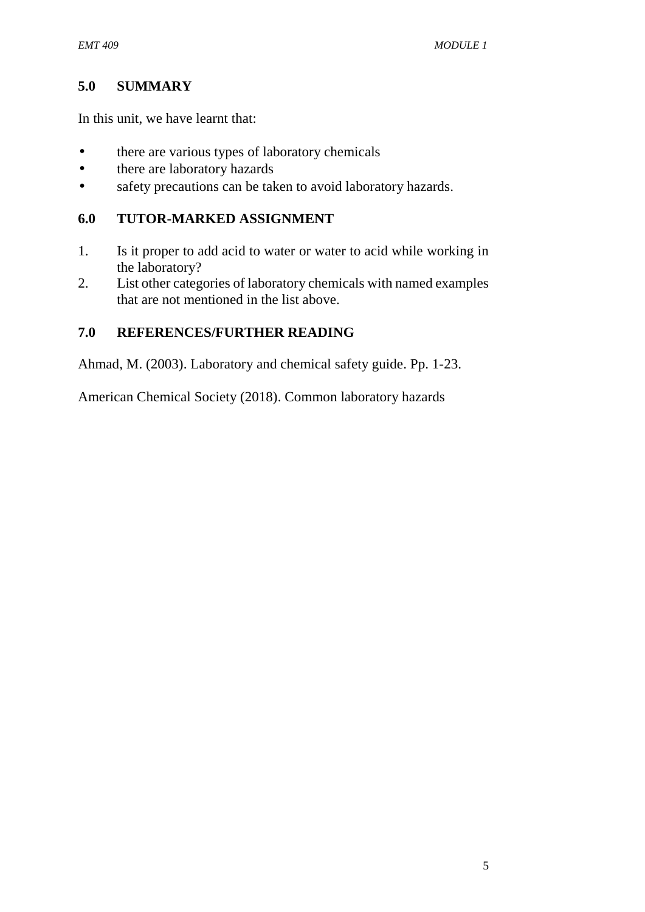## 5.0 SUMMARY

In this unit, we have learnt that:

- there are various types of laboratory chemicals
- there are laboratory hazards
- safety precautions can be taken to avoid laboratory hazards.

## 6.0 TUTOR-MARKED ASSIGNMENT

1. Is it proper to add acid to water or water to acid while working in the laboratory?
2. List other categories of laboratory chemicals with named examples that are not mentioned in the list above.

## 7.0 REFERENCES/FURTHER READING

Ahmad, M. (2003). Laboratory and chemical safety guide. Pp. 1-23.

American Chemical Society (2018). Common laboratory hazards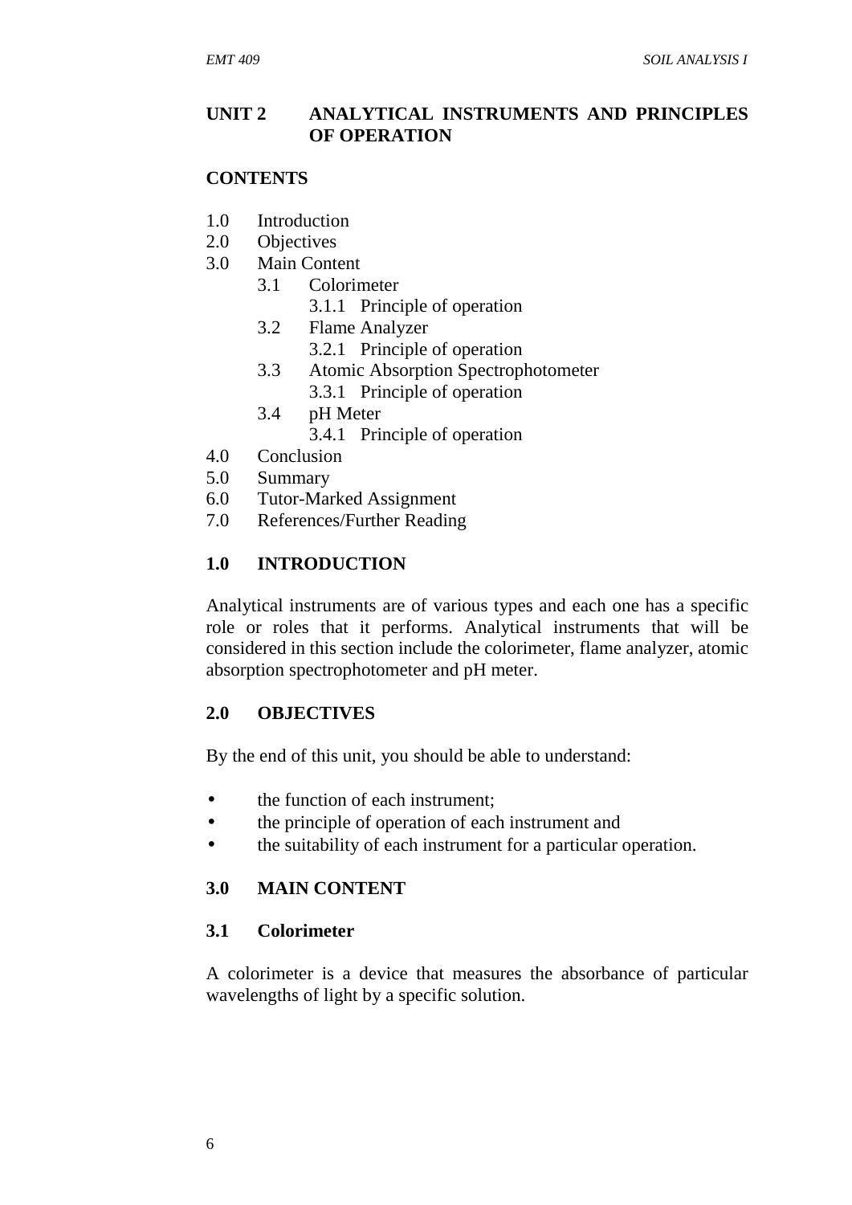## UNIT 2 ANALYTICAL INSTRUMENTS AND PRINCIPLES OF OPERATION

### CONTENTS

1.0 Introduction
2.0 Objectives
3.0 Main Content
  - 3.1 Colorimeter
    - 3.1.1 Principle of operation
  - 3.2 Flame Analyzer
    - 3.2.1 Principle of operation
  - 3.3 Atomic Absorption Spectrophotometer
    - 3.3.1 Principle of operation
  - 3.4 pH Meter
    - 3.4.1 Principle of operation

4.0 Conclusion
5.0 Summary
6.0 Tutor-Marked Assignment
7.0 References/Further Reading

### 1.0 INTRODUCTION

Analytical instruments are of various types and each one has a specific role or roles that it performs. Analytical instruments that will be considered in this section include the colorimeter, flame analyzer, atomic absorption spectrophotometer and pH meter.

### 2.0 OBJECTIVES

By the end of this unit, you should be able to understand:

- the function of each instrument;
- the principle of operation of each instrument and
- the suitability of each instrument for a particular operation.

### 3.0 MAIN CONTENT

#### 3.1 Colorimeter

A colorimeter is a device that measures the absorbance of particular wavelengths of light by a specific solution.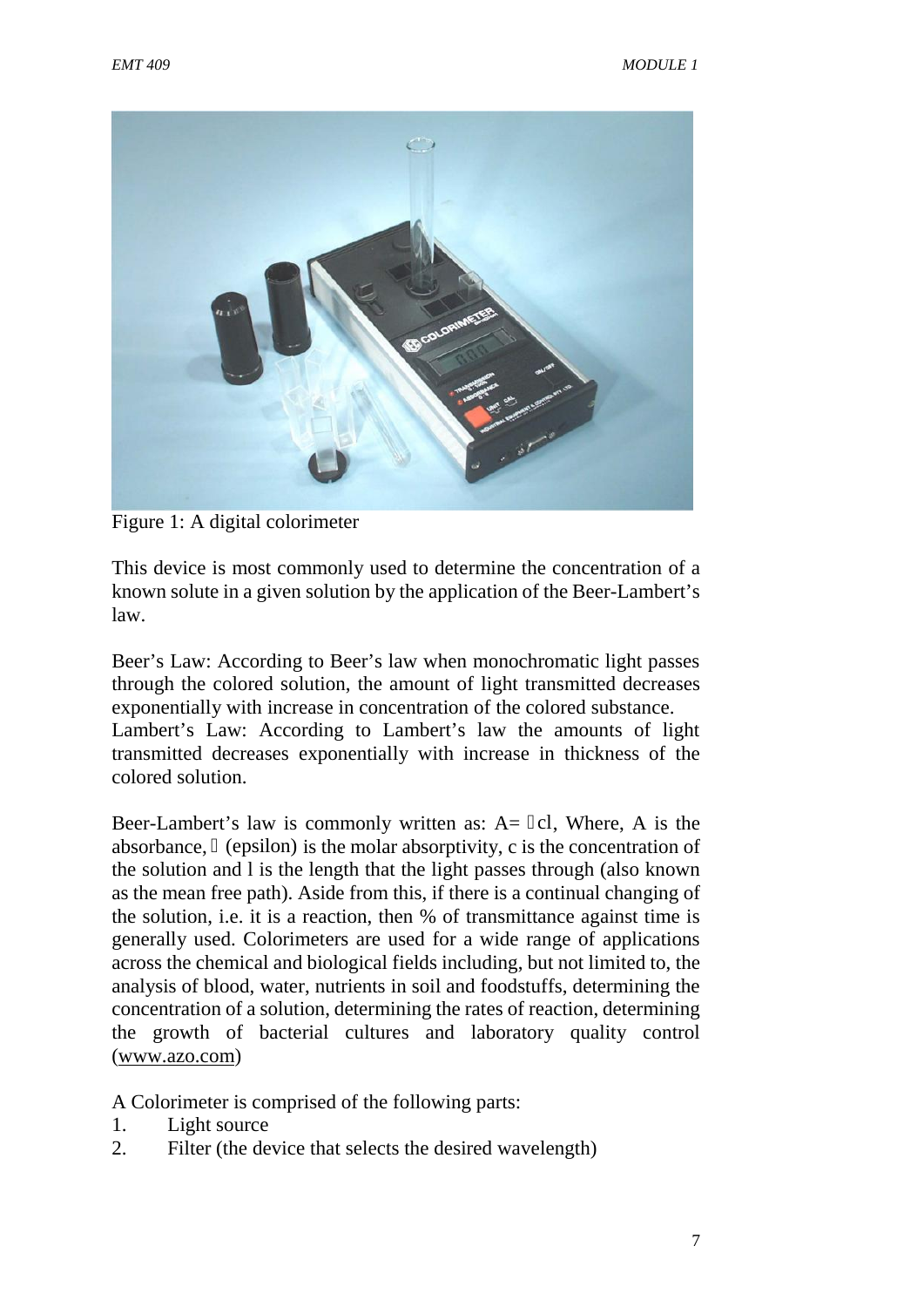Figure 1: A digital colorimeter

This device is most commonly used to determine the concentration of a known solute in a given solution by the application of the Beer-Lambert's law.

Beer's Law: According to Beer's law when monochromatic light passes through the colored solution, the amount of light transmitted decreases exponentially with increase in concentration of the colored substance.
Lambert's Law: According to Lambert's law the amounts of light transmitted decreases exponentially with increase in thickness of the colored solution.

Beer-Lambert's law is commonly written as: $A = \varepsilon cl$, Where, A is the absorbance, $\varepsilon$ (epsilon) is the molar absorptivity, c is the concentration of the solution and l is the length that the light passes through (also known as the mean free path). Aside from this, if there is a continual changing of the solution, i.e. it is a reaction, then % of transmittance against time is generally used. Colorimeters are used for a wide range of applications across the chemical and biological fields including, but not limited to, the analysis of blood, water, nutrients in soil and foodstuffs, determining the concentration of a solution, determining the rates of reaction, determining the growth of bacterial cultures and laboratory quality control (www.azo.com)

A Colorimeter is comprised of the following parts:

1. Light source
2. Filter (the device that selects the desired wavelength)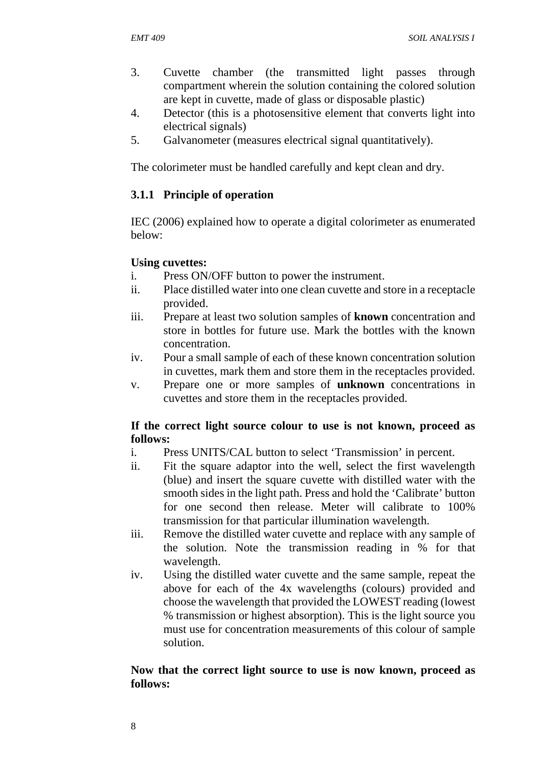3. Cuvette chamber (the transmitted light passes through compartment wherein the solution containing the colored solution are kept in cuvette, made of glass or disposable plastic)
4. Detector (this is a photosensitive element that converts light into electrical signals)
5. Galvanometer (measures electrical signal quantitatively).

The colorimeter must be handled carefully and kept clean and dry.

### 3.1.1 Principle of operation

IEC (2006) explained how to operate a digital colorimeter as enumerated below:

**Using cuvettes:**

i. Press ON/OFF button to power the instrument.
ii. Place distilled water into one clean cuvette and store in a receptacle provided.
iii. Prepare at least two solution samples of **known** concentration and store in bottles for future use. Mark the bottles with the known concentration.
iv. Pour a small sample of each of these known concentration solution in cuvettes, mark them and store them in the receptacles provided.
v. Prepare one or more samples of **unknown** concentrations in cuvettes and store them in the receptacles provided.

**If the correct light source colour to use is not known, proceed as follows:**

i. Press UNITS/CAL button to select 'Transmission' in percent.
ii. Fit the square adaptor into the well, select the first wavelength (blue) and insert the square cuvette with distilled water with the smooth sides in the light path. Press and hold the 'Calibrate' button for one second then release. Meter will calibrate to 100% transmission for that particular illumination wavelength.
iii. Remove the distilled water cuvette and replace with any sample of the solution. Note the transmission reading in % for that wavelength.
iv. Using the distilled water cuvette and the same sample, repeat the above for each of the 4x wavelengths (colours) provided and choose the wavelength that provided the LOWEST reading (lowest % transmission or highest absorption). This is the light source you must use for concentration measurements of this colour of sample solution.

**Now that the correct light source to use is now known, proceed as follows:**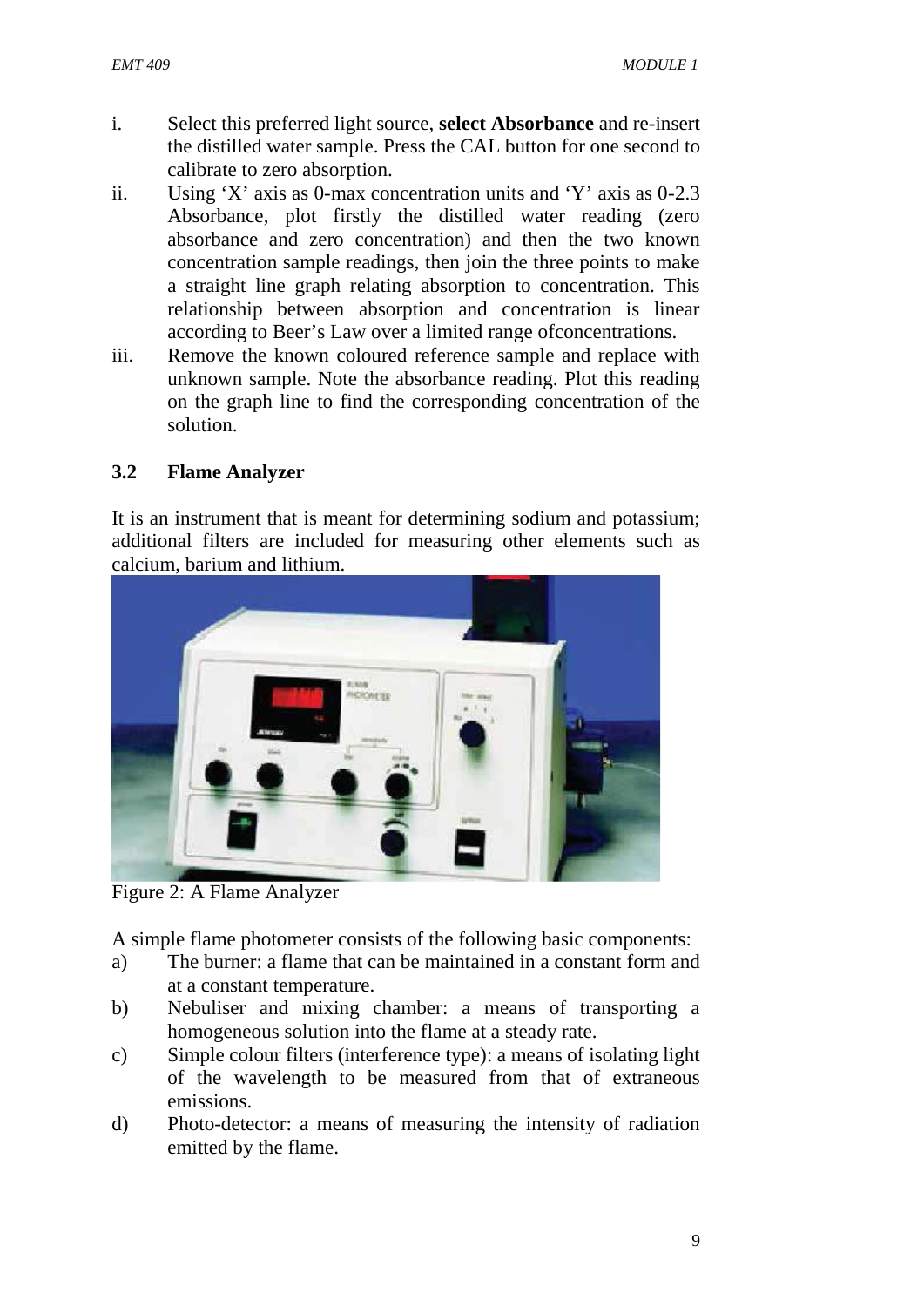i. Select this preferred light source, **select Absorbance** and re-insert the distilled water sample. Press the CAL button for one second to calibrate to zero absorption.
ii. Using 'X' axis as 0-max concentration units and 'Y' axis as 0-2.3 Absorbance, plot firstly the distilled water reading (zero absorbance and zero concentration) and then the two known concentration sample readings, then join the three points to make a straight line graph relating absorption to concentration. This relationship between absorption and concentration is linear according to Beer's Law over a limited range ofconcentrations.
iii. Remove the known coloured reference sample and replace with unknown sample. Note the absorbance reading. Plot this reading on the graph line to find the corresponding concentration of the solution.

### 3.2 Flame Analyzer

It is an instrument that is meant for determining sodium and potassium; additional filters are included for measuring other elements such as calcium, barium and lithium.

Figure 2: A Flame Analyzer

A simple flame photometer consists of the following basic components:

a) The burner: a flame that can be maintained in a constant form and at a constant temperature.
b) Nebuliser and mixing chamber: a means of transporting a homogeneous solution into the flame at a steady rate.
c) Simple colour filters (interference type): a means of isolating light of the wavelength to be measured from that of extraneous emissions.
d) Photo-detector: a means of measuring the intensity of radiation emitted by the flame.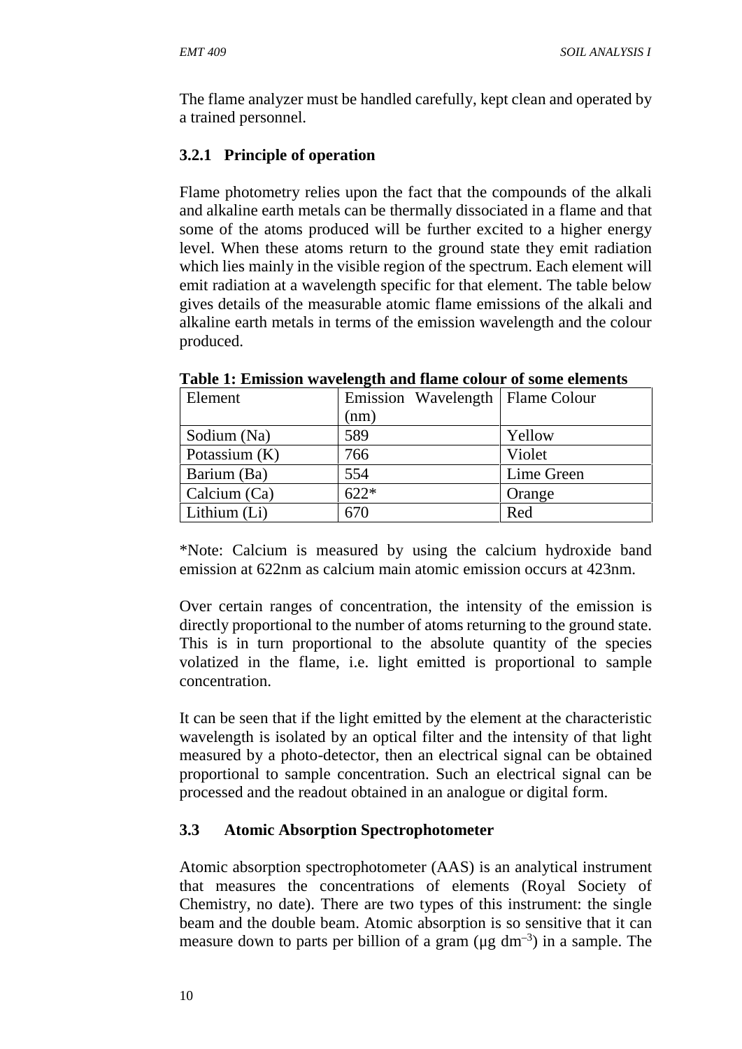The flame analyzer must be handled carefully, kept clean and operated by a trained personnel.

### 3.2.1 Principle of operation

Flame photometry relies upon the fact that the compounds of the alkali and alkaline earth metals can be thermally dissociated in a flame and that some of the atoms produced will be further excited to a higher energy level. When these atoms return to the ground state they emit radiation which lies mainly in the visible region of the spectrum. Each element will emit radiation at a wavelength specific for that element. The table below gives details of the measurable atomic flame emissions of the alkali and alkaline earth metals in terms of the emission wavelength and the colour produced.

**Table 1: Emission wavelength and flame colour of some elements**

| Element | Emission Wavelength (nm) | Flame Colour |
|---|---|---|
| Sodium (Na) | 589 | Yellow |
| Potassium (K) | 766 | Violet |
| Barium (Ba) | 554 | Lime Green |
| Calcium (Ca) | 622* | Orange |
| Lithium (Li) | 670 | Red |

*Note: Calcium is measured by using the calcium hydroxide band emission at 622nm as calcium main atomic emission occurs at 423nm.

Over certain ranges of concentration, the intensity of the emission is directly proportional to the number of atoms returning to the ground state. This is in turn proportional to the absolute quantity of the species volatized in the flame, i.e. light emitted is proportional to sample concentration.

It can be seen that if the light emitted by the element at the characteristic wavelength is isolated by an optical filter and the intensity of that light measured by a photo-detector, then an electrical signal can be obtained proportional to sample concentration. Such an electrical signal can be processed and the readout obtained in an analogue or digital form.

## 3.3 Atomic Absorption Spectrophotometer

Atomic absorption spectrophotometer (AAS) is an analytical instrument that measures the concentrations of elements (Royal Society of Chemistry, no date). There are two types of this instrument: the single beam and the double beam. Atomic absorption is so sensitive that it can measure down to parts per billion of a gram ($\mu g\ dm^{-3}$) in a sample. The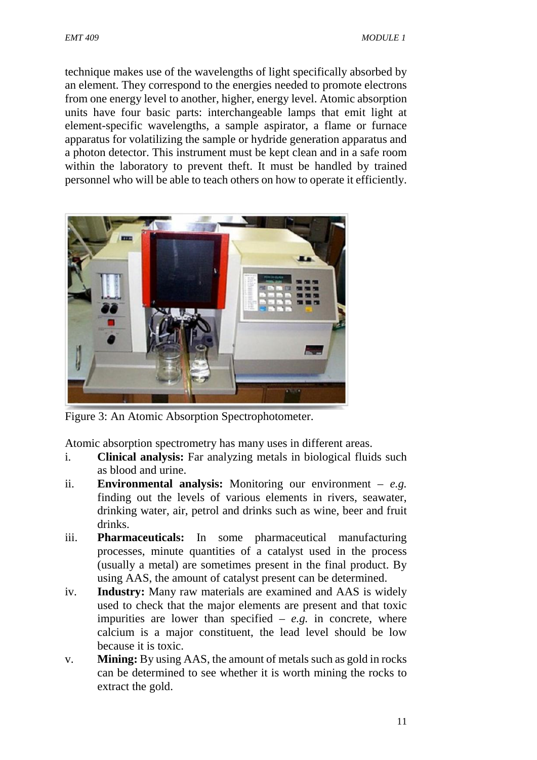technique makes use of the wavelengths of light specifically absorbed by an element. They correspond to the energies needed to promote electrons from one energy level to another, higher, energy level. Atomic absorption units have four basic parts: interchangeable lamps that emit light at element-specific wavelengths, a sample aspirator, a flame or furnace apparatus for volatilizing the sample or hydride generation apparatus and a photon detector. This instrument must be kept clean and in a safe room within the laboratory to prevent theft. It must be handled by trained personnel who will be able to teach others on how to operate it efficiently.

Figure 3: An Atomic Absorption Spectrophotometer.

Atomic absorption spectrometry has many uses in different areas.

i. **Clinical analysis:** Far analyzing metals in biological fluids such as blood and urine.
ii. **Environmental analysis:** Monitoring our environment – *e.g.* finding out the levels of various elements in rivers, seawater, drinking water, air, petrol and drinks such as wine, beer and fruit drinks.
iii. **Pharmaceuticals:** In some pharmaceutical manufacturing processes, minute quantities of a catalyst used in the process (usually a metal) are sometimes present in the final product. By using AAS, the amount of catalyst present can be determined.
iv. **Industry:** Many raw materials are examined and AAS is widely used to check that the major elements are present and that toxic impurities are lower than specified – *e.g.* in concrete, where calcium is a major constituent, the lead level should be low because it is toxic.
v. **Mining:** By using AAS, the amount of metals such as gold in rocks can be determined to see whether it is worth mining the rocks to extract the gold.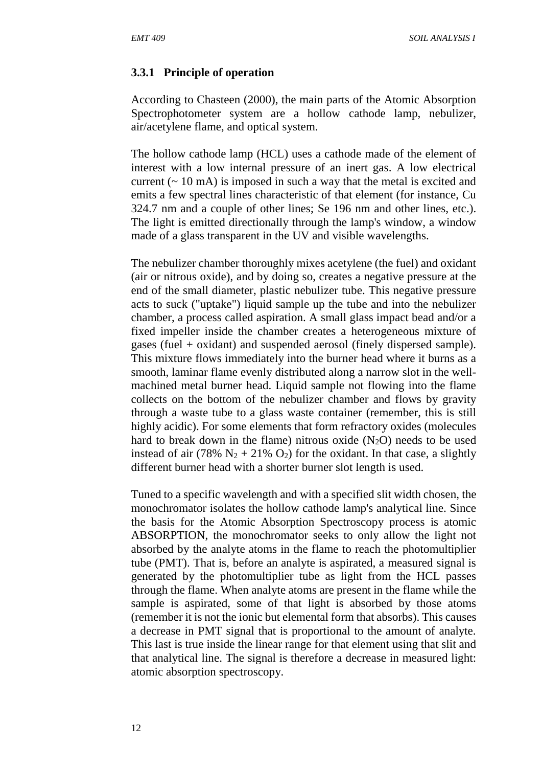### 3.3.1 Principle of operation

According to Chasteen (2000), the main parts of the Atomic Absorption Spectrophotometer system are a hollow cathode lamp, nebulizer, air/acetylene flame, and optical system.

The hollow cathode lamp (HCL) uses a cathode made of the element of interest with a low internal pressure of an inert gas. A low electrical current (~ 10 mA) is imposed in such a way that the metal is excited and emits a few spectral lines characteristic of that element (for instance, Cu 324.7 nm and a couple of other lines; Se 196 nm and other lines, etc.). The light is emitted directionally through the lamp's window, a window made of a glass transparent in the UV and visible wavelengths.

The nebulizer chamber thoroughly mixes acetylene (the fuel) and oxidant (air or nitrous oxide), and by doing so, creates a negative pressure at the end of the small diameter, plastic nebulizer tube. This negative pressure acts to suck ("uptake") liquid sample up the tube and into the nebulizer chamber, a process called aspiration. A small glass impact bead and/or a fixed impeller inside the chamber creates a heterogeneous mixture of gases (fuel + oxidant) and suspended aerosol (finely dispersed sample). This mixture flows immediately into the burner head where it burns as a smooth, laminar flame evenly distributed along a narrow slot in the well-machined metal burner head. Liquid sample not flowing into the flame collects on the bottom of the nebulizer chamber and flows by gravity through a waste tube to a glass waste container (remember, this is still highly acidic). For some elements that form refractory oxides (molecules hard to break down in the flame) nitrous oxide ($N_2O$) needs to be used instead of air (78% $N_2$ + 21% $O_2$) for the oxidant. In that case, a slightly different burner head with a shorter burner slot length is used.

Tuned to a specific wavelength and with a specified slit width chosen, the monochromator isolates the hollow cathode lamp's analytical line. Since the basis for the Atomic Absorption Spectroscopy process is atomic ABSORPTION, the monochromator seeks to only allow the light not absorbed by the analyte atoms in the flame to reach the photomultiplier tube (PMT). That is, before an analyte is aspirated, a measured signal is generated by the photomultiplier tube as light from the HCL passes through the flame. When analyte atoms are present in the flame while the sample is aspirated, some of that light is absorbed by those atoms (remember it is not the ionic but elemental form that absorbs). This causes a decrease in PMT signal that is proportional to the amount of analyte. This last is true inside the linear range for that element using that slit and that analytical line. The signal is therefore a decrease in measured light: atomic absorption spectroscopy.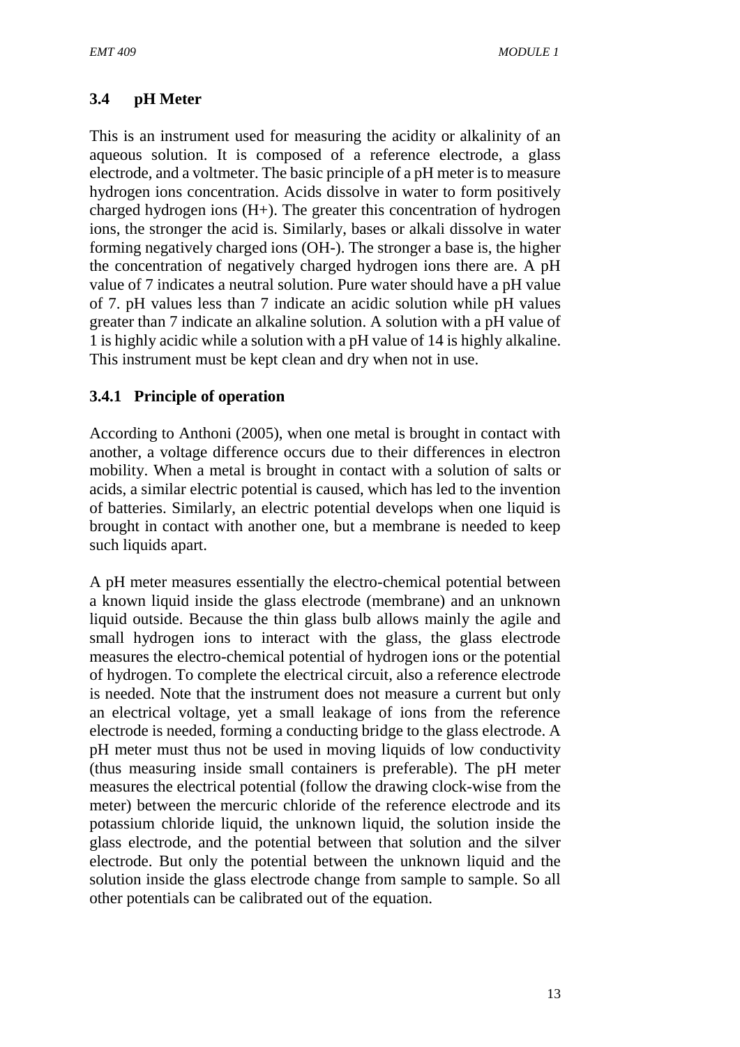### 3.4 pH Meter

This is an instrument used for measuring the acidity or alkalinity of an aqueous solution. It is composed of a reference electrode, a glass electrode, and a voltmeter. The basic principle of a pH meter is to measure hydrogen ions concentration. Acids dissolve in water to form positively charged hydrogen ions ($H^+$). The greater this concentration of hydrogen ions, the stronger the acid is. Similarly, bases or alkali dissolve in water forming negatively charged ions ($OH^-$). The stronger a base is, the higher the concentration of negatively charged hydrogen ions there are. A pH value of 7 indicates a neutral solution. Pure water should have a pH value of 7. pH values less than 7 indicate an acidic solution while pH values greater than 7 indicate an alkaline solution. A solution with a pH value of 1 is highly acidic while a solution with a pH value of 14 is highly alkaline. This instrument must be kept clean and dry when not in use.

#### 3.4.1 Principle of operation

According to Anthoni (2005), when one metal is brought in contact with another, a voltage difference occurs due to their differences in electron mobility. When a metal is brought in contact with a solution of salts or acids, a similar electric potential is caused, which has led to the invention of batteries. Similarly, an electric potential develops when one liquid is brought in contact with another one, but a membrane is needed to keep such liquids apart.

A pH meter measures essentially the electro-chemical potential between a known liquid inside the glass electrode (membrane) and an unknown liquid outside. Because the thin glass bulb allows mainly the agile and small hydrogen ions to interact with the glass, the glass electrode measures the electro-chemical potential of hydrogen ions or the potential of hydrogen. To complete the electrical circuit, also a reference electrode is needed. Note that the instrument does not measure a current but only an electrical voltage, yet a small leakage of ions from the reference electrode is needed, forming a conducting bridge to the glass electrode. A pH meter must thus not be used in moving liquids of low conductivity (thus measuring inside small containers is preferable). The pH meter measures the electrical potential (follow the drawing clock-wise from the meter) between the mercuric chloride of the reference electrode and its potassium chloride liquid, the unknown liquid, the solution inside the glass electrode, and the potential between that solution and the silver electrode. But only the potential between the unknown liquid and the solution inside the glass electrode change from sample to sample. So all other potentials can be calibrated out of the equation.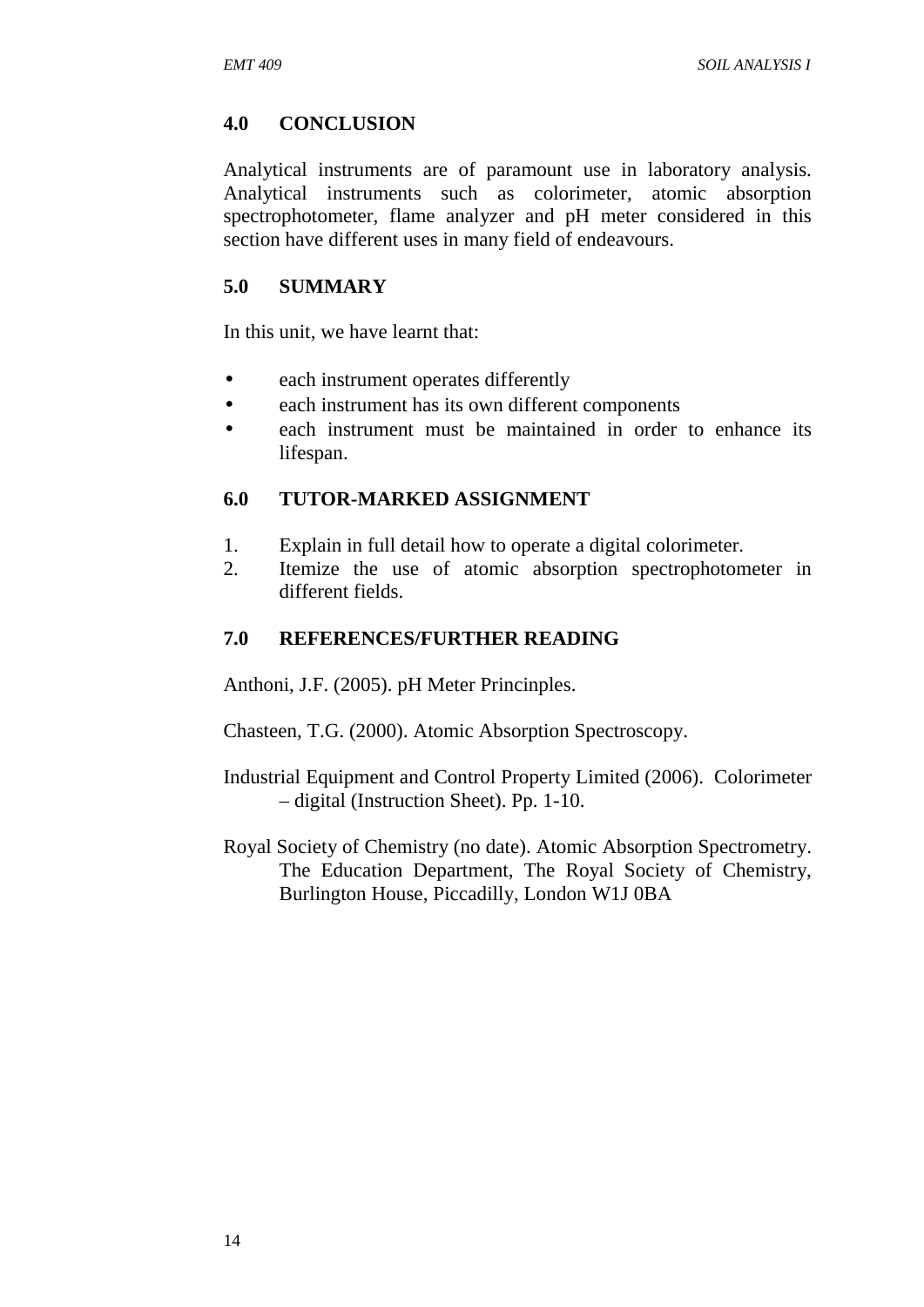## 4.0 CONCLUSION

Analytical instruments are of paramount use in laboratory analysis. Analytical instruments such as colorimeter, atomic absorption spectrophotometer, flame analyzer and pH meter considered in this section have different uses in many field of endeavours.

## 5.0 SUMMARY

In this unit, we have learnt that:

- each instrument operates differently
- each instrument has its own different components
- each instrument must be maintained in order to enhance its lifespan.

## 6.0 TUTOR-MARKED ASSIGNMENT

1. Explain in full detail how to operate a digital colorimeter.
2. Itemize the use of atomic absorption spectrophotometer in different fields.

## 7.0 REFERENCES/FURTHER READING

Anthoni, J.F. (2005). pH Meter Princinples.

Chasteen, T.G. (2000). Atomic Absorption Spectroscopy.

Industrial Equipment and Control Property Limited (2006). Colorimeter – digital (Instruction Sheet). Pp. 1-10.

Royal Society of Chemistry (no date). Atomic Absorption Spectrometry. The Education Department, The Royal Society of Chemistry, Burlington House, Piccadilly, London W1J 0BA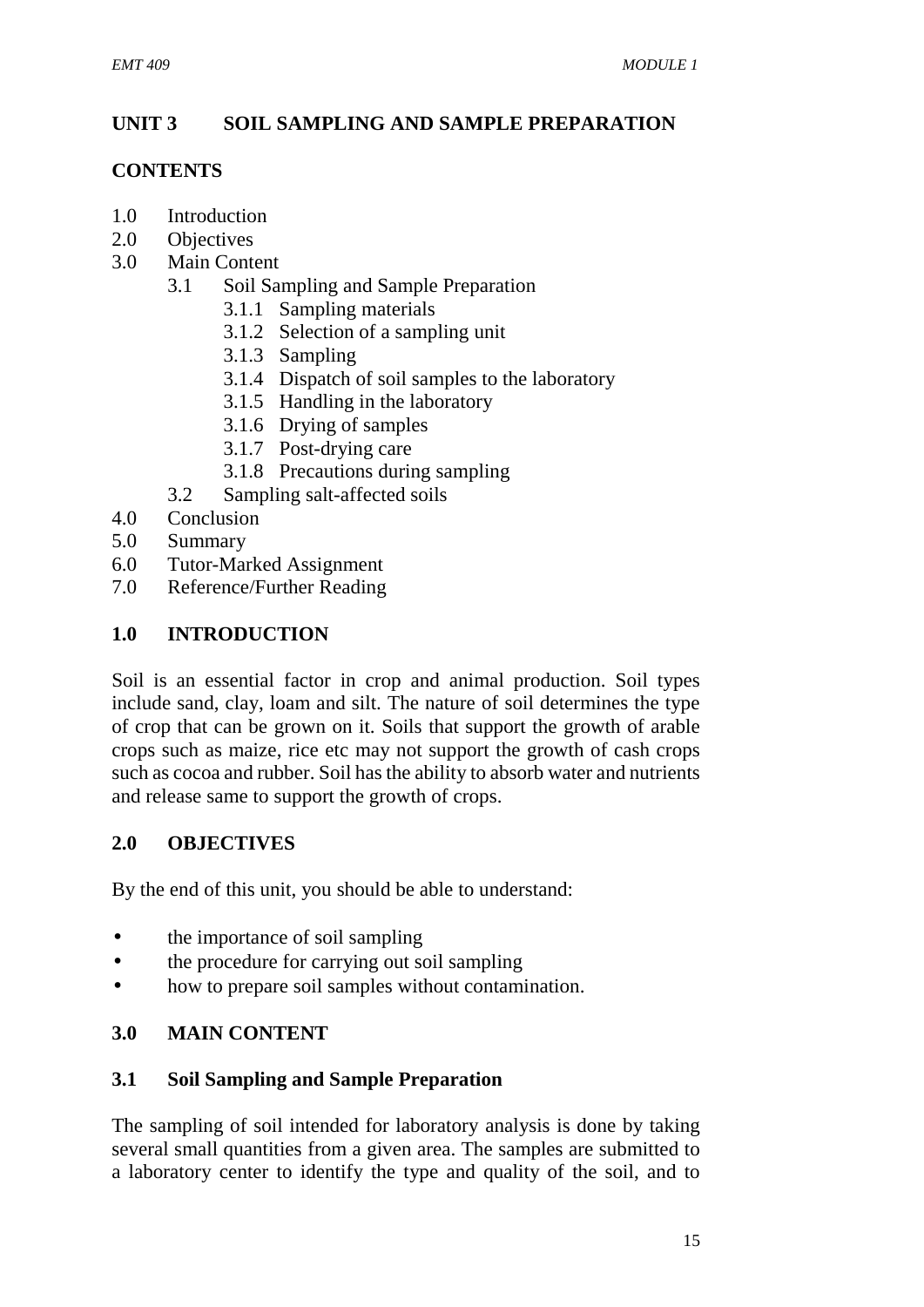## UNIT 3 SOIL SAMPLING AND SAMPLE PREPARATION

### CONTENTS

1.0 Introduction
2.0 Objectives
3.0 Main Content
    3.1 Soil Sampling and Sample Preparation
        3.1.1 Sampling materials
        3.1.2 Selection of a sampling unit
        3.1.3 Sampling
        3.1.4 Dispatch of soil samples to the laboratory
        3.1.5 Handling in the laboratory
        3.1.6 Drying of samples
        3.1.7 Post-drying care
        3.1.8 Precautions during sampling
    3.2 Sampling salt-affected soils
4.0 Conclusion
5.0 Summary
6.0 Tutor-Marked Assignment
7.0 Reference/Further Reading

### 1.0 INTRODUCTION

Soil is an essential factor in crop and animal production. Soil types include sand, clay, loam and silt. The nature of soil determines the type of crop that can be grown on it. Soils that support the growth of arable crops such as maize, rice etc may not support the growth of cash crops such as cocoa and rubber. Soil has the ability to absorb water and nutrients and release same to support the growth of crops.

### 2.0 OBJECTIVES

By the end of this unit, you should be able to understand:

- the importance of soil sampling
- the procedure for carrying out soil sampling
- how to prepare soil samples without contamination.

### 3.0 MAIN CONTENT

#### 3.1 Soil Sampling and Sample Preparation

The sampling of soil intended for laboratory analysis is done by taking several small quantities from a given area. The samples are submitted to a laboratory center to identify the type and quality of the soil, and to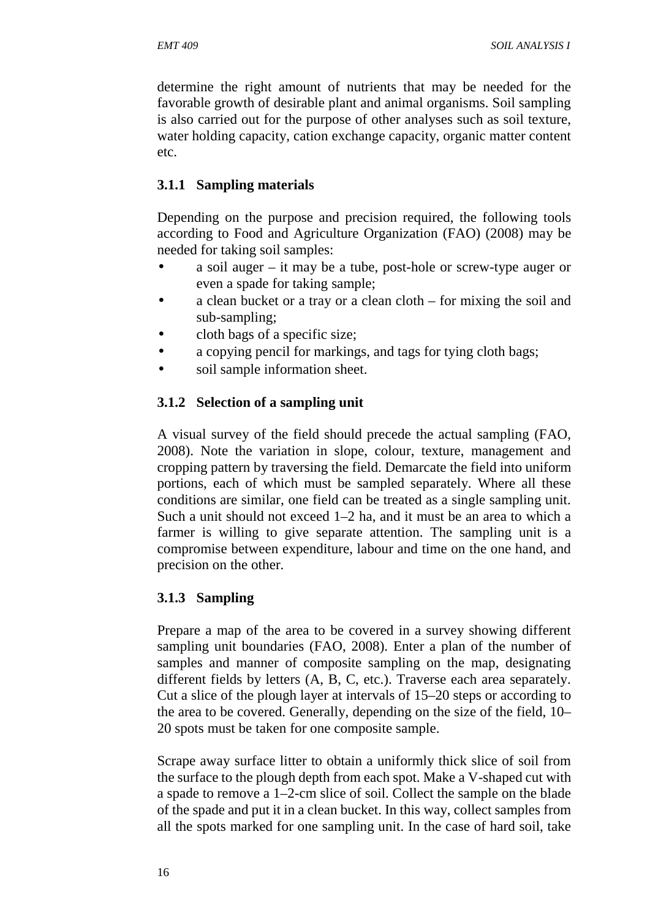determine the right amount of nutrients that may be needed for the favorable growth of desirable plant and animal organisms. Soil sampling is also carried out for the purpose of other analyses such as soil texture, water holding capacity, cation exchange capacity, organic matter content etc.

### 3.1.1 Sampling materials

Depending on the purpose and precision required, the following tools according to Food and Agriculture Organization (FAO) (2008) may be needed for taking soil samples:

- a soil auger – it may be a tube, post-hole or screw-type auger or even a spade for taking sample;
- a clean bucket or a tray or a clean cloth – for mixing the soil and sub-sampling;
- cloth bags of a specific size;
- a copying pencil for markings, and tags for tying cloth bags;
- soil sample information sheet.

### 3.1.2 Selection of a sampling unit

A visual survey of the field should precede the actual sampling (FAO, 2008). Note the variation in slope, colour, texture, management and cropping pattern by traversing the field. Demarcate the field into uniform portions, each of which must be sampled separately. Where all these conditions are similar, one field can be treated as a single sampling unit. Such a unit should not exceed 1–2 ha, and it must be an area to which a farmer is willing to give separate attention. The sampling unit is a compromise between expenditure, labour and time on the one hand, and precision on the other.

### 3.1.3 Sampling

Prepare a map of the area to be covered in a survey showing different sampling unit boundaries (FAO, 2008). Enter a plan of the number of samples and manner of composite sampling on the map, designating different fields by letters (A, B, C, etc.). Traverse each area separately. Cut a slice of the plough layer at intervals of 15–20 steps or according to the area to be covered. Generally, depending on the size of the field, 10–20 spots must be taken for one composite sample.

Scrape away surface litter to obtain a uniformly thick slice of soil from the surface to the plough depth from each spot. Make a V-shaped cut with a spade to remove a 1–2-cm slice of soil. Collect the sample on the blade of the spade and put it in a clean bucket. In this way, collect samples from all the spots marked for one sampling unit. In the case of hard soil, take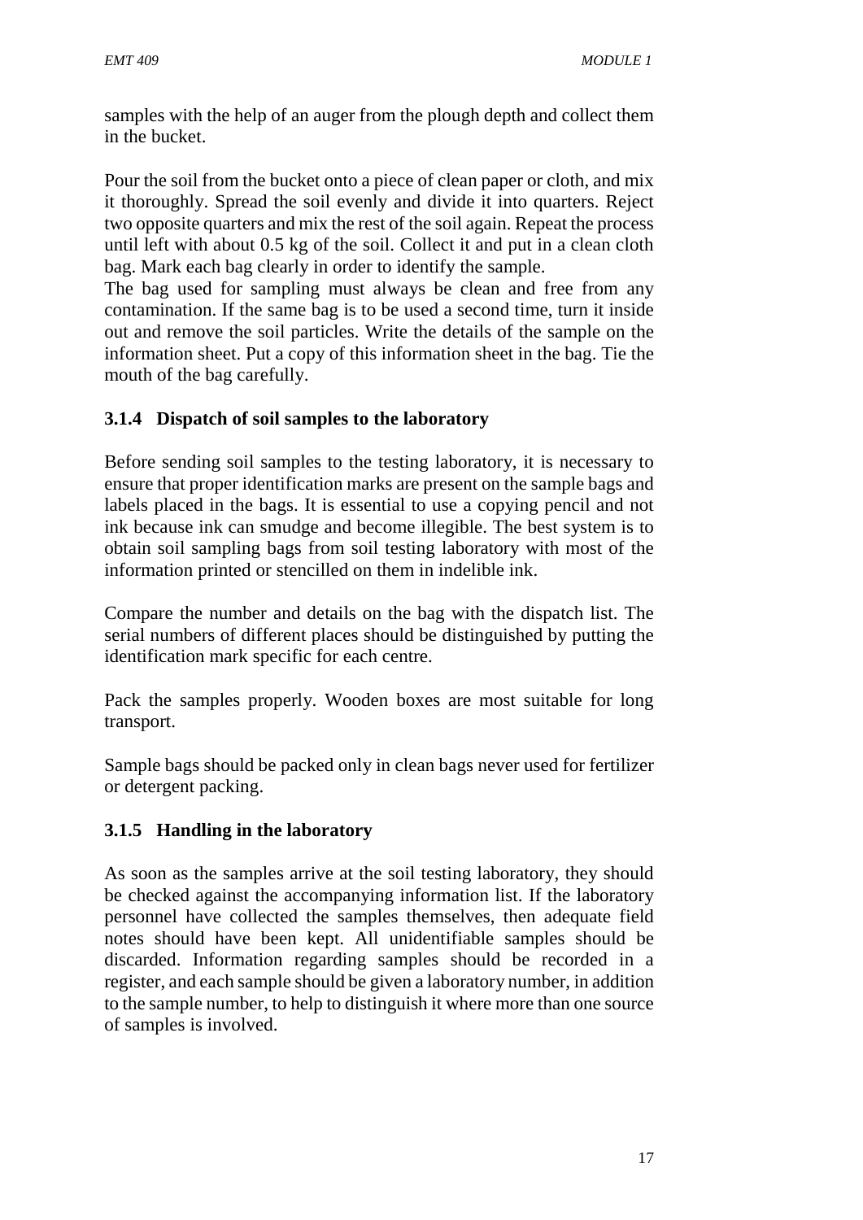samples with the help of an auger from the plough depth and collect them in the bucket.

Pour the soil from the bucket onto a piece of clean paper or cloth, and mix it thoroughly. Spread the soil evenly and divide it into quarters. Reject two opposite quarters and mix the rest of the soil again. Repeat the process until left with about 0.5 kg of the soil. Collect it and put in a clean cloth bag. Mark each bag clearly in order to identify the sample.
The bag used for sampling must always be clean and free from any contamination. If the same bag is to be used a second time, turn it inside out and remove the soil particles. Write the details of the sample on the information sheet. Put a copy of this information sheet in the bag. Tie the mouth of the bag carefully.

### 3.1.4 Dispatch of soil samples to the laboratory

Before sending soil samples to the testing laboratory, it is necessary to ensure that proper identification marks are present on the sample bags and labels placed in the bags. It is essential to use a copying pencil and not ink because ink can smudge and become illegible. The best system is to obtain soil sampling bags from soil testing laboratory with most of the information printed or stencilled on them in indelible ink.

Compare the number and details on the bag with the dispatch list. The serial numbers of different places should be distinguished by putting the identification mark specific for each centre.

Pack the samples properly. Wooden boxes are most suitable for long transport.

Sample bags should be packed only in clean bags never used for fertilizer or detergent packing.

### 3.1.5 Handling in the laboratory

As soon as the samples arrive at the soil testing laboratory, they should be checked against the accompanying information list. If the laboratory personnel have collected the samples themselves, then adequate field notes should have been kept. All unidentifiable samples should be discarded. Information regarding samples should be recorded in a register, and each sample should be given a laboratory number, in addition to the sample number, to help to distinguish it where more than one source of samples is involved.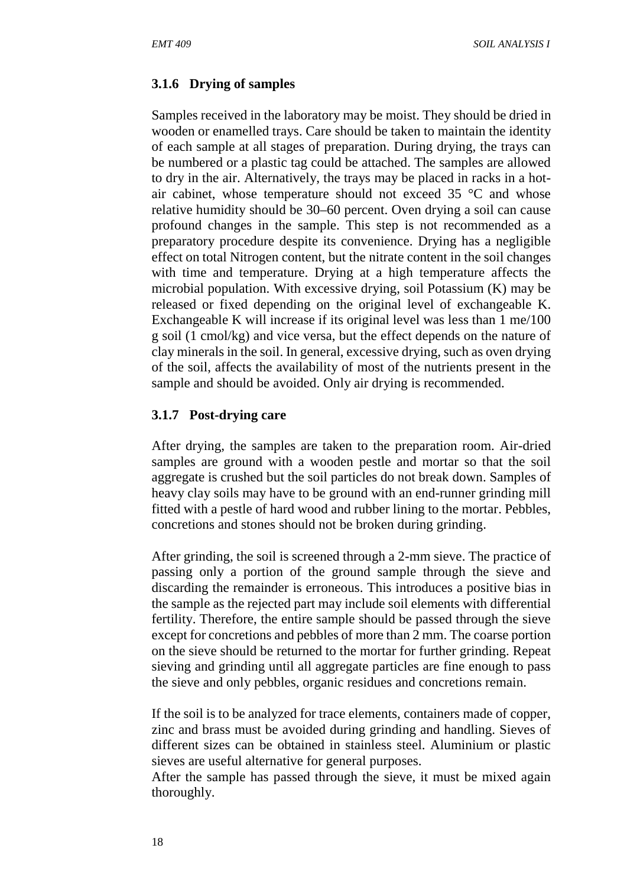### 3.1.6 Drying of samples

Samples received in the laboratory may be moist. They should be dried in wooden or enamelled trays. Care should be taken to maintain the identity of each sample at all stages of preparation. During drying, the trays can be numbered or a plastic tag could be attached. The samples are allowed to dry in the air. Alternatively, the trays may be placed in racks in a hot-air cabinet, whose temperature should not exceed 35 °C and whose relative humidity should be 30–60 percent. Oven drying a soil can cause profound changes in the sample. This step is not recommended as a preparatory procedure despite its convenience. Drying has a negligible effect on total Nitrogen content, but the nitrate content in the soil changes with time and temperature. Drying at a high temperature affects the microbial population. With excessive drying, soil Potassium (K) may be released or fixed depending on the original level of exchangeable K. Exchangeable K will increase if its original level was less than 1 me/100 g soil (1 cmol/kg) and vice versa, but the effect depends on the nature of clay minerals in the soil. In general, excessive drying, such as oven drying of the soil, affects the availability of most of the nutrients present in the sample and should be avoided. Only air drying is recommended.

### 3.1.7 Post-drying care

After drying, the samples are taken to the preparation room. Air-dried samples are ground with a wooden pestle and mortar so that the soil aggregate is crushed but the soil particles do not break down. Samples of heavy clay soils may have to be ground with an end-runner grinding mill fitted with a pestle of hard wood and rubber lining to the mortar. Pebbles, concretions and stones should not be broken during grinding.

After grinding, the soil is screened through a 2-mm sieve. The practice of passing only a portion of the ground sample through the sieve and discarding the remainder is erroneous. This introduces a positive bias in the sample as the rejected part may include soil elements with differential fertility. Therefore, the entire sample should be passed through the sieve except for concretions and pebbles of more than 2 mm. The coarse portion on the sieve should be returned to the mortar for further grinding. Repeat sieving and grinding until all aggregate particles are fine enough to pass the sieve and only pebbles, organic residues and concretions remain.

If the soil is to be analyzed for trace elements, containers made of copper, zinc and brass must be avoided during grinding and handling. Sieves of different sizes can be obtained in stainless steel. Aluminium or plastic sieves are useful alternative for general purposes.

After the sample has passed through the sieve, it must be mixed again thoroughly.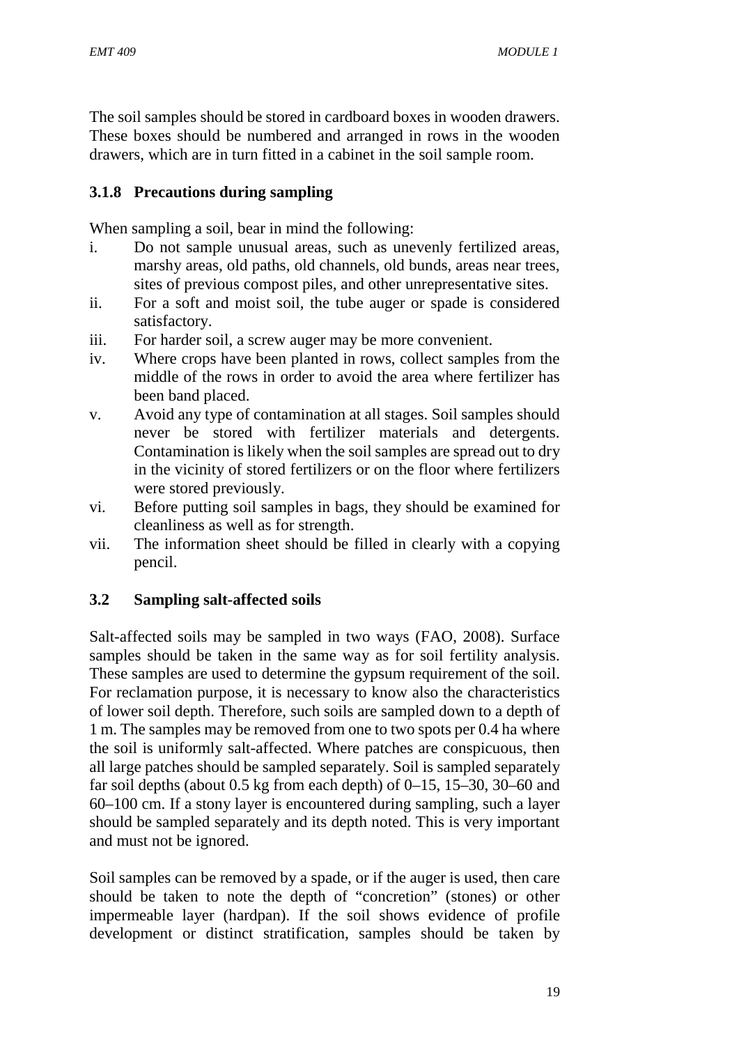The soil samples should be stored in cardboard boxes in wooden drawers. These boxes should be numbered and arranged in rows in the wooden drawers, which are in turn fitted in a cabinet in the soil sample room.

### 3.1.8 Precautions during sampling

When sampling a soil, bear in mind the following:

i. Do not sample unusual areas, such as unevenly fertilized areas, marshy areas, old paths, old channels, old bunds, areas near trees, sites of previous compost piles, and other unrepresentative sites.
ii. For a soft and moist soil, the tube auger or spade is considered satisfactory.
iii. For harder soil, a screw auger may be more convenient.
iv. Where crops have been planted in rows, collect samples from the middle of the rows in order to avoid the area where fertilizer has been band placed.
v. Avoid any type of contamination at all stages. Soil samples should never be stored with fertilizer materials and detergents. Contamination is likely when the soil samples are spread out to dry in the vicinity of stored fertilizers or on the floor where fertilizers were stored previously.
vi. Before putting soil samples in bags, they should be examined for cleanliness as well as for strength.
vii. The information sheet should be filled in clearly with a copying pencil.

## 3.2 Sampling salt-affected soils

Salt-affected soils may be sampled in two ways (FAO, 2008). Surface samples should be taken in the same way as for soil fertility analysis. These samples are used to determine the gypsum requirement of the soil. For reclamation purpose, it is necessary to know also the characteristics of lower soil depth. Therefore, such soils are sampled down to a depth of 1 m. The samples may be removed from one to two spots per 0.4 ha where the soil is uniformly salt-affected. Where patches are conspicuous, then all large patches should be sampled separately. Soil is sampled separately far soil depths (about 0.5 kg from each depth) of 0–15, 15–30, 30–60 and 60–100 cm. If a stony layer is encountered during sampling, such a layer should be sampled separately and its depth noted. This is very important and must not be ignored.

Soil samples can be removed by a spade, or if the auger is used, then care should be taken to note the depth of "concretion" (stones) or other impermeable layer (hardpan). If the soil shows evidence of profile development or distinct stratification, samples should be taken by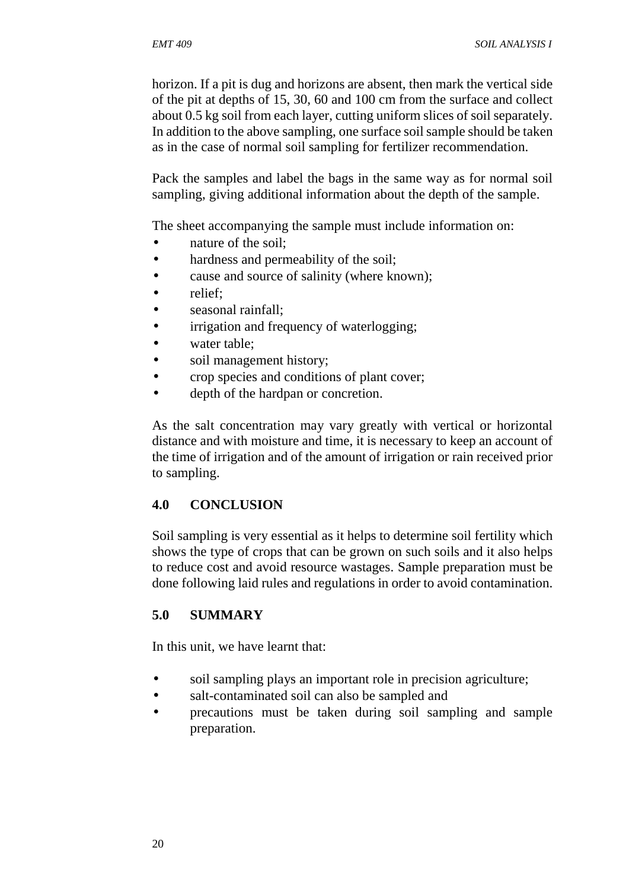horizon. If a pit is dug and horizons are absent, then mark the vertical side of the pit at depths of 15, 30, 60 and 100 cm from the surface and collect about 0.5 kg soil from each layer, cutting uniform slices of soil separately. In addition to the above sampling, one surface soil sample should be taken as in the case of normal soil sampling for fertilizer recommendation.

Pack the samples and label the bags in the same way as for normal soil sampling, giving additional information about the depth of the sample.

The sheet accompanying the sample must include information on:

- nature of the soil;
- hardness and permeability of the soil;
- cause and source of salinity (where known);
- relief;
- seasonal rainfall;
- irrigation and frequency of waterlogging;
- water table;
- soil management history;
- crop species and conditions of plant cover;
- depth of the hardpan or concretion.

As the salt concentration may vary greatly with vertical or horizontal distance and with moisture and time, it is necessary to keep an account of the time of irrigation and of the amount of irrigation or rain received prior to sampling.

## 4.0 CONCLUSION

Soil sampling is very essential as it helps to determine soil fertility which shows the type of crops that can be grown on such soils and it also helps to reduce cost and avoid resource wastages. Sample preparation must be done following laid rules and regulations in order to avoid contamination.

## 5.0 SUMMARY

In this unit, we have learnt that:

- soil sampling plays an important role in precision agriculture;
- salt-contaminated soil can also be sampled and
- precautions must be taken during soil sampling and sample preparation.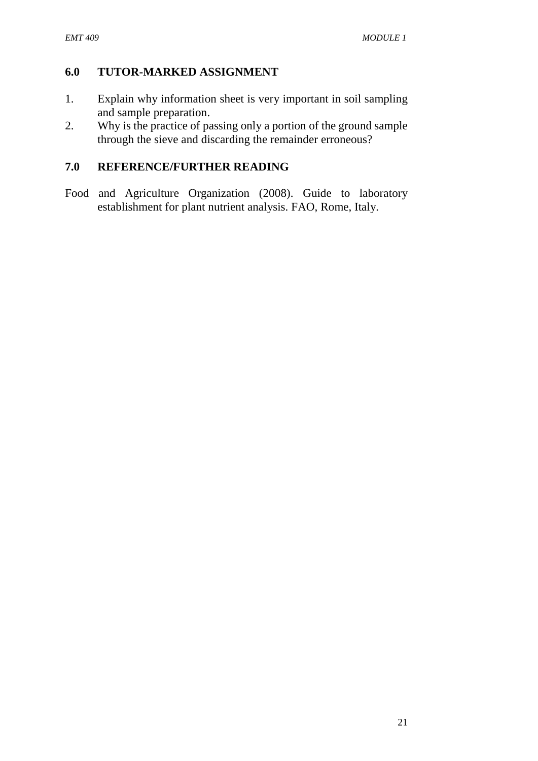## 6.0 TUTOR-MARKED ASSIGNMENT

1. Explain why information sheet is very important in soil sampling and sample preparation.
2. Why is the practice of passing only a portion of the ground sample through the sieve and discarding the remainder erroneous?

## 7.0 REFERENCE/FURTHER READING

Food and Agriculture Organization (2008). Guide to laboratory establishment for plant nutrient analysis. FAO, Rome, Italy.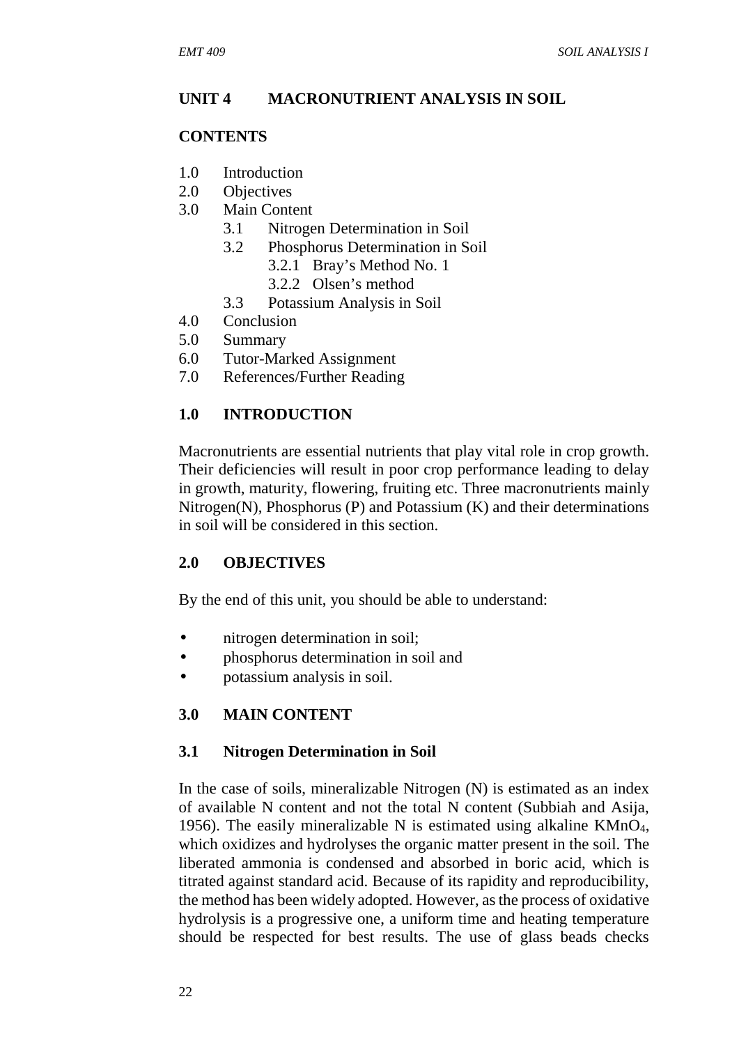## UNIT 4 MACRONUTRIENT ANALYSIS IN SOIL

**CONTENTS**

1.0 Introduction
2.0 Objectives
3.0 Main Content
  3.1 Nitrogen Determination in Soil
  3.2 Phosphorus Determination in Soil
    3.2.1 Bray's Method No. 1
    3.2.2 Olsen's method
  3.3 Potassium Analysis in Soil
4.0 Conclusion
5.0 Summary
6.0 Tutor-Marked Assignment
7.0 References/Further Reading

### 1.0 INTRODUCTION

Macronutrients are essential nutrients that play vital role in crop growth. Their deficiencies will result in poor crop performance leading to delay in growth, maturity, flowering, fruiting etc. Three macronutrients mainly Nitrogen(N), Phosphorus (P) and Potassium (K) and their determinations in soil will be considered in this section.

### 2.0 OBJECTIVES

By the end of this unit, you should be able to understand:

- nitrogen determination in soil;
- phosphorus determination in soil and
- potassium analysis in soil.

### 3.0 MAIN CONTENT

#### 3.1 Nitrogen Determination in Soil

In the case of soils, mineralizable Nitrogen (N) is estimated as an index of available N content and not the total N content (Subbiah and Asija, 1956). The easily mineralizable N is estimated using alkaline $KMnO_4$, which oxidizes and hydrolyses the organic matter present in the soil. The liberated ammonia is condensed and absorbed in boric acid, which is titrated against standard acid. Because of its rapidity and reproducibility, the method has been widely adopted. However, as the process of oxidative hydrolysis is a progressive one, a uniform time and heating temperature should be respected for best results. The use of glass beads checks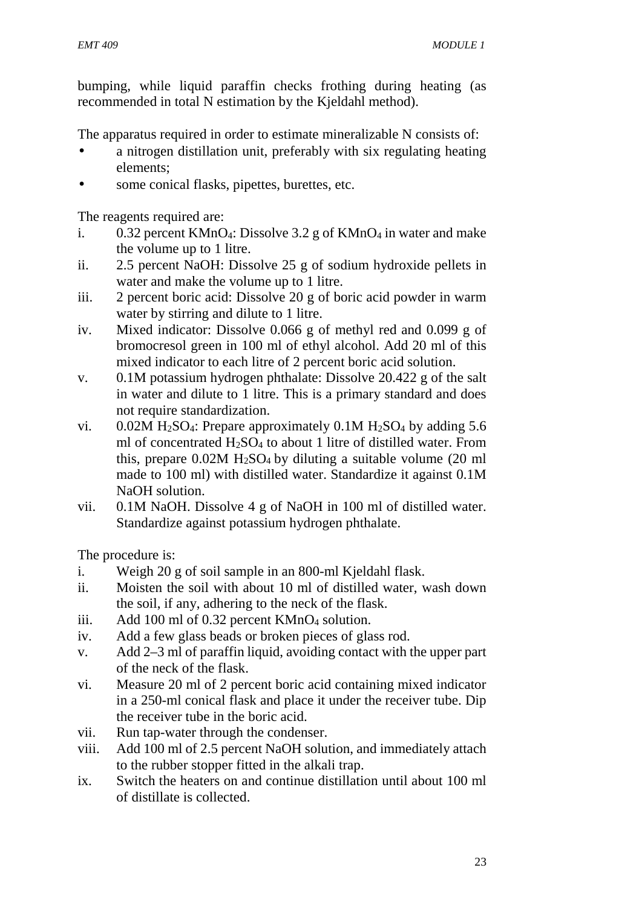bumping, while liquid paraffin checks frothing during heating (as recommended in total N estimation by the Kjeldahl method).

The apparatus required in order to estimate mineralizable N consists of:

- a nitrogen distillation unit, preferably with six regulating heating elements;
- some conical flasks, pipettes, burettes, etc.

The reagents required are:

i. 0.32 percent $KMnO_4$: Dissolve 3.2 g of $KMnO_4$ in water and make the volume up to 1 litre.
ii. 2.5 percent NaOH: Dissolve 25 g of sodium hydroxide pellets in water and make the volume up to 1 litre.
iii. 2 percent boric acid: Dissolve 20 g of boric acid powder in warm water by stirring and dilute to 1 litre.
iv. Mixed indicator: Dissolve 0.066 g of methyl red and 0.099 g of bromocresol green in 100 ml of ethyl alcohol. Add 20 ml of this mixed indicator to each litre of 2 percent boric acid solution.
v. 0.1M potassium hydrogen phthalate: Dissolve 20.422 g of the salt in water and dilute to 1 litre. This is a primary standard and does not require standardization.
vi. 0.02M $H_2SO_4$: Prepare approximately 0.1M $H_2SO_4$ by adding 5.6 ml of concentrated $H_2SO_4$ to about 1 litre of distilled water. From this, prepare 0.02M $H_2SO_4$ by diluting a suitable volume (20 ml made to 100 ml) with distilled water. Standardize it against 0.1M NaOH solution.
vii. 0.1M NaOH. Dissolve 4 g of NaOH in 100 ml of distilled water. Standardize against potassium hydrogen phthalate.

The procedure is:

i. Weigh 20 g of soil sample in an 800-ml Kjeldahl flask.
ii. Moisten the soil with about 10 ml of distilled water, wash down the soil, if any, adhering to the neck of the flask.
iii. Add 100 ml of 0.32 percent $KMnO_4$ solution.
iv. Add a few glass beads or broken pieces of glass rod.
v. Add 2–3 ml of paraffin liquid, avoiding contact with the upper part of the neck of the flask.
vi. Measure 20 ml of 2 percent boric acid containing mixed indicator in a 250-ml conical flask and place it under the receiver tube. Dip the receiver tube in the boric acid.
vii. Run tap-water through the condenser.
viii. Add 100 ml of 2.5 percent NaOH solution, and immediately attach to the rubber stopper fitted in the alkali trap.
ix. Switch the heaters on and continue distillation until about 100 ml of distillate is collected.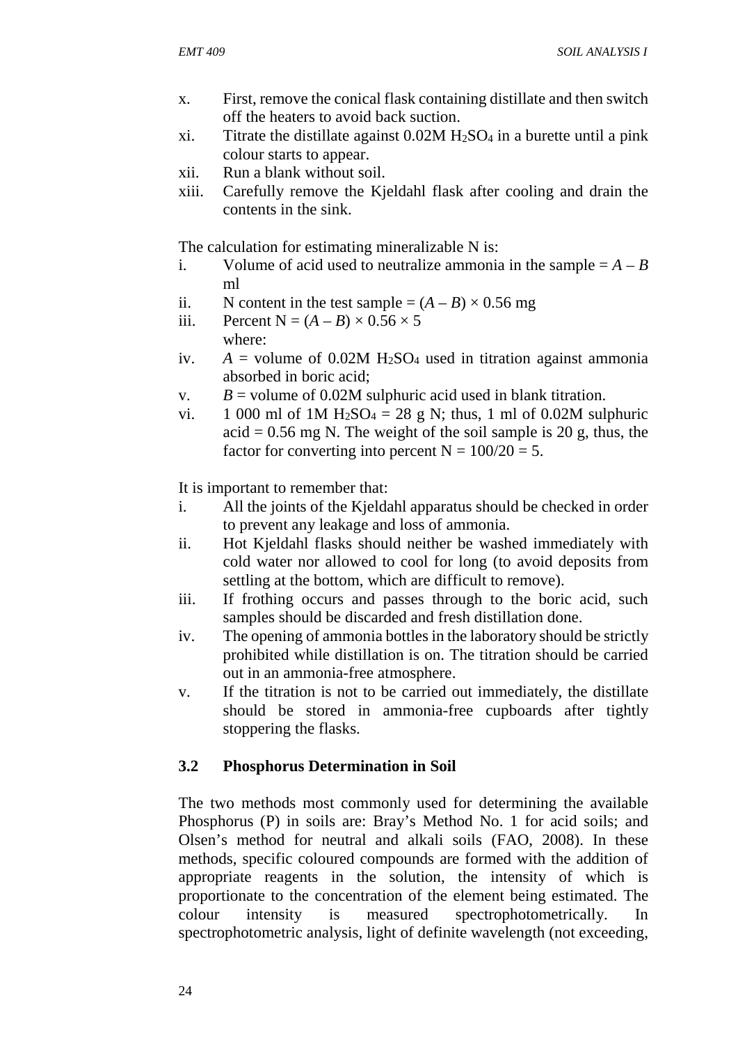x. First, remove the conical flask containing distillate and then switch off the heaters to avoid back suction.
xi. Titrate the distillate against 0.02M $H_2SO_4$ in a burette until a pink colour starts to appear.
xii. Run a blank without soil.
xiii. Carefully remove the Kjeldahl flask after cooling and drain the contents in the sink.

The calculation for estimating mineralizable N is:

i. Volume of acid used to neutralize ammonia in the sample = $A - B$ ml
ii. N content in the test sample = $(A - B) \times 0.56$ mg
iii. Percent N = $(A - B) \times 0.56 \times 5$
   where:
iv. $A$ = volume of 0.02M $H_2SO_4$ used in titration against ammonia absorbed in boric acid;
v. $B$ = volume of 0.02M sulphuric acid used in blank titration.
vi. 1 000 ml of 1M $H_2SO_4$ = 28 g N; thus, 1 ml of 0.02M sulphuric acid = 0.56 mg N. The weight of the soil sample is 20 g, thus, the factor for converting into percent N = 100/20 = 5.

It is important to remember that:

i. All the joints of the Kjeldahl apparatus should be checked in order to prevent any leakage and loss of ammonia.
ii. Hot Kjeldahl flasks should neither be washed immediately with cold water nor allowed to cool for long (to avoid deposits from settling at the bottom, which are difficult to remove).
iii. If frothing occurs and passes through to the boric acid, such samples should be discarded and fresh distillation done.
iv. The opening of ammonia bottles in the laboratory should be strictly prohibited while distillation is on. The titration should be carried out in an ammonia-free atmosphere.
v. If the titration is not to be carried out immediately, the distillate should be stored in ammonia-free cupboards after tightly stoppering the flasks.

## 3.2 Phosphorus Determination in Soil

The two methods most commonly used for determining the available Phosphorus (P) in soils are: Bray's Method No. 1 for acid soils; and Olsen's method for neutral and alkali soils (FAO, 2008). In these methods, specific coloured compounds are formed with the addition of appropriate reagents in the solution, the intensity of which is proportionate to the concentration of the element being estimated. The colour intensity is measured spectrophotometrically. In spectrophotometric analysis, light of definite wavelength (not exceeding,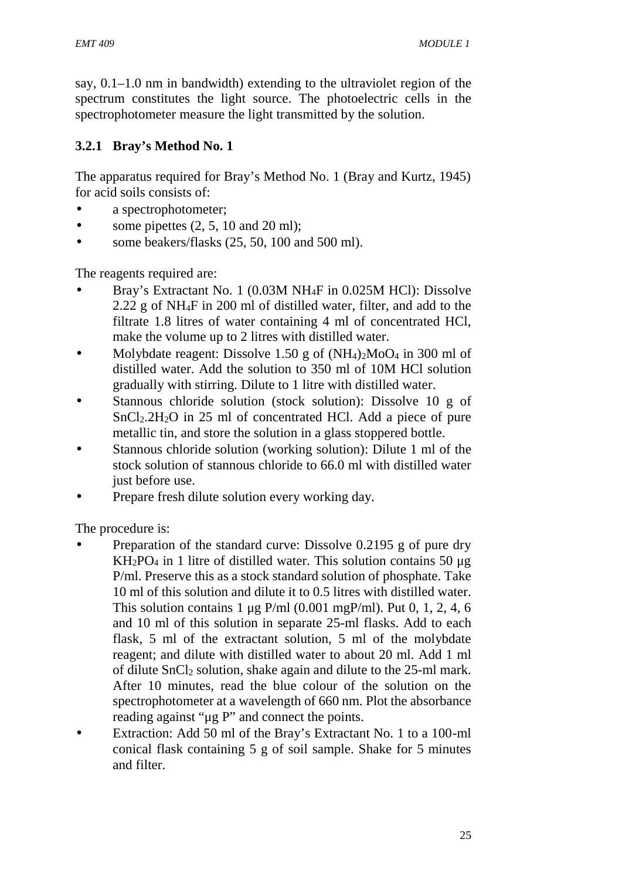say, 0.1–1.0 nm in bandwidth) extending to the ultraviolet region of the spectrum constitutes the light source. The photoelectric cells in the spectrophotometer measure the light transmitted by the solution.

### 3.2.1 Bray's Method No. 1

The apparatus required for Bray's Method No. 1 (Bray and Kurtz, 1945) for acid soils consists of:

- a spectrophotometer;
- some pipettes (2, 5, 10 and 20 ml);
- some beakers/flasks (25, 50, 100 and 500 ml).

The reagents required are:

- Bray's Extractant No. 1 (0.03M $NH_4F$ in 0.025M HCl): Dissolve 2.22 g of $NH_4F$ in 200 ml of distilled water, filter, and add to the filtrate 1.8 litres of water containing 4 ml of concentrated HCl, make the volume up to 2 litres with distilled water.
- Molybdate reagent: Dissolve 1.50 g of $(NH_4)_2MoO_4$ in 300 ml of distilled water. Add the solution to 350 ml of 10M HCl solution gradually with stirring. Dilute to 1 litre with distilled water.
- Stannous chloride solution (stock solution): Dissolve 10 g of $SnCl_2.2H_2O$ in 25 ml of concentrated HCl. Add a piece of pure metallic tin, and store the solution in a glass stoppered bottle.
- Stannous chloride solution (working solution): Dilute 1 ml of the stock solution of stannous chloride to 66.0 ml with distilled water just before use.
- Prepare fresh dilute solution every working day.

The procedure is:

- Preparation of the standard curve: Dissolve 0.2195 g of pure dry $KH_2PO_4$ in 1 litre of distilled water. This solution contains 50 µg P/ml. Preserve this as a stock standard solution of phosphate. Take 10 ml of this solution and dilute it to 0.5 litres with distilled water. This solution contains 1 µg P/ml (0.001 mgP/ml). Put 0, 1, 2, 4, 6 and 10 ml of this solution in separate 25-ml flasks. Add to each flask, 5 ml of the extractant solution, 5 ml of the molybdate reagent; and dilute with distilled water to about 20 ml. Add 1 ml of dilute $SnCl_2$ solution, shake again and dilute to the 25-ml mark. After 10 minutes, read the blue colour of the solution on the spectrophotometer at a wavelength of 660 nm. Plot the absorbance reading against "µg P" and connect the points.
- Extraction: Add 50 ml of the Bray's Extractant No. 1 to a 100-ml conical flask containing 5 g of soil sample. Shake for 5 minutes and filter.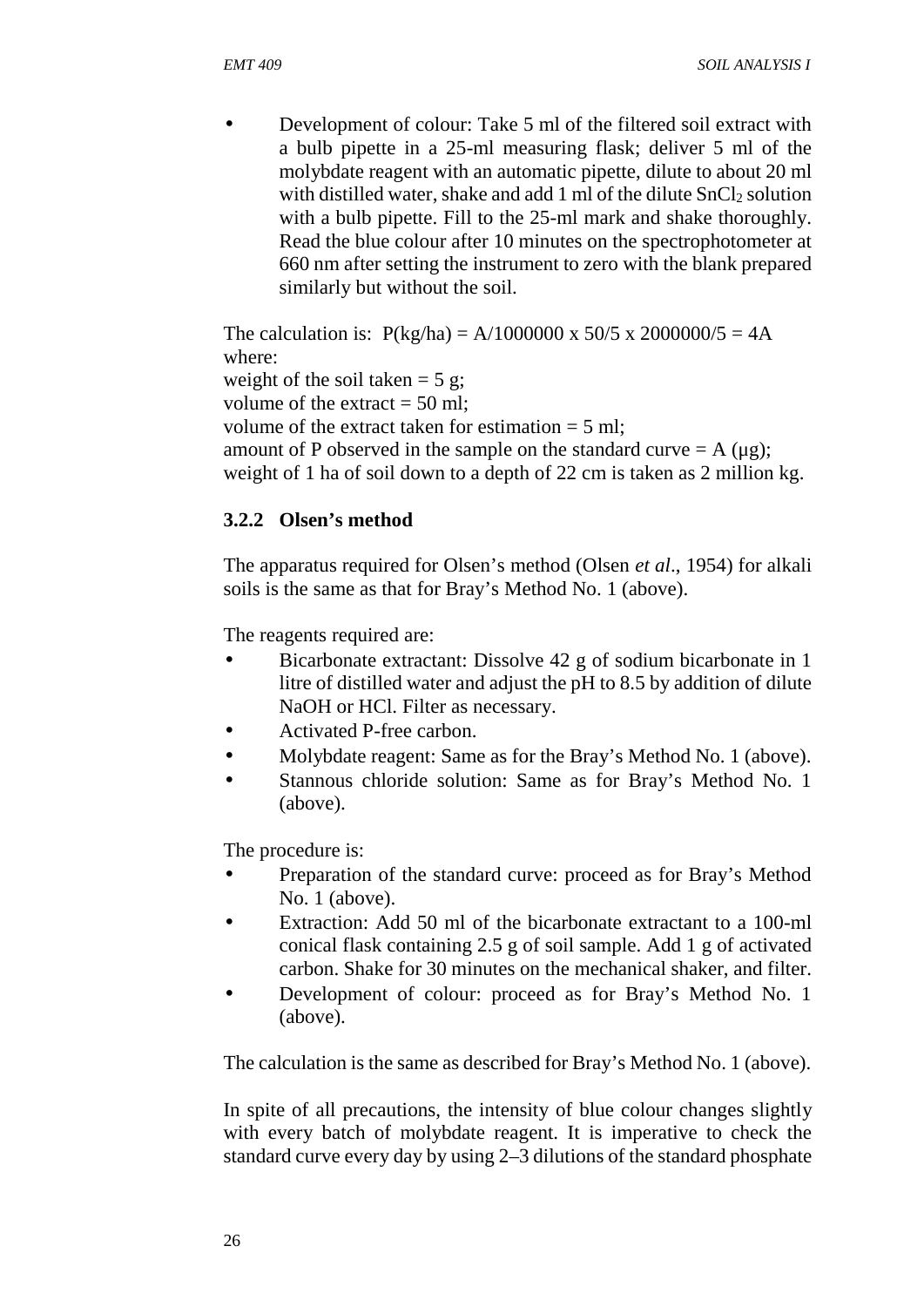- Development of colour: Take 5 ml of the filtered soil extract with a bulb pipette in a 25-ml measuring flask; deliver 5 ml of the molybdate reagent with an automatic pipette, dilute to about 20 ml with distilled water, shake and add 1 ml of the dilute $SnCl_2$ solution with a bulb pipette. Fill to the 25-ml mark and shake thoroughly. Read the blue colour after 10 minutes on the spectrophotometer at 660 nm after setting the instrument to zero with the blank prepared similarly but without the soil.

The calculation is: $P(kg/ha) = A/1000000 \times 50/5 \times 2000000/5 = 4A$
where:
weight of the soil taken = 5 g;
volume of the extract = 50 ml;
volume of the extract taken for estimation = 5 ml;
amount of P observed in the sample on the standard curve = A (μg);
weight of 1 ha of soil down to a depth of 22 cm is taken as 2 million kg.

### 3.2.2 Olsen's method

The apparatus required for Olsen's method (Olsen *et al*., 1954) for alkali soils is the same as that for Bray's Method No. 1 (above).

The reagents required are:

- Bicarbonate extractant: Dissolve 42 g of sodium bicarbonate in 1 litre of distilled water and adjust the pH to 8.5 by addition of dilute NaOH or HCl. Filter as necessary.
- Activated P-free carbon.
- Molybdate reagent: Same as for the Bray's Method No. 1 (above).
- Stannous chloride solution: Same as for Bray's Method No. 1 (above).

The procedure is:

- Preparation of the standard curve: proceed as for Bray's Method No. 1 (above).
- Extraction: Add 50 ml of the bicarbonate extractant to a 100-ml conical flask containing 2.5 g of soil sample. Add 1 g of activated carbon. Shake for 30 minutes on the mechanical shaker, and filter.
- Development of colour: proceed as for Bray's Method No. 1 (above).

The calculation is the same as described for Bray's Method No. 1 (above).

In spite of all precautions, the intensity of blue colour changes slightly with every batch of molybdate reagent. It is imperative to check the standard curve every day by using 2–3 dilutions of the standard phosphate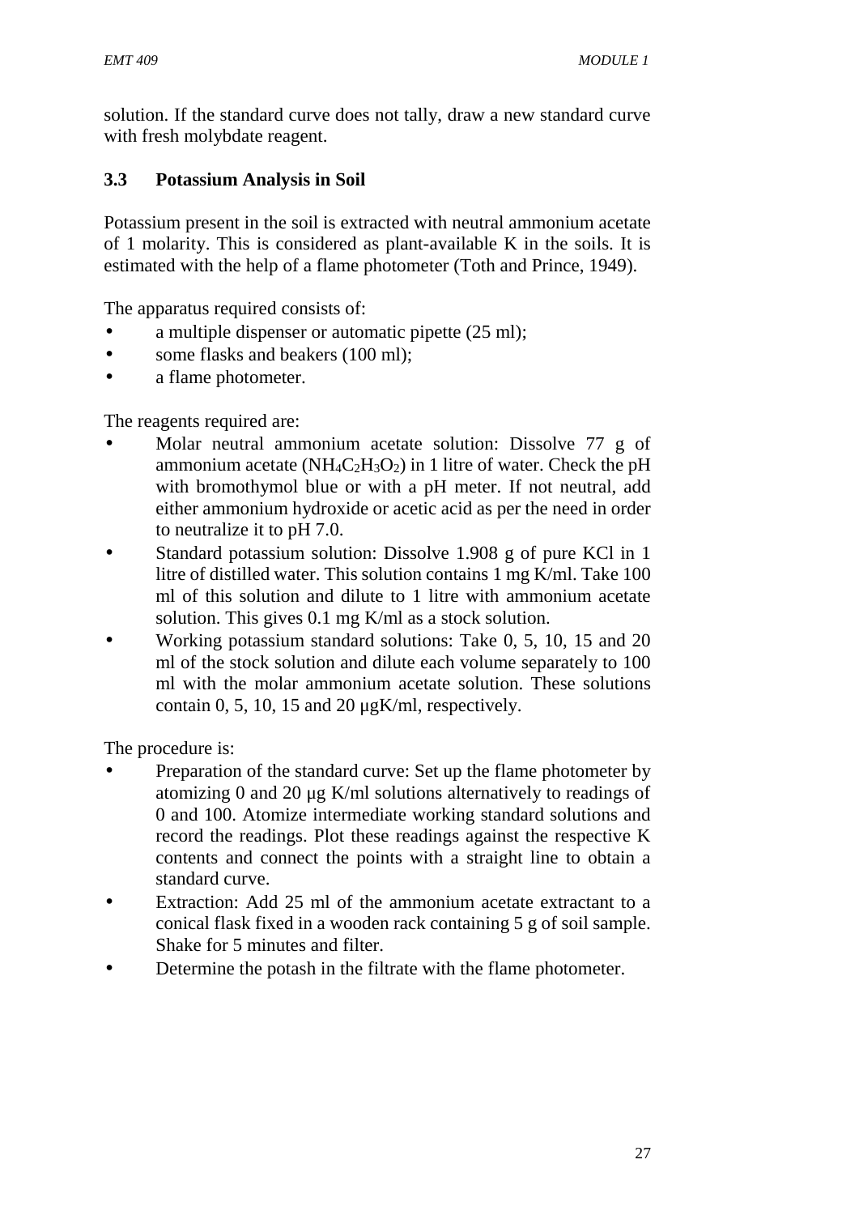solution. If the standard curve does not tally, draw a new standard curve with fresh molybdate reagent.

### 3.3 Potassium Analysis in Soil

Potassium present in the soil is extracted with neutral ammonium acetate of 1 molarity. This is considered as plant-available K in the soils. It is estimated with the help of a flame photometer (Toth and Prince, 1949).

The apparatus required consists of:

- a multiple dispenser or automatic pipette (25 ml);
- some flasks and beakers (100 ml);
- a flame photometer.

The reagents required are:

- Molar neutral ammonium acetate solution: Dissolve 77 g of ammonium acetate ($NH_4C_2H_3O_2$) in 1 litre of water. Check the pH with bromothymol blue or with a pH meter. If not neutral, add either ammonium hydroxide or acetic acid as per the need in order to neutralize it to pH 7.0.
- Standard potassium solution: Dissolve 1.908 g of pure KCl in 1 litre of distilled water. This solution contains 1 mg K/ml. Take 100 ml of this solution and dilute to 1 litre with ammonium acetate solution. This gives 0.1 mg K/ml as a stock solution.
- Working potassium standard solutions: Take 0, 5, 10, 15 and 20 ml of the stock solution and dilute each volume separately to 100 ml with the molar ammonium acetate solution. These solutions contain 0, 5, 10, 15 and 20 μgK/ml, respectively.

The procedure is:

- Preparation of the standard curve: Set up the flame photometer by atomizing 0 and 20 μg K/ml solutions alternatively to readings of 0 and 100. Atomize intermediate working standard solutions and record the readings. Plot these readings against the respective K contents and connect the points with a straight line to obtain a standard curve.
- Extraction: Add 25 ml of the ammonium acetate extractant to a conical flask fixed in a wooden rack containing 5 g of soil sample. Shake for 5 minutes and filter.
- Determine the potash in the filtrate with the flame photometer.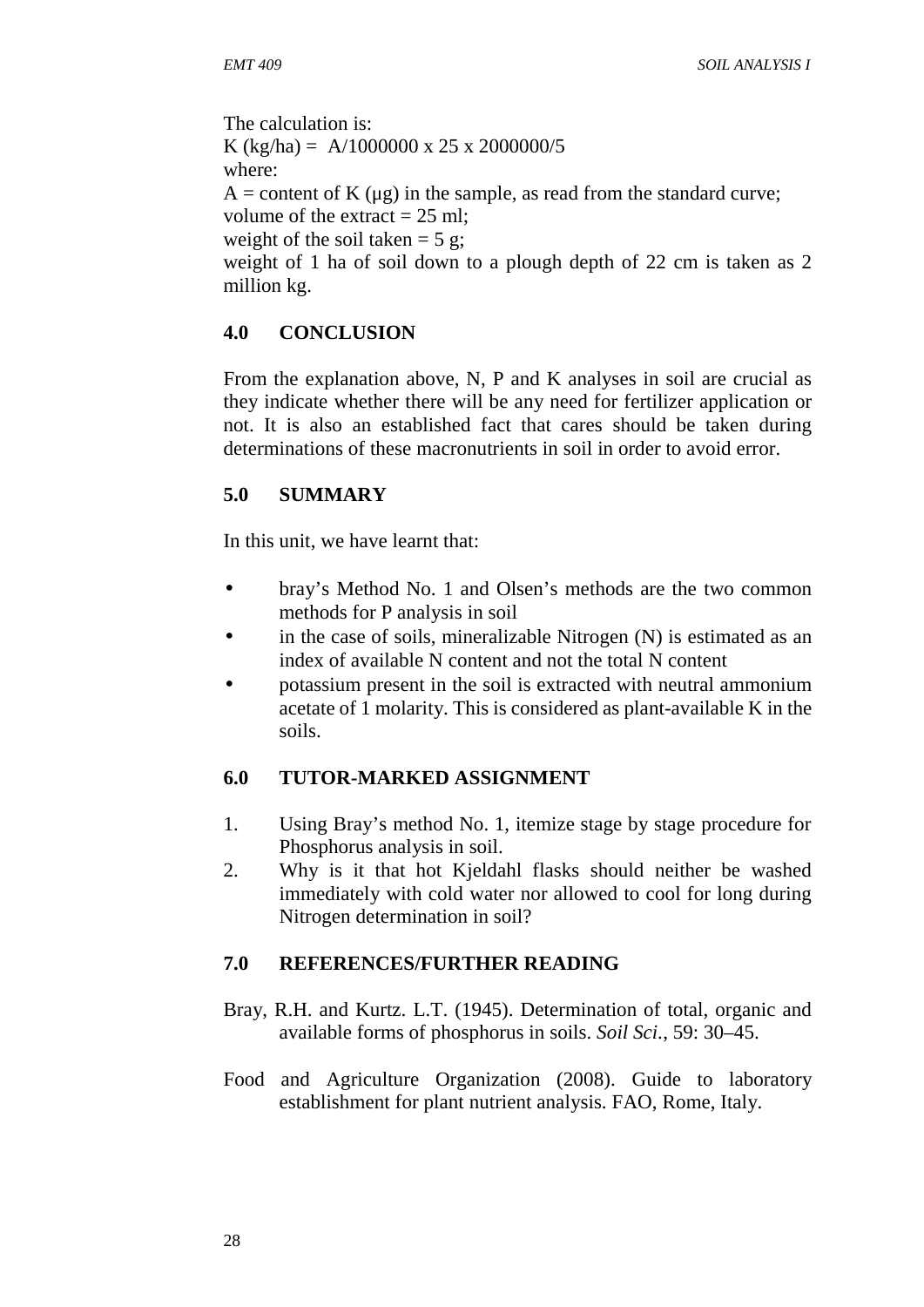The calculation is:

K (kg/ha) = $A/1000000 \times 25 \times 2000000/5$

where:

A = content of K (μg) in the sample, as read from the standard curve;
volume of the extract = 25 ml;
weight of the soil taken = 5 g;
weight of 1 ha of soil down to a plough depth of 22 cm is taken as 2 million kg.

## 4.0 CONCLUSION

From the explanation above, N, P and K analyses in soil are crucial as they indicate whether there will be any need for fertilizer application or not. It is also an established fact that cares should be taken during determinations of these macronutrients in soil in order to avoid error.

## 5.0 SUMMARY

In this unit, we have learnt that:

- bray's Method No. 1 and Olsen's methods are the two common methods for P analysis in soil
- in the case of soils, mineralizable Nitrogen (N) is estimated as an index of available N content and not the total N content
- potassium present in the soil is extracted with neutral ammonium acetate of 1 molarity. This is considered as plant-available K in the soils.

## 6.0 TUTOR-MARKED ASSIGNMENT

1. Using Bray's method No. 1, itemize stage by stage procedure for Phosphorus analysis in soil.
2. Why is it that hot Kjeldahl flasks should neither be washed immediately with cold water nor allowed to cool for long during Nitrogen determination in soil?

## 7.0 REFERENCES/FURTHER READING

Bray, R.H. and Kurtz. L.T. (1945). Determination of total, organic and available forms of phosphorus in soils. *Soil Sci.*, 59: 30–45.

Food and Agriculture Organization (2008). Guide to laboratory establishment for plant nutrient analysis. FAO, Rome, Italy.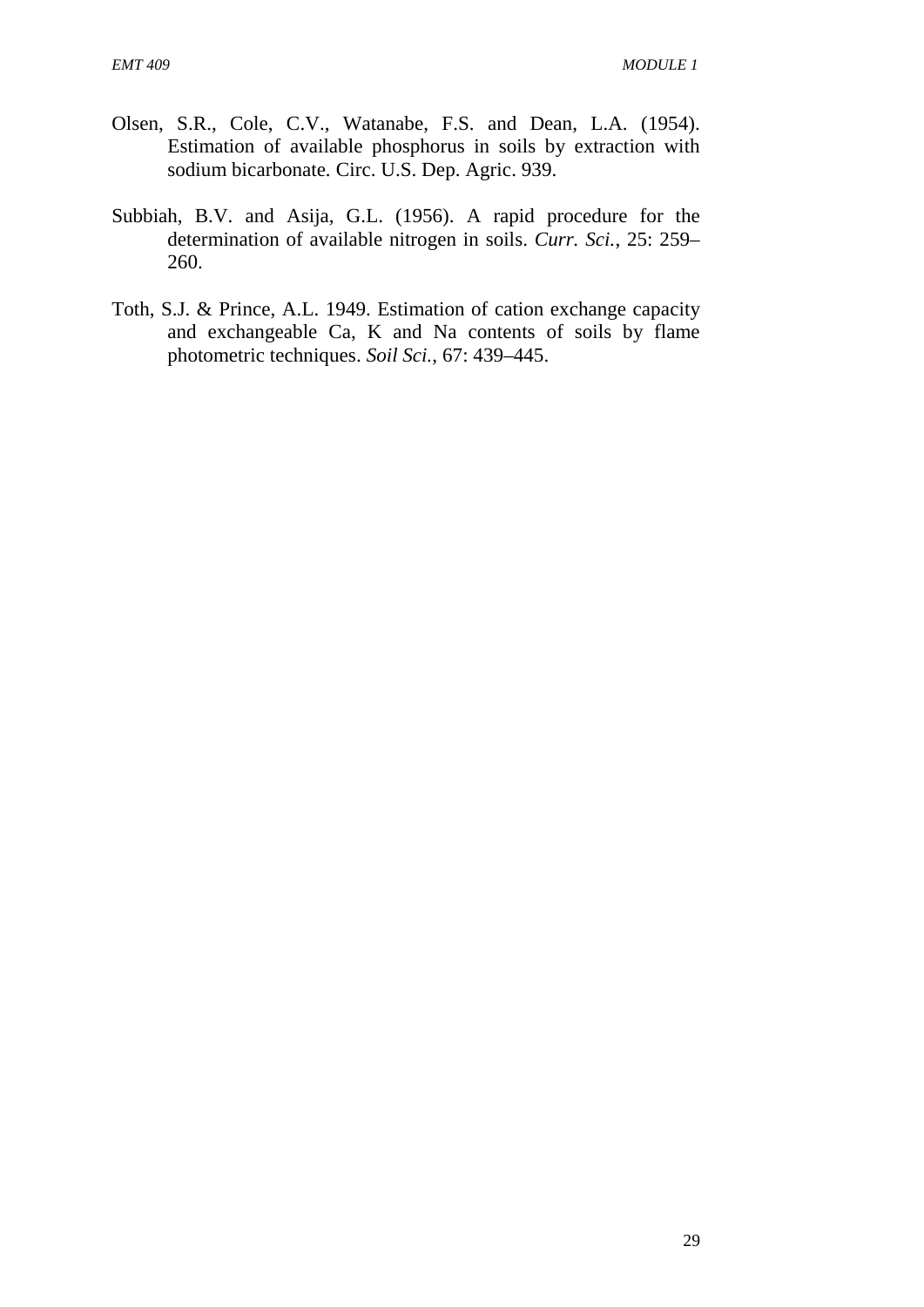Olsen, S.R., Cole, C.V., Watanabe, F.S. and Dean, L.A. (1954). Estimation of available phosphorus in soils by extraction with sodium bicarbonate. Circ. U.S. Dep. Agric. 939.

Subbiah, B.V. and Asija, G.L. (1956). A rapid procedure for the determination of available nitrogen in soils. *Curr. Sci.*, 25: 259–260.

Toth, S.J. & Prince, A.L. 1949. Estimation of cation exchange capacity and exchangeable Ca, K and Na contents of soils by flame photometric techniques. *Soil Sci.*, 67: 439–445.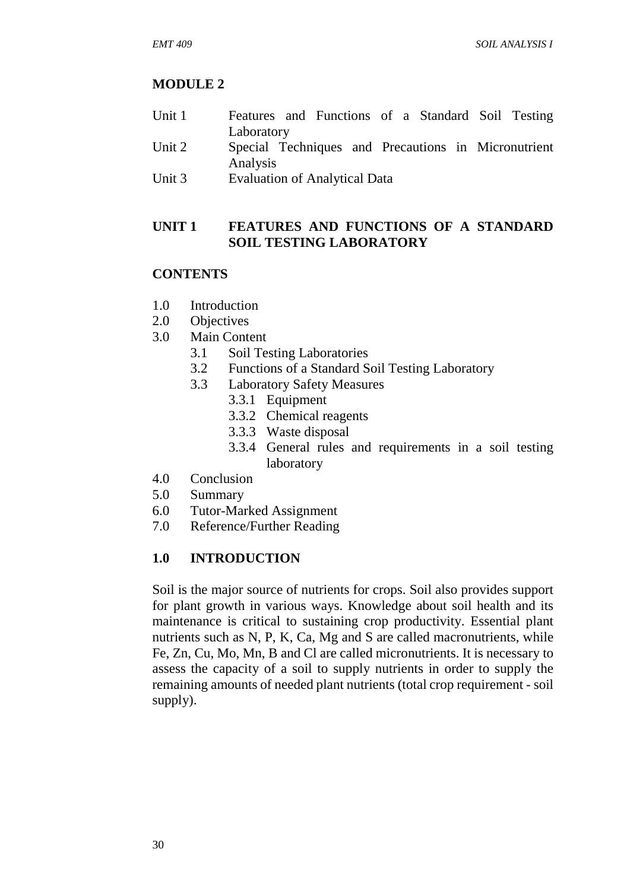# MODULE 2

| | |
|---|---|
| Unit 1 | Features and Functions of a Standard Soil Testing Laboratory |
| Unit 2 | Special Techniques and Precautions in Micronutrient Analysis |
| Unit 3 | Evaluation of Analytical Data |

## UNIT 1 FEATURES AND FUNCTIONS OF A STANDARD SOIL TESTING LABORATORY

### CONTENTS

- 1.0 Introduction
- 2.0 Objectives
- 3.0 Main Content
  - 3.1 Soil Testing Laboratories
  - 3.2 Functions of a Standard Soil Testing Laboratory
  - 3.3 Laboratory Safety Measures
    - 3.3.1 Equipment
    - 3.3.2 Chemical reagents
    - 3.3.3 Waste disposal
    - 3.3.4 General rules and requirements in a soil testing laboratory
- 4.0 Conclusion
- 5.0 Summary
- 6.0 Tutor-Marked Assignment
- 7.0 Reference/Further Reading

### 1.0 INTRODUCTION

Soil is the major source of nutrients for crops. Soil also provides support for plant growth in various ways. Knowledge about soil health and its maintenance is critical to sustaining crop productivity. Essential plant nutrients such as N, P, K, Ca, Mg and S are called macronutrients, while Fe, Zn, Cu, Mo, Mn, B and Cl are called micronutrients. It is necessary to assess the capacity of a soil to supply nutrients in order to supply the remaining amounts of needed plant nutrients (total crop requirement - soil supply).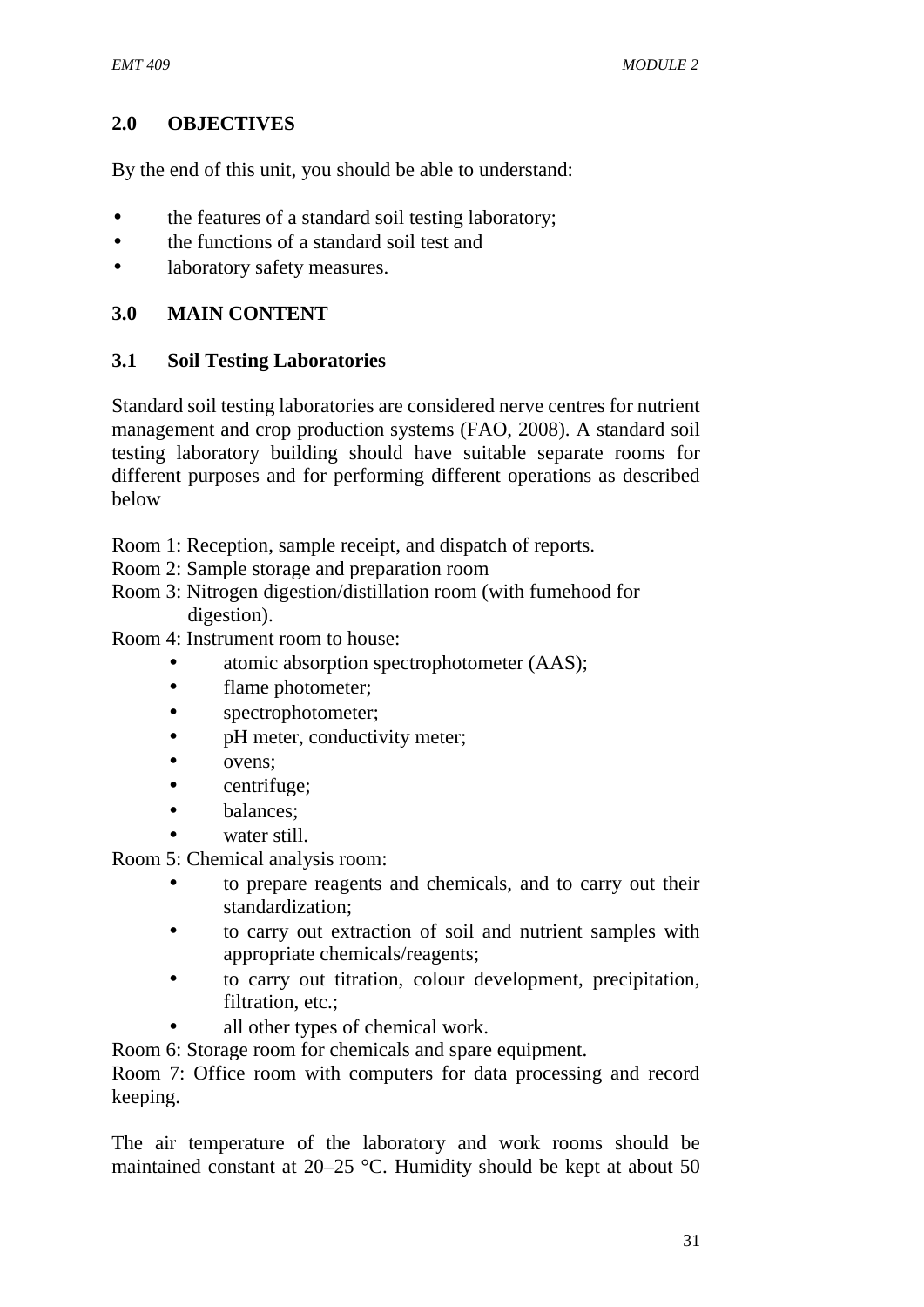## 2.0 OBJECTIVES

By the end of this unit, you should be able to understand:

- the features of a standard soil testing laboratory;
- the functions of a standard soil test and
- laboratory safety measures.

## 3.0 MAIN CONTENT

### 3.1 Soil Testing Laboratories

Standard soil testing laboratories are considered nerve centres for nutrient management and crop production systems (FAO, 2008). A standard soil testing laboratory building should have suitable separate rooms for different purposes and for performing different operations as described below

Room 1: Reception, sample receipt, and dispatch of reports.
Room 2: Sample storage and preparation room
Room 3: Nitrogen digestion/distillation room (with fumehood for digestion).
Room 4: Instrument room to house:

- atomic absorption spectrophotometer (AAS);
- flame photometer;
- spectrophotometer;
- pH meter, conductivity meter;
- ovens;
- centrifuge;
- balances;
- water still.

Room 5: Chemical analysis room:

- to prepare reagents and chemicals, and to carry out their standardization;
- to carry out extraction of soil and nutrient samples with appropriate chemicals/reagents;
- to carry out titration, colour development, precipitation, filtration, etc.;
- all other types of chemical work.

Room 6: Storage room for chemicals and spare equipment.
Room 7: Office room with computers for data processing and record keeping.

The air temperature of the laboratory and work rooms should be maintained constant at 20–25 °C. Humidity should be kept at about 50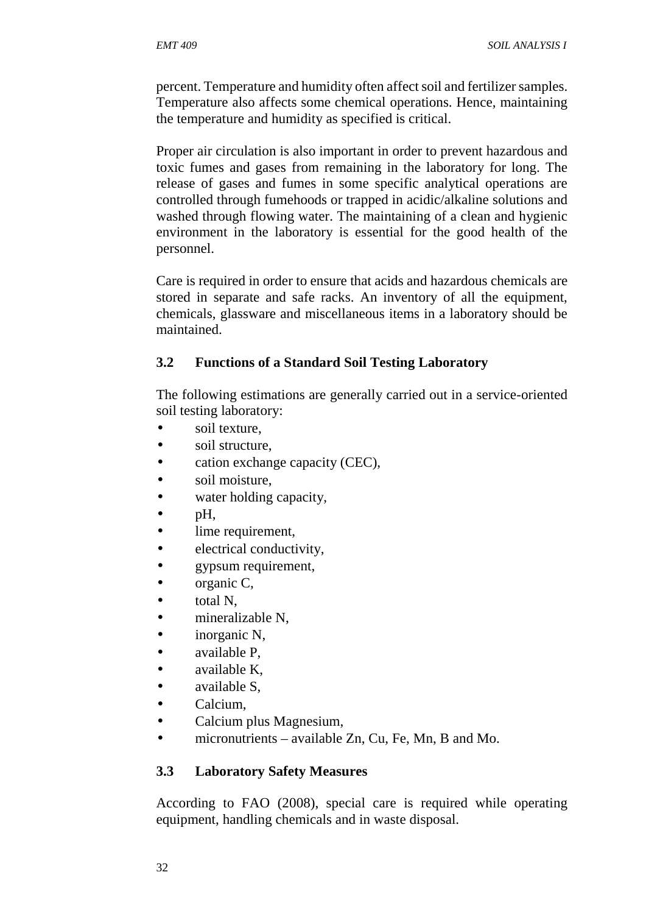percent. Temperature and humidity often affect soil and fertilizer samples. Temperature also affects some chemical operations. Hence, maintaining the temperature and humidity as specified is critical.

Proper air circulation is also important in order to prevent hazardous and toxic fumes and gases from remaining in the laboratory for long. The release of gases and fumes in some specific analytical operations are controlled through fumehoods or trapped in acidic/alkaline solutions and washed through flowing water. The maintaining of a clean and hygienic environment in the laboratory is essential for the good health of the personnel.

Care is required in order to ensure that acids and hazardous chemicals are stored in separate and safe racks. An inventory of all the equipment, chemicals, glassware and miscellaneous items in a laboratory should be maintained.

### 3.2 Functions of a Standard Soil Testing Laboratory

The following estimations are generally carried out in a service-oriented soil testing laboratory:

- soil texture,
- soil structure,
- cation exchange capacity (CEC),
- soil moisture,
- water holding capacity,
- pH,
- lime requirement,
- electrical conductivity,
- gypsum requirement,
- organic C,
- total N,
- mineralizable N,
- inorganic N,
- available P,
- available K,
- available S,
- Calcium,
- Calcium plus Magnesium,
- micronutrients – available Zn, Cu, Fe, Mn, B and Mo.

### 3.3 Laboratory Safety Measures

According to FAO (2008), special care is required while operating equipment, handling chemicals and in waste disposal.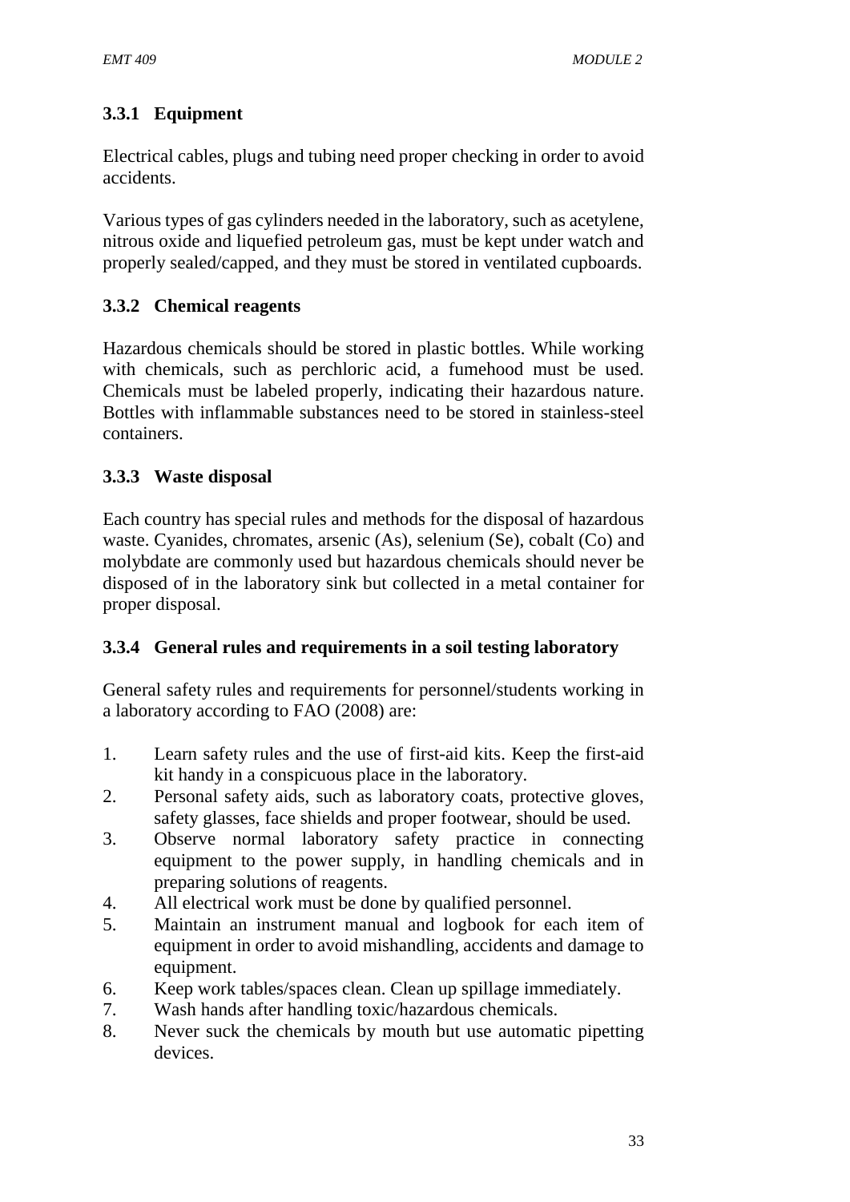### 3.3.1 Equipment

Electrical cables, plugs and tubing need proper checking in order to avoid accidents.

Various types of gas cylinders needed in the laboratory, such as acetylene, nitrous oxide and liquefied petroleum gas, must be kept under watch and properly sealed/capped, and they must be stored in ventilated cupboards.

### 3.3.2 Chemical reagents

Hazardous chemicals should be stored in plastic bottles. While working with chemicals, such as perchloric acid, a fumehood must be used. Chemicals must be labeled properly, indicating their hazardous nature. Bottles with inflammable substances need to be stored in stainless-steel containers.

### 3.3.3 Waste disposal

Each country has special rules and methods for the disposal of hazardous waste. Cyanides, chromates, arsenic (As), selenium (Se), cobalt (Co) and molybdate are commonly used but hazardous chemicals should never be disposed of in the laboratory sink but collected in a metal container for proper disposal.

### 3.3.4 General rules and requirements in a soil testing laboratory

General safety rules and requirements for personnel/students working in a laboratory according to FAO (2008) are:

1. Learn safety rules and the use of first-aid kits. Keep the first-aid kit handy in a conspicuous place in the laboratory.
2. Personal safety aids, such as laboratory coats, protective gloves, safety glasses, face shields and proper footwear, should be used.
3. Observe normal laboratory safety practice in connecting equipment to the power supply, in handling chemicals and in preparing solutions of reagents.
4. All electrical work must be done by qualified personnel.
5. Maintain an instrument manual and logbook for each item of equipment in order to avoid mishandling, accidents and damage to equipment.
6. Keep work tables/spaces clean. Clean up spillage immediately.
7. Wash hands after handling toxic/hazardous chemicals.
8. Never suck the chemicals by mouth but use automatic pipetting devices.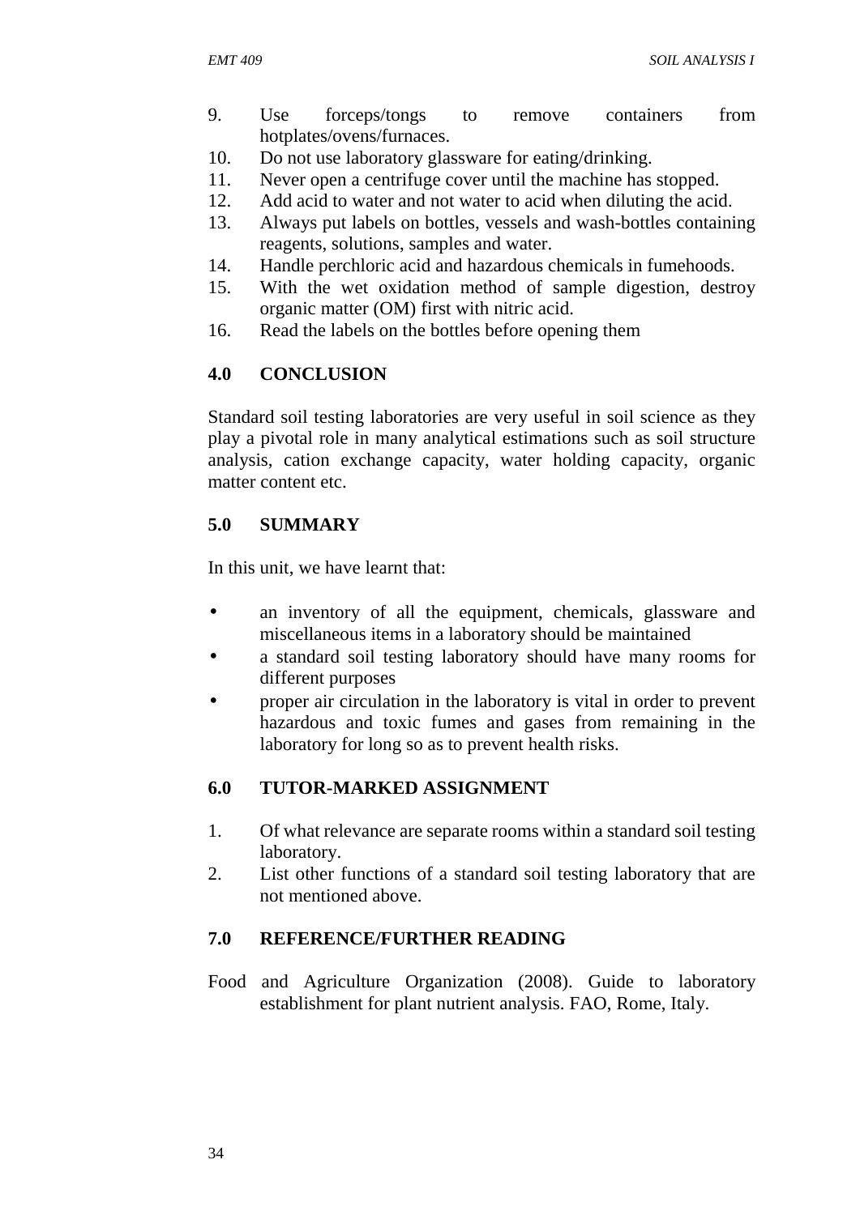9. Use forceps/tongs to remove containers from hotplates/ovens/furnaces.
10. Do not use laboratory glassware for eating/drinking.
11. Never open a centrifuge cover until the machine has stopped.
12. Add acid to water and not water to acid when diluting the acid.
13. Always put labels on bottles, vessels and wash-bottles containing reagents, solutions, samples and water.
14. Handle perchloric acid and hazardous chemicals in fumehoods.
15. With the wet oxidation method of sample digestion, destroy organic matter (OM) first with nitric acid.
16. Read the labels on the bottles before opening them

## 4.0 CONCLUSION

Standard soil testing laboratories are very useful in soil science as they play a pivotal role in many analytical estimations such as soil structure analysis, cation exchange capacity, water holding capacity, organic matter content etc.

## 5.0 SUMMARY

In this unit, we have learnt that:

- an inventory of all the equipment, chemicals, glassware and miscellaneous items in a laboratory should be maintained
- a standard soil testing laboratory should have many rooms for different purposes
- proper air circulation in the laboratory is vital in order to prevent hazardous and toxic fumes and gases from remaining in the laboratory for long so as to prevent health risks.

## 6.0 TUTOR-MARKED ASSIGNMENT

1. Of what relevance are separate rooms within a standard soil testing laboratory.
2. List other functions of a standard soil testing laboratory that are not mentioned above.

## 7.0 REFERENCE/FURTHER READING

Food and Agriculture Organization (2008). Guide to laboratory establishment for plant nutrient analysis. FAO, Rome, Italy.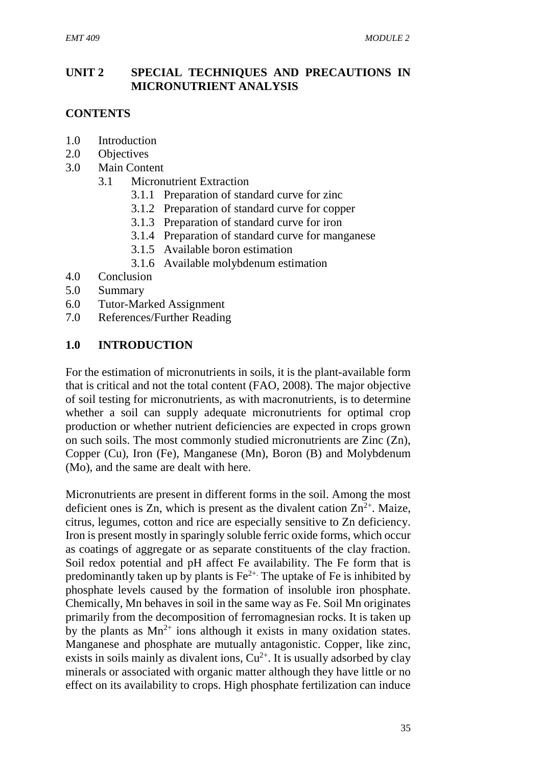## UNIT 2 SPECIAL TECHNIQUES AND PRECAUTIONS IN MICRONUTRIENT ANALYSIS

### CONTENTS

- 1.0 Introduction
- 2.0 Objectives
- 3.0 Main Content
  - 3.1 Micronutrient Extraction
    - 3.1.1 Preparation of standard curve for zinc
    - 3.1.2 Preparation of standard curve for copper
    - 3.1.3 Preparation of standard curve for iron
    - 3.1.4 Preparation of standard curve for manganese
    - 3.1.5 Available boron estimation
    - 3.1.6 Available molybdenum estimation
- 4.0 Conclusion
- 5.0 Summary
- 6.0 Tutor-Marked Assignment
- 7.0 References/Further Reading

### 1.0 INTRODUCTION

For the estimation of micronutrients in soils, it is the plant-available form that is critical and not the total content (FAO, 2008). The major objective of soil testing for micronutrients, as with macronutrients, is to determine whether a soil can supply adequate micronutrients for optimal crop production or whether nutrient deficiencies are expected in crops grown on such soils. The most commonly studied micronutrients are Zinc (Zn), Copper (Cu), Iron (Fe), Manganese (Mn), Boron (B) and Molybdenum (Mo), and the same are dealt with here.

Micronutrients are present in different forms in the soil. Among the most deficient ones is Zn, which is present as the divalent cation $Zn^{2+}$. Maize, citrus, legumes, cotton and rice are especially sensitive to Zn deficiency. Iron is present mostly in sparingly soluble ferric oxide forms, which occur as coatings of aggregate or as separate constituents of the clay fraction. Soil redox potential and pH affect Fe availability. The Fe form that is predominantly taken up by plants is $Fe^{2+}$. The uptake of Fe is inhibited by phosphate levels caused by the formation of insoluble iron phosphate. Chemically, Mn behaves in soil in the same way as Fe. Soil Mn originates primarily from the decomposition of ferromagnesian rocks. It is taken up by the plants as $Mn^{2+}$ ions although it exists in many oxidation states. Manganese and phosphate are mutually antagonistic. Copper, like zinc, exists in soils mainly as divalent ions, $Cu^{2+}$. It is usually adsorbed by clay minerals or associated with organic matter although they have little or no effect on its availability to crops. High phosphate fertilization can induce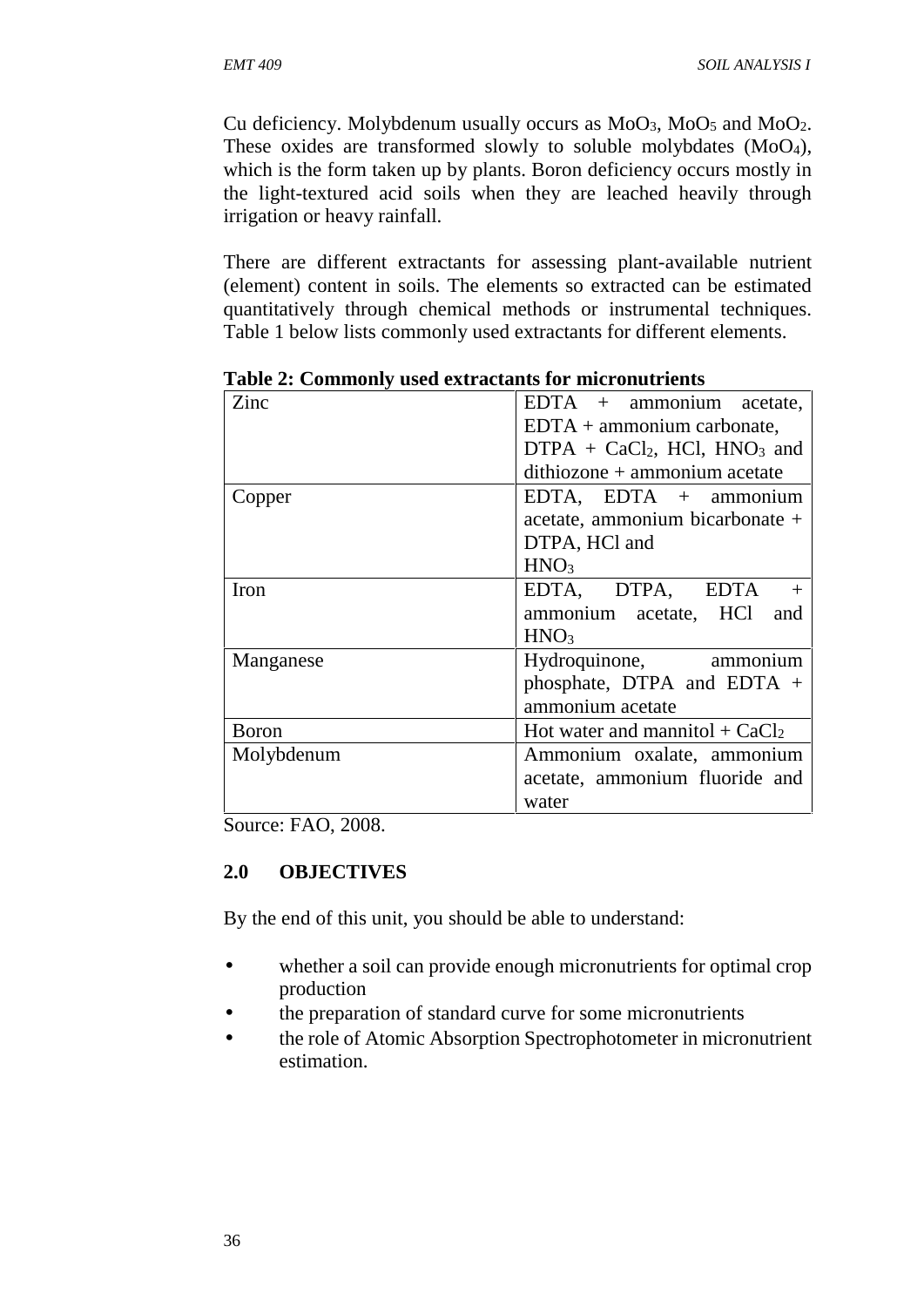Cu deficiency. Molybdenum usually occurs as $MoO_3$, $MoO_5$ and $MoO_2$. These oxides are transformed slowly to soluble molybdates ($MoO_4$), which is the form taken up by plants. Boron deficiency occurs mostly in the light-textured acid soils when they are leached heavily through irrigation or heavy rainfall.

There are different extractants for assessing plant-available nutrient (element) content in soils. The elements so extracted can be estimated quantitatively through chemical methods or instrumental techniques. Table 1 below lists commonly used extractants for different elements.

**Table 2: Commonly used extractants for micronutrients**

| | |
|---|---|
| Zinc | EDTA + ammonium acetate, EDTA + ammonium carbonate, DTPA + $CaCl_2$, HCl, $HNO_3$ and dithiozone + ammonium acetate |
| Copper | EDTA, EDTA + ammonium acetate, ammonium bicarbonate + DTPA, HCl and $HNO_3$ |
| Iron | EDTA, DTPA, EDTA + ammonium acetate, HCl and $HNO_3$ |
| Manganese | Hydroquinone, ammonium phosphate, DTPA and EDTA + ammonium acetate |
| Boron | Hot water and mannitol + $CaCl_2$ |
| Molybdenum | Ammonium oxalate, ammonium acetate, ammonium fluoride and water |

Source: FAO, 2008.

## 2.0 OBJECTIVES

By the end of this unit, you should be able to understand:

- whether a soil can provide enough micronutrients for optimal crop production
- the preparation of standard curve for some micronutrients
- the role of Atomic Absorption Spectrophotometer in micronutrient estimation.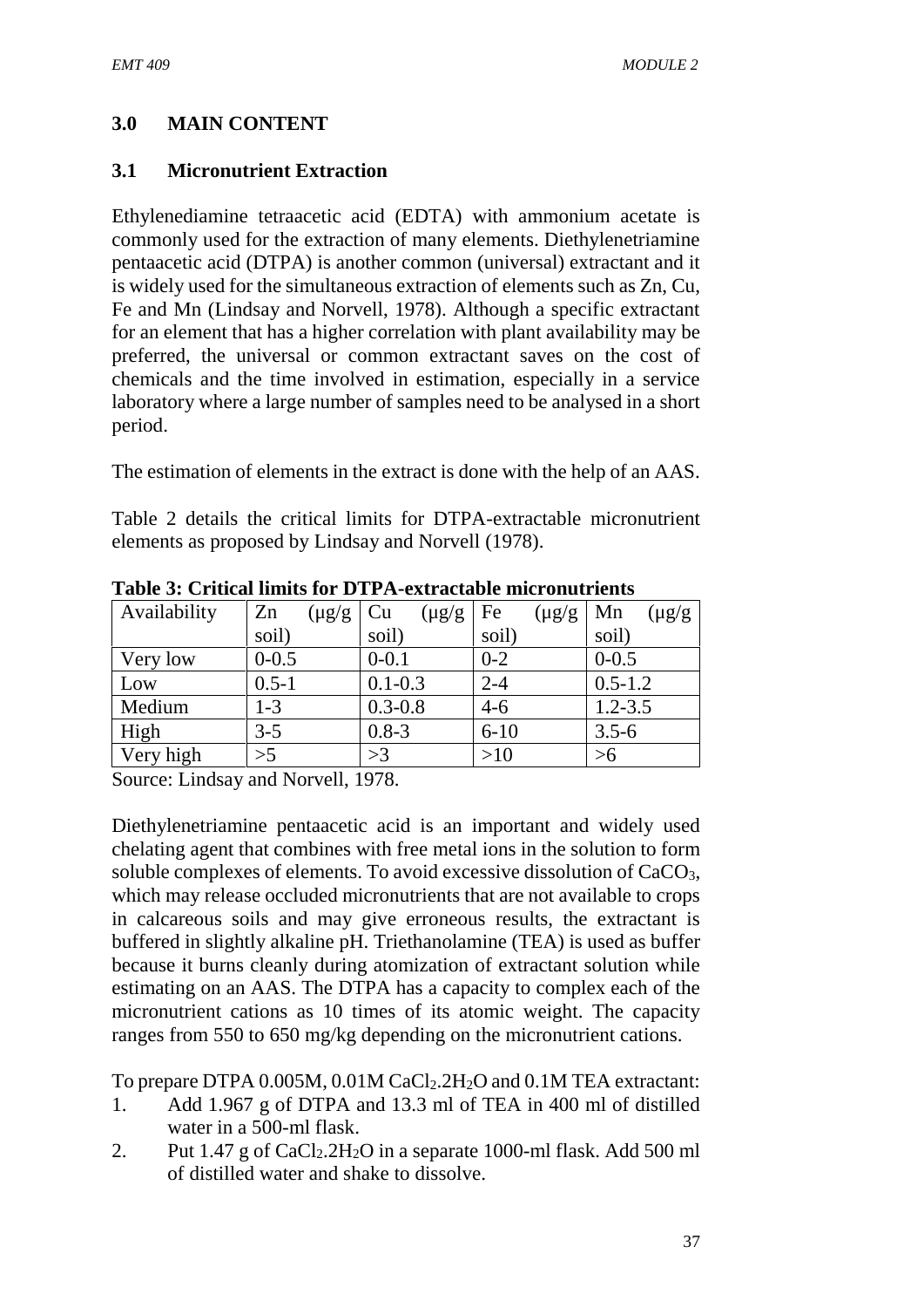## 3.0 MAIN CONTENT

### 3.1 Micronutrient Extraction

Ethylenediamine tetraacetic acid (EDTA) with ammonium acetate is commonly used for the extraction of many elements. Diethylenetriamine pentaacetic acid (DTPA) is another common (universal) extractant and it is widely used for the simultaneous extraction of elements such as Zn, Cu, Fe and Mn (Lindsay and Norvell, 1978). Although a specific extractant for an element that has a higher correlation with plant availability may be preferred, the universal or common extractant saves on the cost of chemicals and the time involved in estimation, especially in a service laboratory where a large number of samples need to be analysed in a short period.

The estimation of elements in the extract is done with the help of an AAS.

Table 2 details the critical limits for DTPA-extractable micronutrient elements as proposed by Lindsay and Norvell (1978).

**Table 3: Critical limits for DTPA-extractable micronutrients**

| Availability | Zn (µg/g soil) | Cu (µg/g soil) | Fe (µg/g soil) | Mn (µg/g soil) |
|---|---|---|---|---|
| Very low | 0-0.5 | 0-0.1 | 0-2 | 0-0.5 |
| Low | 0.5-1 | 0.1-0.3 | 2-4 | 0.5-1.2 |
| Medium | 1-3 | 0.3-0.8 | 4-6 | 1.2-3.5 |
| High | 3-5 | 0.8-3 | 6-10 | 3.5-6 |
| Very high | >5 | >3 | >10 | >6 |

Source: Lindsay and Norvell, 1978.

Diethylenetriamine pentaacetic acid is an important and widely used chelating agent that combines with free metal ions in the solution to form soluble complexes of elements. To avoid excessive dissolution of $CaCO_3$, which may release occluded micronutrients that are not available to crops in calcareous soils and may give erroneous results, the extractant is buffered in slightly alkaline pH. Triethanolamine (TEA) is used as buffer because it burns cleanly during atomization of extractant solution while estimating on an AAS. The DTPA has a capacity to complex each of the micronutrient cations as 10 times of its atomic weight. The capacity ranges from 550 to 650 mg/kg depending on the micronutrient cations.

To prepare DTPA 0.005M, 0.01M $CaCl_2.2H_2O$ and 0.1M TEA extractant:

1. Add 1.967 g of DTPA and 13.3 ml of TEA in 400 ml of distilled water in a 500-ml flask.
2. Put 1.47 g of $CaCl_2.2H_2O$ in a separate 1000-ml flask. Add 500 ml of distilled water and shake to dissolve.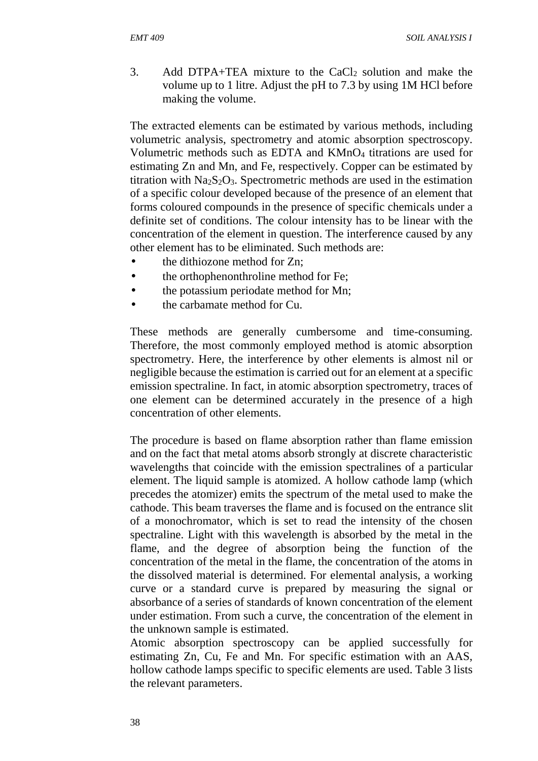3. Add DTPA+TEA mixture to the $CaCl_2$ solution and make the volume up to 1 litre. Adjust the pH to 7.3 by using 1M HCl before making the volume.

The extracted elements can be estimated by various methods, including volumetric analysis, spectrometry and atomic absorption spectroscopy. Volumetric methods such as EDTA and $KMnO_4$ titrations are used for estimating Zn and Mn, and Fe, respectively. Copper can be estimated by titration with $Na_2S_2O_3$. Spectrometric methods are used in the estimation of a specific colour developed because of the presence of an element that forms coloured compounds in the presence of specific chemicals under a definite set of conditions. The colour intensity has to be linear with the concentration of the element in question. The interference caused by any other element has to be eliminated. Such methods are:

- the dithiozone method for Zn;
- the orthophenonthroline method for Fe;
- the potassium periodate method for Mn;
- the carbamate method for Cu.

These methods are generally cumbersome and time-consuming. Therefore, the most commonly employed method is atomic absorption spectrometry. Here, the interference by other elements is almost nil or negligible because the estimation is carried out for an element at a specific emission spectraline. In fact, in atomic absorption spectrometry, traces of one element can be determined accurately in the presence of a high concentration of other elements.

The procedure is based on flame absorption rather than flame emission and on the fact that metal atoms absorb strongly at discrete characteristic wavelengths that coincide with the emission spectralines of a particular element. The liquid sample is atomized. A hollow cathode lamp (which precedes the atomizer) emits the spectrum of the metal used to make the cathode. This beam traverses the flame and is focused on the entrance slit of a monochromator, which is set to read the intensity of the chosen spectraline. Light with this wavelength is absorbed by the metal in the flame, and the degree of absorption being the function of the concentration of the metal in the flame, the concentration of the atoms in the dissolved material is determined. For elemental analysis, a working curve or a standard curve is prepared by measuring the signal or absorbance of a series of standards of known concentration of the element under estimation. From such a curve, the concentration of the element in the unknown sample is estimated.
Atomic absorption spectroscopy can be applied successfully for estimating Zn, Cu, Fe and Mn. For specific estimation with an AAS, hollow cathode lamps specific to specific elements are used. Table 3 lists the relevant parameters.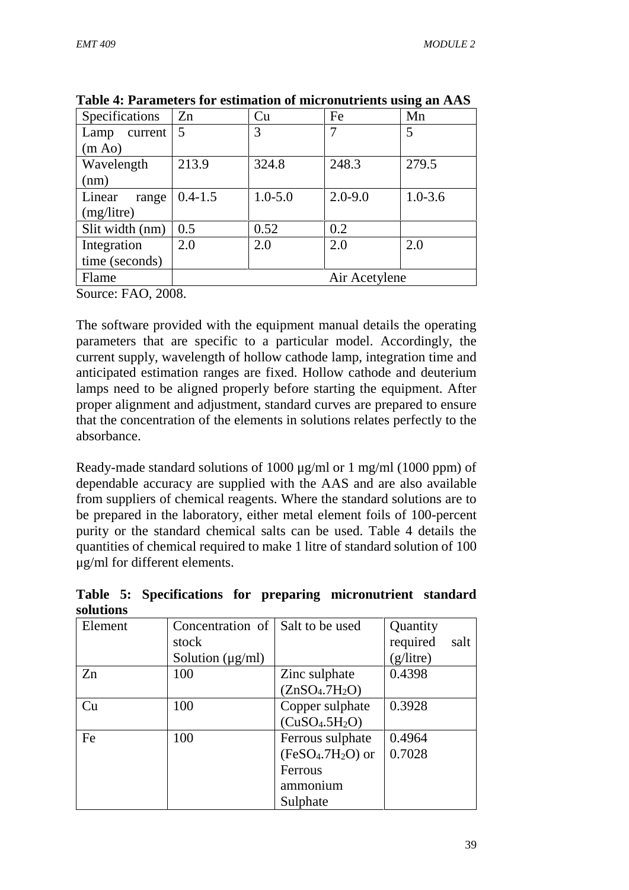**Table 4: Parameters for estimation of micronutrients using an AAS**

| Specifications | Zn | Cu | Fe | Mn |
|---|---|---|---|---|
| Lamp current (m Ao) | 5 | 3 | 7 | 5 |
| Wavelength (nm) | 213.9 | 324.8 | 248.3 | 279.5 |
| Linear range (mg/litre) | 0.4-1.5 | 1.0-5.0 | 2.0-9.0 | 1.0-3.6 |
| Slit width (nm) | 0.5 | 0.52 | 0.2 | |
| Integration time (seconds) | 2.0 | 2.0 | 2.0 | 2.0 |
| Flame | Air Acetylene | | | |

Source: FAO, 2008.

The software provided with the equipment manual details the operating parameters that are specific to a particular model. Accordingly, the current supply, wavelength of hollow cathode lamp, integration time and anticipated estimation ranges are fixed. Hollow cathode and deuterium lamps need to be aligned properly before starting the equipment. After proper alignment and adjustment, standard curves are prepared to ensure that the concentration of the elements in solutions relates perfectly to the absorbance.

Ready-made standard solutions of 1000 µg/ml or 1 mg/ml (1000 ppm) of dependable accuracy are supplied with the AAS and are also available from suppliers of chemical reagents. Where the standard solutions are to be prepared in the laboratory, either metal element foils of 100-percent purity or the standard chemical salts can be used. Table 4 details the quantities of chemical required to make 1 litre of standard solution of 100 µg/ml for different elements.

**Table 5: Specifications for preparing micronutrient standard solutions**

| Element | Concentration of stock Solution (µg/ml) | Salt to be used | Quantity required salt (g/litre) |
|---|---|---|---|
| Zn | 100 | Zinc sulphate ($ZnSO_4.7H_2O$) | 0.4398 |
| Cu | 100 | Copper sulphate ($CuSO_4.5H_2O$) | 0.3928 |
| Fe | 100 | Ferrous sulphate ($FeSO_4.7H_2O$) or Ferrous ammonium Sulphate | 0.4964<br>0.7028 |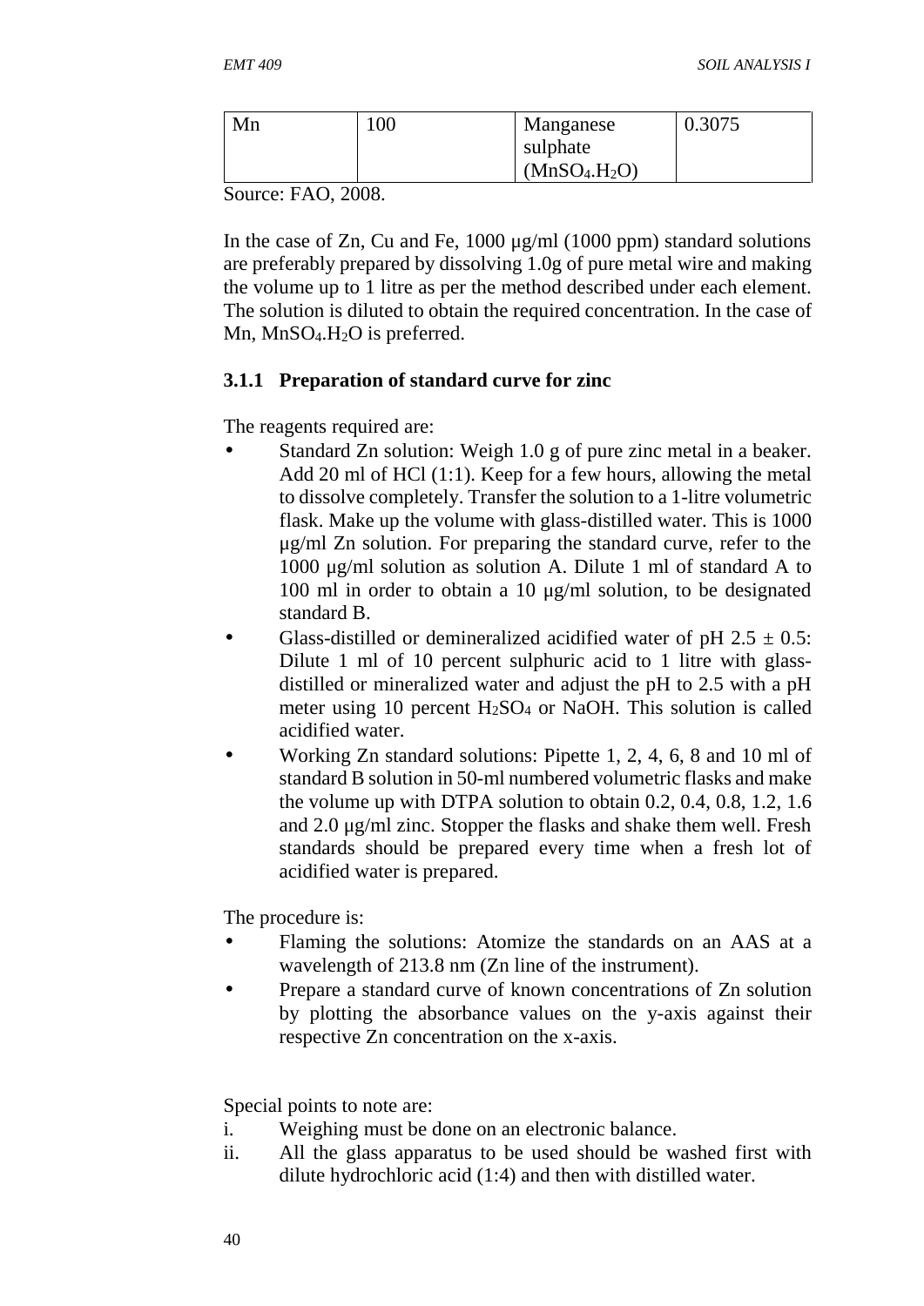| Mn | 100 | Manganese sulphate ($MnSO_4.H_2O$) | 0.3075 |
|---|---|---|---|

Source: FAO, 2008.

In the case of Zn, Cu and Fe, 1000 µg/ml (1000 ppm) standard solutions are preferably prepared by dissolving 1.0g of pure metal wire and making the volume up to 1 litre as per the method described under each element. The solution is diluted to obtain the required concentration. In the case of Mn, $MnSO_4.H_2O$ is preferred.

### 3.1.1 Preparation of standard curve for zinc

The reagents required are:

- Standard Zn solution: Weigh 1.0 g of pure zinc metal in a beaker. Add 20 ml of HCl (1:1). Keep for a few hours, allowing the metal to dissolve completely. Transfer the solution to a 1-litre volumetric flask. Make up the volume with glass-distilled water. This is 1000 µg/ml Zn solution. For preparing the standard curve, refer to the 1000 µg/ml solution as solution A. Dilute 1 ml of standard A to 100 ml in order to obtain a 10 µg/ml solution, to be designated standard B.
- Glass-distilled or demineralized acidified water of pH 2.5 ± 0.5: Dilute 1 ml of 10 percent sulphuric acid to 1 litre with glass-distilled or mineralized water and adjust the pH to 2.5 with a pH meter using 10 percent $H_2SO_4$ or NaOH. This solution is called acidified water.
- Working Zn standard solutions: Pipette 1, 2, 4, 6, 8 and 10 ml of standard B solution in 50-ml numbered volumetric flasks and make the volume up with DTPA solution to obtain 0.2, 0.4, 0.8, 1.2, 1.6 and 2.0 µg/ml zinc. Stopper the flasks and shake them well. Fresh standards should be prepared every time when a fresh lot of acidified water is prepared.

The procedure is:

- Flaming the solutions: Atomize the standards on an AAS at a wavelength of 213.8 nm (Zn line of the instrument).
- Prepare a standard curve of known concentrations of Zn solution by plotting the absorbance values on the y-axis against their respective Zn concentration on the x-axis.

Special points to note are:

i. Weighing must be done on an electronic balance.
ii. All the glass apparatus to be used should be washed first with dilute hydrochloric acid (1:4) and then with distilled water.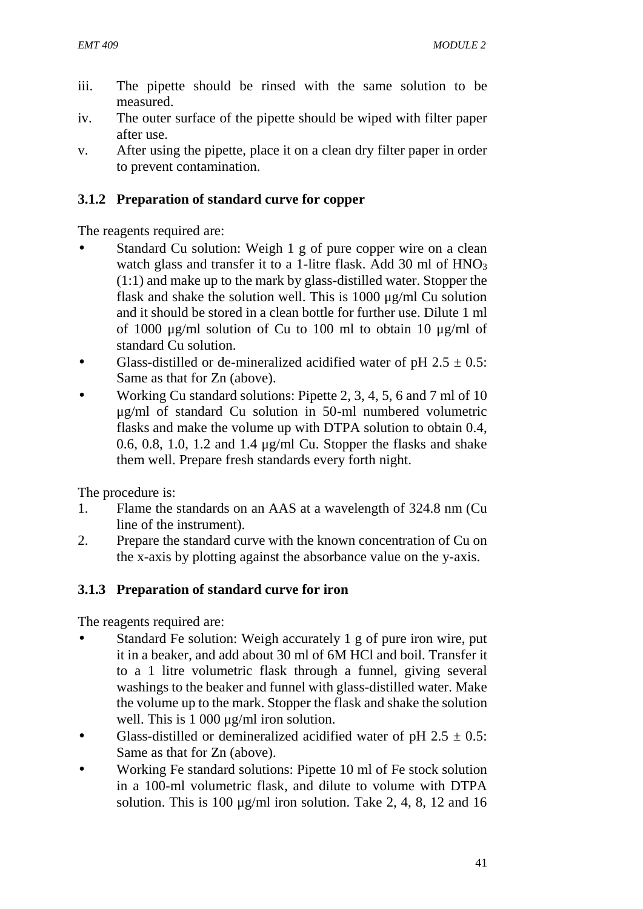iii. The pipette should be rinsed with the same solution to be measured.
iv. The outer surface of the pipette should be wiped with filter paper after use.
v. After using the pipette, place it on a clean dry filter paper in order to prevent contamination.

### 3.1.2 Preparation of standard curve for copper

The reagents required are:

- Standard Cu solution: Weigh 1 g of pure copper wire on a clean watch glass and transfer it to a 1-litre flask. Add 30 ml of $HNO_3$ (1:1) and make up to the mark by glass-distilled water. Stopper the flask and shake the solution well. This is 1000 µg/ml Cu solution and it should be stored in a clean bottle for further use. Dilute 1 ml of 1000 µg/ml solution of Cu to 100 ml to obtain 10 µg/ml of standard Cu solution.
- Glass-distilled or de-mineralized acidified water of pH 2.5 ± 0.5: Same as that for Zn (above).
- Working Cu standard solutions: Pipette 2, 3, 4, 5, 6 and 7 ml of 10 µg/ml of standard Cu solution in 50-ml numbered volumetric flasks and make the volume up with DTPA solution to obtain 0.4, 0.6, 0.8, 1.0, 1.2 and 1.4 µg/ml Cu. Stopper the flasks and shake them well. Prepare fresh standards every forth night.

The procedure is:

1. Flame the standards on an AAS at a wavelength of 324.8 nm (Cu line of the instrument).
2. Prepare the standard curve with the known concentration of Cu on the x-axis by plotting against the absorbance value on the y-axis.

### 3.1.3 Preparation of standard curve for iron

The reagents required are:

- Standard Fe solution: Weigh accurately 1 g of pure iron wire, put it in a beaker, and add about 30 ml of 6M HCl and boil. Transfer it to a 1 litre volumetric flask through a funnel, giving several washings to the beaker and funnel with glass-distilled water. Make the volume up to the mark. Stopper the flask and shake the solution well. This is 1 000 µg/ml iron solution.
- Glass-distilled or demineralized acidified water of pH 2.5 ± 0.5: Same as that for Zn (above).
- Working Fe standard solutions: Pipette 10 ml of Fe stock solution in a 100-ml volumetric flask, and dilute to volume with DTPA solution. This is 100 µg/ml iron solution. Take 2, 4, 8, 12 and 16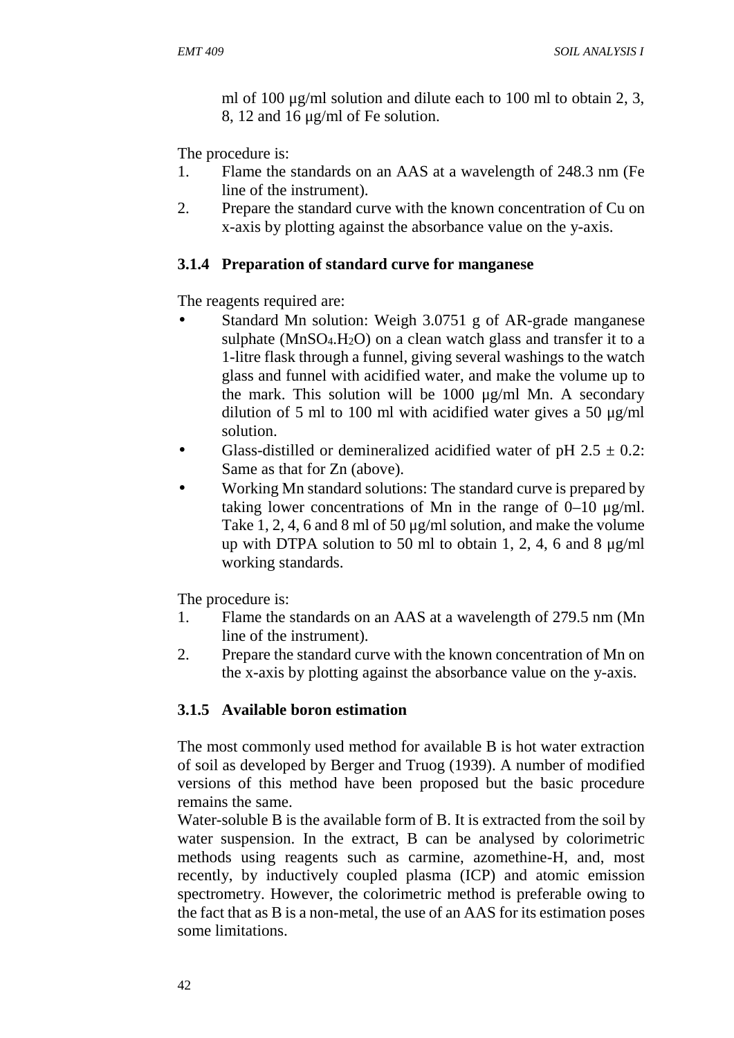ml of 100 μg/ml solution and dilute each to 100 ml to obtain 2, 3, 8, 12 and 16 μg/ml of Fe solution.

The procedure is:

1. Flame the standards on an AAS at a wavelength of 248.3 nm (Fe line of the instrument).
2. Prepare the standard curve with the known concentration of Cu on x-axis by plotting against the absorbance value on the y-axis.

### 3.1.4 Preparation of standard curve for manganese

The reagents required are:

- Standard Mn solution: Weigh 3.0751 g of AR-grade manganese sulphate ($MnSO_4.H_2O$) on a clean watch glass and transfer it to a 1-litre flask through a funnel, giving several washings to the watch glass and funnel with acidified water, and make the volume up to the mark. This solution will be 1000 μg/ml Mn. A secondary dilution of 5 ml to 100 ml with acidified water gives a 50 μg/ml solution.
- Glass-distilled or demineralized acidified water of pH 2.5 ± 0.2: Same as that for Zn (above).
- Working Mn standard solutions: The standard curve is prepared by taking lower concentrations of Mn in the range of 0–10 μg/ml. Take 1, 2, 4, 6 and 8 ml of 50 μg/ml solution, and make the volume up with DTPA solution to 50 ml to obtain 1, 2, 4, 6 and 8 μg/ml working standards.

The procedure is:

1. Flame the standards on an AAS at a wavelength of 279.5 nm (Mn line of the instrument).
2. Prepare the standard curve with the known concentration of Mn on the x-axis by plotting against the absorbance value on the y-axis.

### 3.1.5 Available boron estimation

The most commonly used method for available B is hot water extraction of soil as developed by Berger and Truog (1939). A number of modified versions of this method have been proposed but the basic procedure remains the same.

Water-soluble B is the available form of B. It is extracted from the soil by water suspension. In the extract, B can be analysed by colorimetric methods using reagents such as carmine, azomethine-H, and, most recently, by inductively coupled plasma (ICP) and atomic emission spectrometry. However, the colorimetric method is preferable owing to the fact that as B is a non-metal, the use of an AAS for its estimation poses some limitations.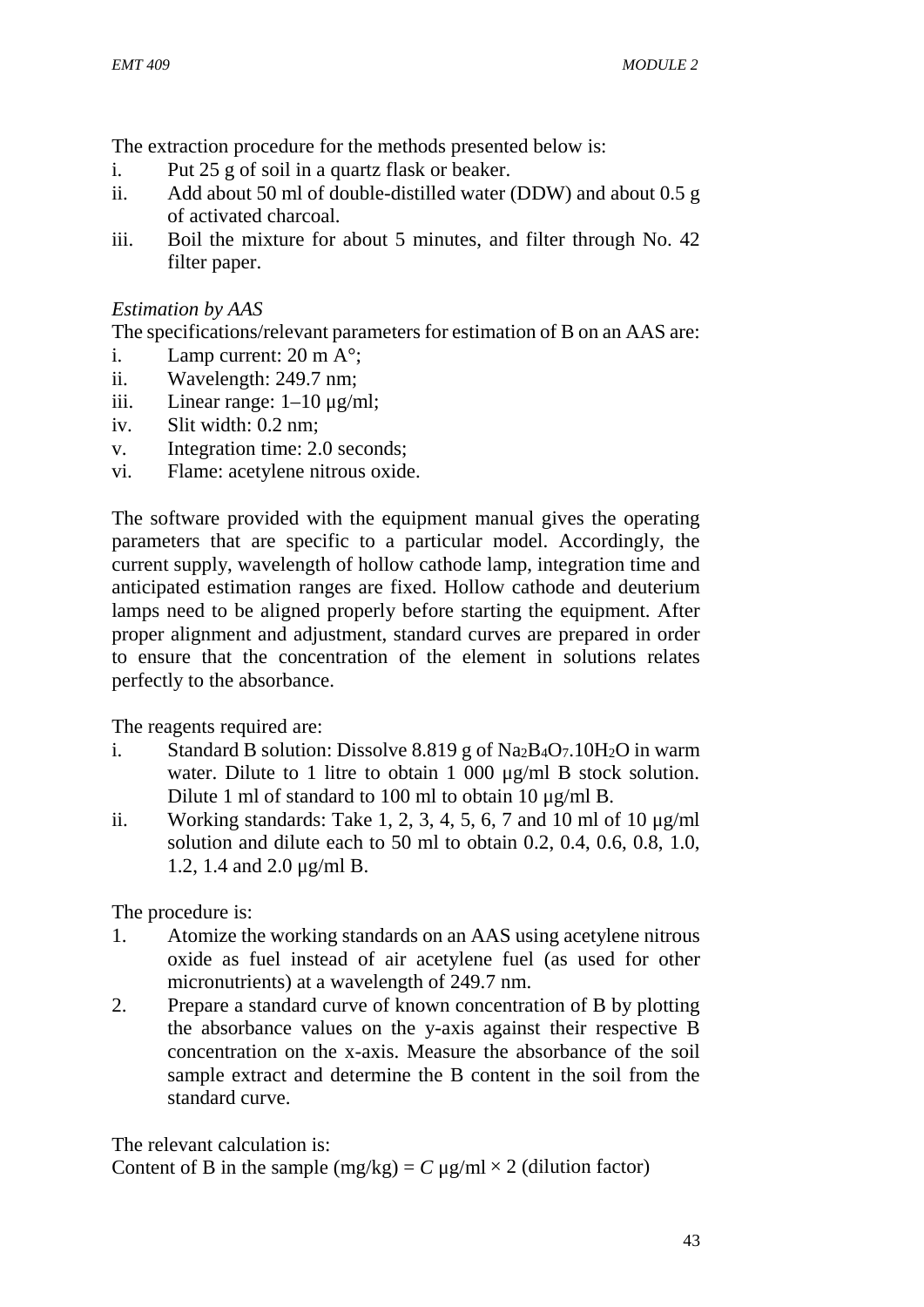The extraction procedure for the methods presented below is:

i. Put 25 g of soil in a quartz flask or beaker.
ii. Add about 50 ml of double-distilled water (DDW) and about 0.5 g of activated charcoal.
iii. Boil the mixture for about 5 minutes, and filter through No. 42 filter paper.

*Estimation by AAS*

The specifications/relevant parameters for estimation of B on an AAS are:

i. Lamp current: 20 m A°;
ii. Wavelength: 249.7 nm;
iii. Linear range: 1–10 µg/ml;
iv. Slit width: 0.2 nm;
v. Integration time: 2.0 seconds;
vi. Flame: acetylene nitrous oxide.

The software provided with the equipment manual gives the operating parameters that are specific to a particular model. Accordingly, the current supply, wavelength of hollow cathode lamp, integration time and anticipated estimation ranges are fixed. Hollow cathode and deuterium lamps need to be aligned properly before starting the equipment. After proper alignment and adjustment, standard curves are prepared in order to ensure that the concentration of the element in solutions relates perfectly to the absorbance.

The reagents required are:

i. Standard B solution: Dissolve 8.819 g of $Na_2B_4O_7.10H_2O$ in warm water. Dilute to 1 litre to obtain 1 000 µg/ml B stock solution. Dilute 1 ml of standard to 100 ml to obtain 10 µg/ml B.
ii. Working standards: Take 1, 2, 3, 4, 5, 6, 7 and 10 ml of 10 µg/ml solution and dilute each to 50 ml to obtain 0.2, 0.4, 0.6, 0.8, 1.0, 1.2, 1.4 and 2.0 µg/ml B.

The procedure is:

1. Atomize the working standards on an AAS using acetylene nitrous oxide as fuel instead of air acetylene fuel (as used for other micronutrients) at a wavelength of 249.7 nm.
2. Prepare a standard curve of known concentration of B by plotting the absorbance values on the y-axis against their respective B concentration on the x-axis. Measure the absorbance of the soil sample extract and determine the B content in the soil from the standard curve.

The relevant calculation is:

Content of B in the sample (mg/kg) = $C$ µg/ml × 2 (dilution factor)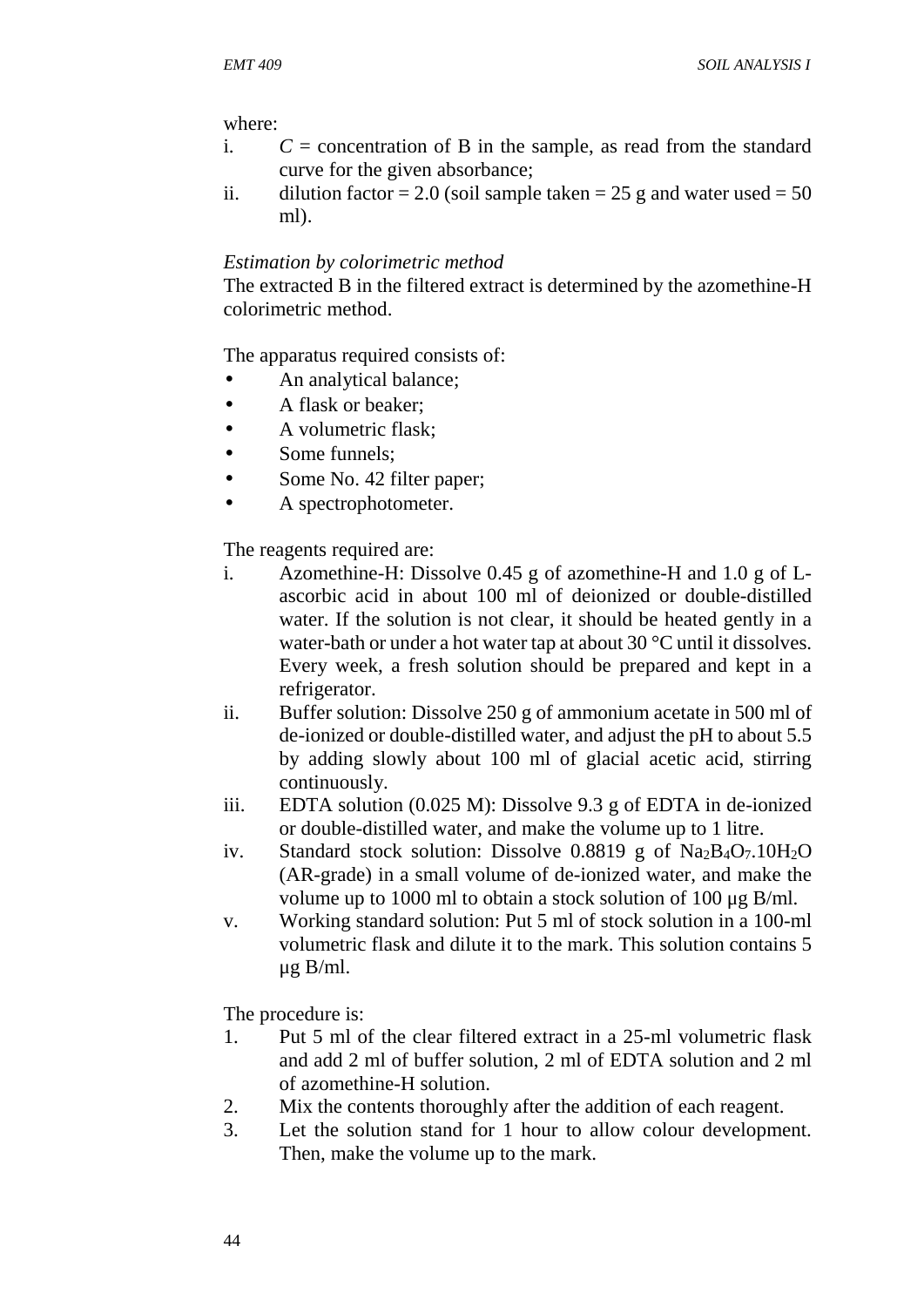where:

i. $C$ = concentration of B in the sample, as read from the standard curve for the given absorbance;
ii. dilution factor = 2.0 (soil sample taken = 25 g and water used = 50 ml).

*Estimation by colorimetric method*

The extracted B in the filtered extract is determined by the azomethine-H colorimetric method.

The apparatus required consists of:

- An analytical balance;
- A flask or beaker;
- A volumetric flask;
- Some funnels;
- Some No. 42 filter paper;
- A spectrophotometer.

The reagents required are:

i. Azomethine-H: Dissolve 0.45 g of azomethine-H and 1.0 g of L-ascorbic acid in about 100 ml of deionized or double-distilled water. If the solution is not clear, it should be heated gently in a water-bath or under a hot water tap at about 30 °C until it dissolves. Every week, a fresh solution should be prepared and kept in a refrigerator.
ii. Buffer solution: Dissolve 250 g of ammonium acetate in 500 ml of de-ionized or double-distilled water, and adjust the pH to about 5.5 by adding slowly about 100 ml of glacial acetic acid, stirring continuously.
iii. EDTA solution (0.025 M): Dissolve 9.3 g of EDTA in de-ionized or double-distilled water, and make the volume up to 1 litre.
iv. Standard stock solution: Dissolve 0.8819 g of $Na_2B_4O_7.10H_2O$ (AR-grade) in a small volume of de-ionized water, and make the volume up to 1000 ml to obtain a stock solution of 100 µg B/ml.
v. Working standard solution: Put 5 ml of stock solution in a 100-ml volumetric flask and dilute it to the mark. This solution contains 5 µg B/ml.

The procedure is:

1. Put 5 ml of the clear filtered extract in a 25-ml volumetric flask and add 2 ml of buffer solution, 2 ml of EDTA solution and 2 ml of azomethine-H solution.
2. Mix the contents thoroughly after the addition of each reagent.
3. Let the solution stand for 1 hour to allow colour development. Then, make the volume up to the mark.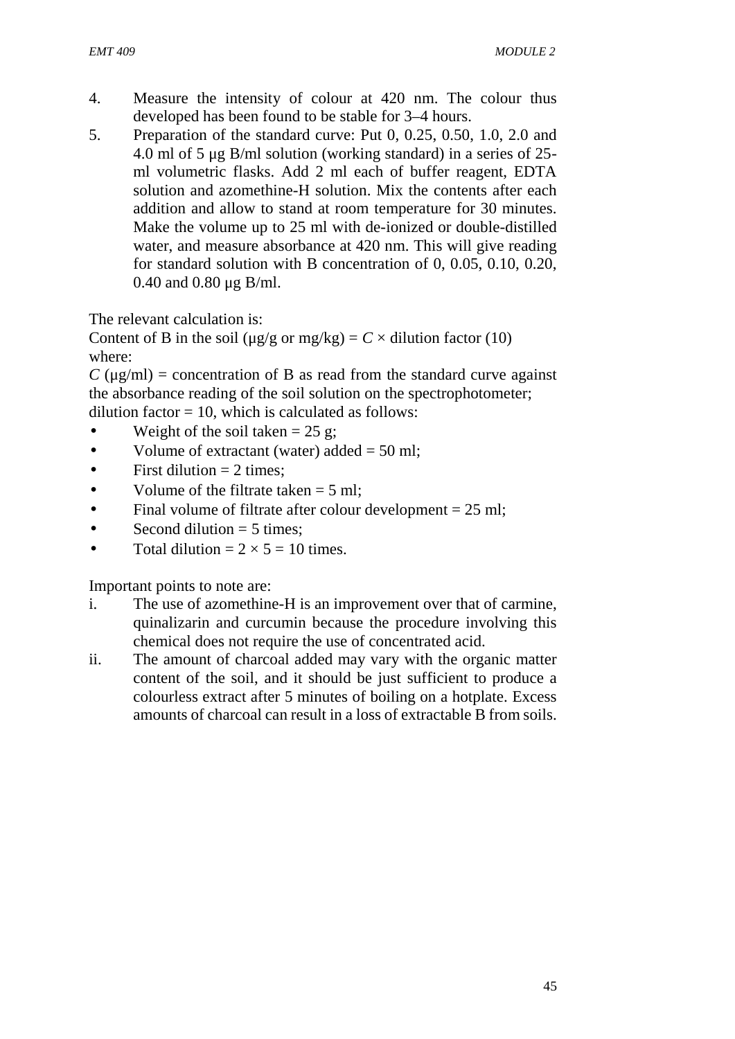4. Measure the intensity of colour at 420 nm. The colour thus developed has been found to be stable for 3–4 hours.
5. Preparation of the standard curve: Put 0, 0.25, 0.50, 1.0, 2.0 and 4.0 ml of 5 µg B/ml solution (working standard) in a series of 25-ml volumetric flasks. Add 2 ml each of buffer reagent, EDTA solution and azomethine-H solution. Mix the contents after each addition and allow to stand at room temperature for 30 minutes. Make the volume up to 25 ml with de-ionized or double-distilled water, and measure absorbance at 420 nm. This will give reading for standard solution with B concentration of 0, 0.05, 0.10, 0.20, 0.40 and 0.80 µg B/ml.

The relevant calculation is:

Content of B in the soil (µg/g or mg/kg) = $C \times$ dilution factor (10)

where:

$C$ (µg/ml) = concentration of B as read from the standard curve against the absorbance reading of the soil solution on the spectrophotometer;

dilution factor = 10, which is calculated as follows:

- Weight of the soil taken = 25 g;
- Volume of extractant (water) added = 50 ml;
- First dilution = 2 times;
- Volume of the filtrate taken = 5 ml;
- Final volume of filtrate after colour development = 25 ml;
- Second dilution = 5 times;
- Total dilution = $2 \times 5 = 10$ times.

Important points to note are:

i. The use of azomethine-H is an improvement over that of carmine, quinalizarin and curcumin because the procedure involving this chemical does not require the use of concentrated acid.

ii. The amount of charcoal added may vary with the organic matter content of the soil, and it should be just sufficient to produce a colourless extract after 5 minutes of boiling on a hotplate. Excess amounts of charcoal can result in a loss of extractable B from soils.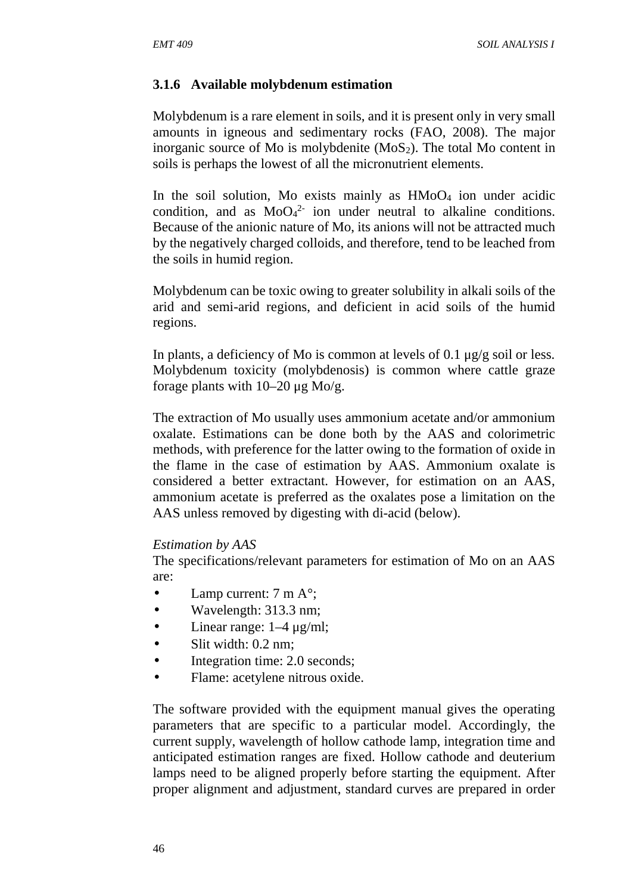### 3.1.6 Available molybdenum estimation

Molybdenum is a rare element in soils, and it is present only in very small amounts in igneous and sedimentary rocks (FAO, 2008). The major inorganic source of Mo is molybdenite ($MoS_2$). The total Mo content in soils is perhaps the lowest of all the micronutrient elements.

In the soil solution, Mo exists mainly as $HMoO_4$ ion under acidic condition, and as $MoO_4^{2-}$ ion under neutral to alkaline conditions. Because of the anionic nature of Mo, its anions will not be attracted much by the negatively charged colloids, and therefore, tend to be leached from the soils in humid region.

Molybdenum can be toxic owing to greater solubility in alkali soils of the arid and semi-arid regions, and deficient in acid soils of the humid regions.

In plants, a deficiency of Mo is common at levels of 0.1 µg/g soil or less. Molybdenum toxicity (molybdenosis) is common where cattle graze forage plants with 10–20 µg Mo/g.

The extraction of Mo usually uses ammonium acetate and/or ammonium oxalate. Estimations can be done both by the AAS and colorimetric methods, with preference for the latter owing to the formation of oxide in the flame in the case of estimation by AAS. Ammonium oxalate is considered a better extractant. However, for estimation on an AAS, ammonium acetate is preferred as the oxalates pose a limitation on the AAS unless removed by digesting with di-acid (below).

*Estimation by AAS*

The specifications/relevant parameters for estimation of Mo on an AAS are:

- Lamp current: 7 m A°;
- Wavelength: 313.3 nm;
- Linear range: 1–4 µg/ml;
- Slit width: 0.2 nm;
- Integration time: 2.0 seconds;
- Flame: acetylene nitrous oxide.

The software provided with the equipment manual gives the operating parameters that are specific to a particular model. Accordingly, the current supply, wavelength of hollow cathode lamp, integration time and anticipated estimation ranges are fixed. Hollow cathode and deuterium lamps need to be aligned properly before starting the equipment. After proper alignment and adjustment, standard curves are prepared in order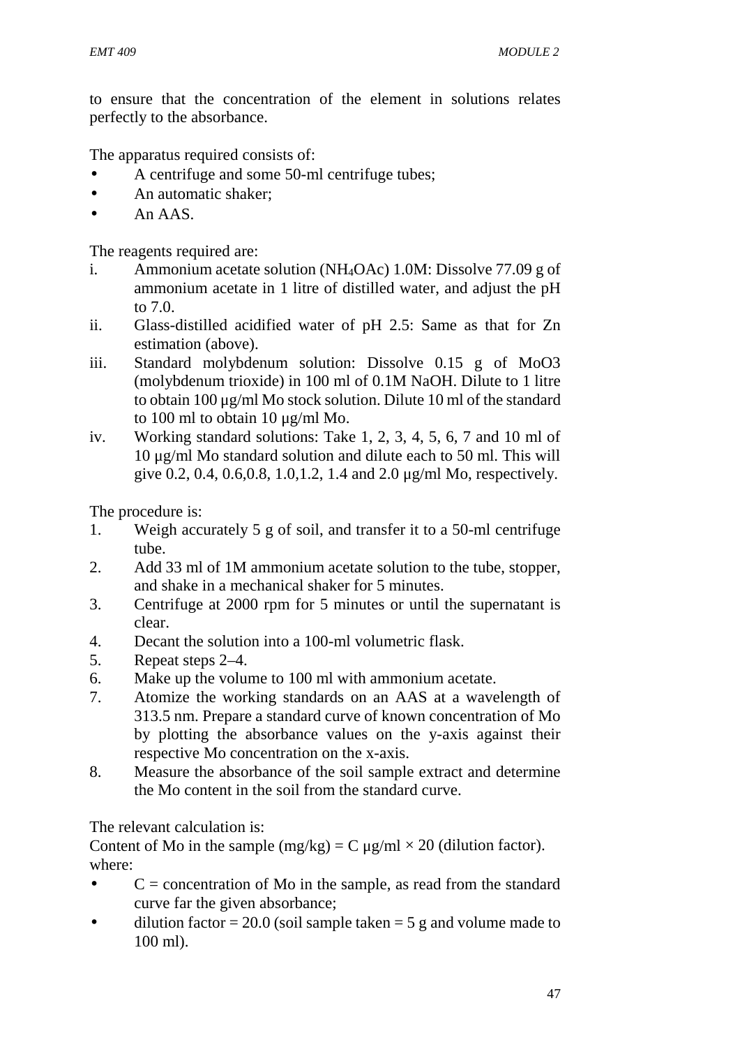to ensure that the concentration of the element in solutions relates perfectly to the absorbance.

The apparatus required consists of:

- A centrifuge and some 50-ml centrifuge tubes;
- An automatic shaker;
- An AAS.

The reagents required are:

i. Ammonium acetate solution ($NH_4OAc$) 1.0M: Dissolve 77.09 g of ammonium acetate in 1 litre of distilled water, and adjust the pH to 7.0.
ii. Glass-distilled acidified water of pH 2.5: Same as that for Zn estimation (above).
iii. Standard molybdenum solution: Dissolve 0.15 g of MoO3 (molybdenum trioxide) in 100 ml of 0.1M NaOH. Dilute to 1 litre to obtain 100 µg/ml Mo stock solution. Dilute 10 ml of the standard to 100 ml to obtain 10 µg/ml Mo.
iv. Working standard solutions: Take 1, 2, 3, 4, 5, 6, 7 and 10 ml of 10 µg/ml Mo standard solution and dilute each to 50 ml. This will give 0.2, 0.4, 0.6,0.8, 1.0,1.2, 1.4 and 2.0 µg/ml Mo, respectively.

The procedure is:

1. Weigh accurately 5 g of soil, and transfer it to a 50-ml centrifuge tube.
2. Add 33 ml of 1M ammonium acetate solution to the tube, stopper, and shake in a mechanical shaker for 5 minutes.
3. Centrifuge at 2000 rpm for 5 minutes or until the supernatant is clear.
4. Decant the solution into a 100-ml volumetric flask.
5. Repeat steps 2–4.
6. Make up the volume to 100 ml with ammonium acetate.
7. Atomize the working standards on an AAS at a wavelength of 313.5 nm. Prepare a standard curve of known concentration of Mo by plotting the absorbance values on the y-axis against their respective Mo concentration on the x-axis.
8. Measure the absorbance of the soil sample extract and determine the Mo content in the soil from the standard curve.

The relevant calculation is:

Content of Mo in the sample (mg/kg) = C µg/ml × 20 (dilution factor).

where:

- C = concentration of Mo in the sample, as read from the standard curve far the given absorbance;
- dilution factor = 20.0 (soil sample taken = 5 g and volume made to 100 ml).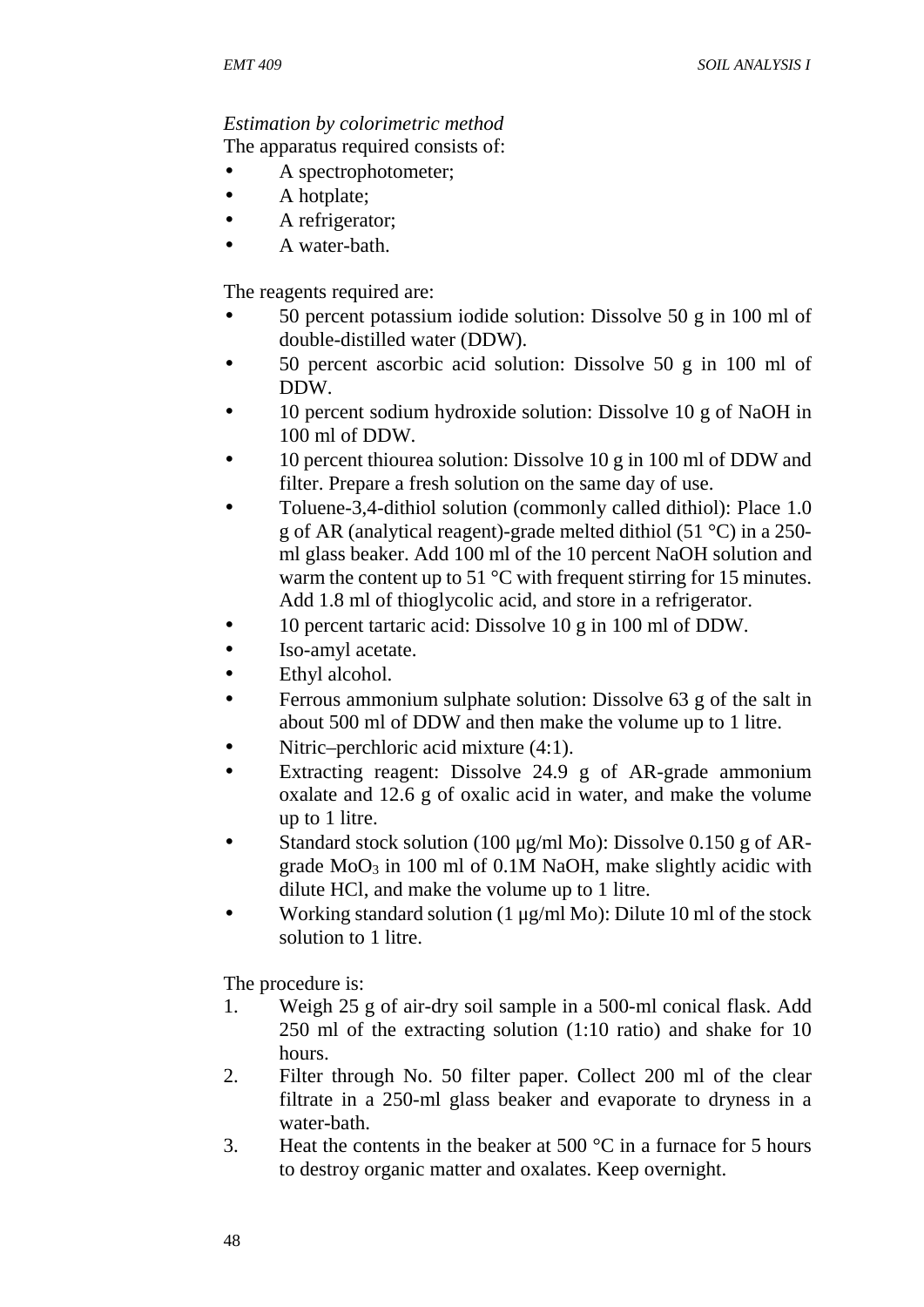*Estimation by colorimetric method*

The apparatus required consists of:

- A spectrophotometer;
- A hotplate;
- A refrigerator;
- A water-bath.

The reagents required are:

- 50 percent potassium iodide solution: Dissolve 50 g in 100 ml of double-distilled water (DDW).
- 50 percent ascorbic acid solution: Dissolve 50 g in 100 ml of DDW.
- 10 percent sodium hydroxide solution: Dissolve 10 g of NaOH in 100 ml of DDW.
- 10 percent thiourea solution: Dissolve 10 g in 100 ml of DDW and filter. Prepare a fresh solution on the same day of use.
- Toluene-3,4-dithiol solution (commonly called dithiol): Place 1.0 g of AR (analytical reagent)-grade melted dithiol (51 °C) in a 250-ml glass beaker. Add 100 ml of the 10 percent NaOH solution and warm the content up to 51 °C with frequent stirring for 15 minutes. Add 1.8 ml of thioglycolic acid, and store in a refrigerator.
- 10 percent tartaric acid: Dissolve 10 g in 100 ml of DDW.
- Iso-amyl acetate.
- Ethyl alcohol.
- Ferrous ammonium sulphate solution: Dissolve 63 g of the salt in about 500 ml of DDW and then make the volume up to 1 litre.
- Nitric–perchloric acid mixture (4:1).
- Extracting reagent: Dissolve 24.9 g of AR-grade ammonium oxalate and 12.6 g of oxalic acid in water, and make the volume up to 1 litre.
- Standard stock solution (100 µg/ml Mo): Dissolve 0.150 g of AR-grade $MoO_3$ in 100 ml of 0.1M NaOH, make slightly acidic with dilute HCl, and make the volume up to 1 litre.
- Working standard solution (1 µg/ml Mo): Dilute 10 ml of the stock solution to 1 litre.

The procedure is:

1. Weigh 25 g of air-dry soil sample in a 500-ml conical flask. Add 250 ml of the extracting solution (1:10 ratio) and shake for 10 hours.
2. Filter through No. 50 filter paper. Collect 200 ml of the clear filtrate in a 250-ml glass beaker and evaporate to dryness in a water-bath.
3. Heat the contents in the beaker at 500 °C in a furnace for 5 hours to destroy organic matter and oxalates. Keep overnight.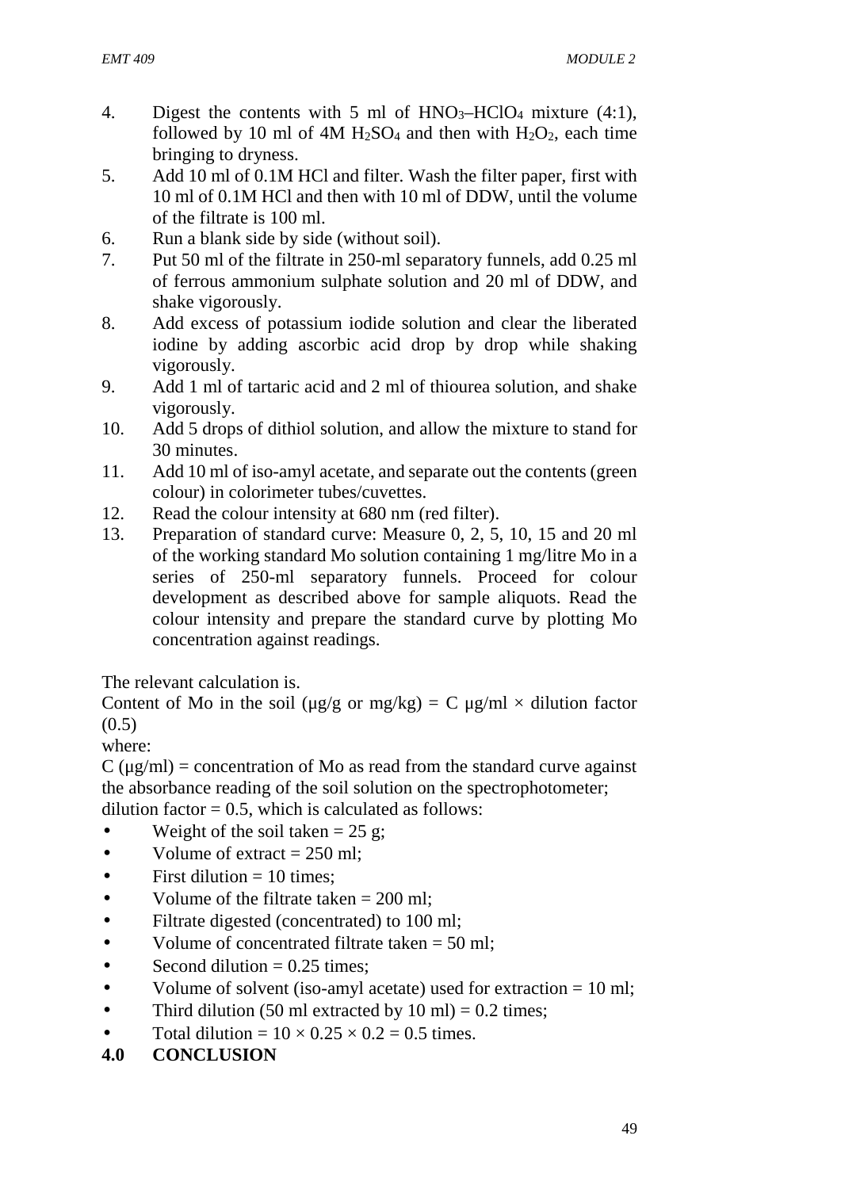4. Digest the contents with 5 ml of $HNO_3$–$HClO_4$ mixture (4:1), followed by 10 ml of 4M $H_2SO_4$ and then with $H_2O_2$, each time bringing to dryness.
5. Add 10 ml of 0.1M HCl and filter. Wash the filter paper, first with 10 ml of 0.1M HCl and then with 10 ml of DDW, until the volume of the filtrate is 100 ml.
6. Run a blank side by side (without soil).
7. Put 50 ml of the filtrate in 250-ml separatory funnels, add 0.25 ml of ferrous ammonium sulphate solution and 20 ml of DDW, and shake vigorously.
8. Add excess of potassium iodide solution and clear the liberated iodine by adding ascorbic acid drop by drop while shaking vigorously.
9. Add 1 ml of tartaric acid and 2 ml of thiourea solution, and shake vigorously.
10. Add 5 drops of dithiol solution, and allow the mixture to stand for 30 minutes.
11. Add 10 ml of iso-amyl acetate, and separate out the contents (green colour) in colorimeter tubes/cuvettes.
12. Read the colour intensity at 680 nm (red filter).
13. Preparation of standard curve: Measure 0, 2, 5, 10, 15 and 20 ml of the working standard Mo solution containing 1 mg/litre Mo in a series of 250-ml separatory funnels. Proceed for colour development as described above for sample aliquots. Read the colour intensity and prepare the standard curve by plotting Mo concentration against readings.

The relevant calculation is.

Content of Mo in the soil (μg/g or mg/kg) = C μg/ml × dilution factor (0.5)

where:

C (μg/ml) = concentration of Mo as read from the standard curve against the absorbance reading of the soil solution on the spectrophotometer;

dilution factor = 0.5, which is calculated as follows:

- Weight of the soil taken = 25 g;
- Volume of extract = 250 ml;
- First dilution = 10 times;
- Volume of the filtrate taken = 200 ml;
- Filtrate digested (concentrated) to 100 ml;
- Volume of concentrated filtrate taken = 50 ml;
- Second dilution = 0.25 times;
- Volume of solvent (iso-amyl acetate) used for extraction = 10 ml;
- Third dilution (50 ml extracted by 10 ml) = 0.2 times;
- Total dilution = $10 \times 0.25 \times 0.2 = 0.5$ times.

## 4.0 CONCLUSION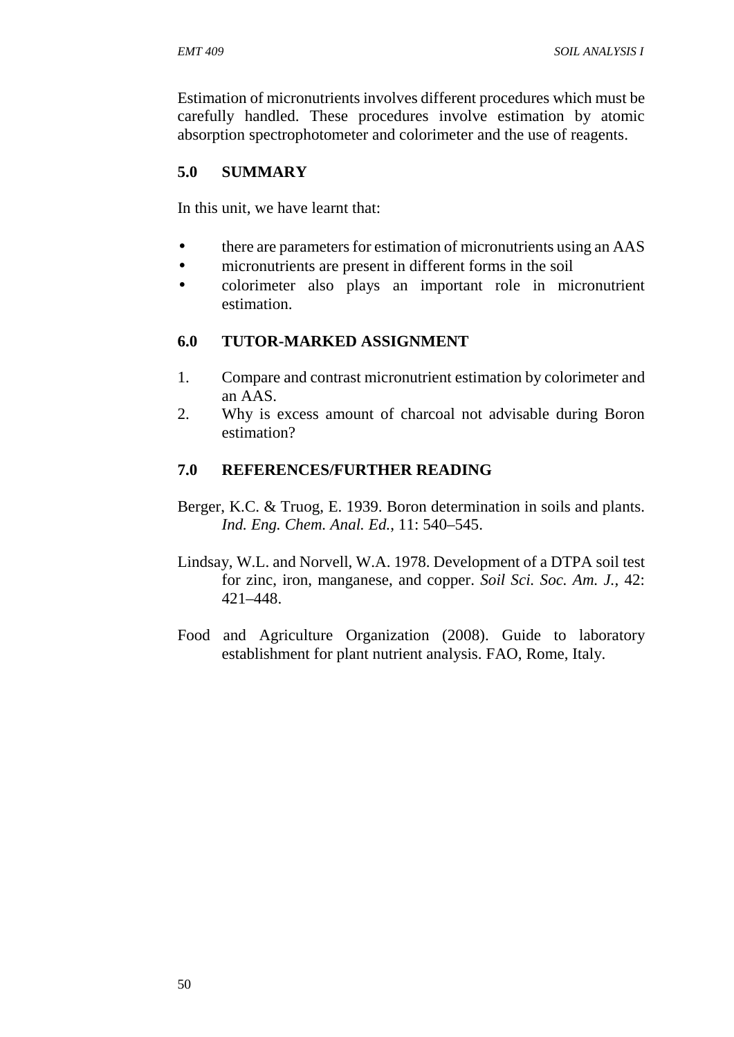Estimation of micronutrients involves different procedures which must be carefully handled. These procedures involve estimation by atomic absorption spectrophotometer and colorimeter and the use of reagents.

## 5.0 SUMMARY

In this unit, we have learnt that:

- there are parameters for estimation of micronutrients using an AAS
- micronutrients are present in different forms in the soil
- colorimeter also plays an important role in micronutrient estimation.

## 6.0 TUTOR-MARKED ASSIGNMENT

1. Compare and contrast micronutrient estimation by colorimeter and an AAS.
2. Why is excess amount of charcoal not advisable during Boron estimation?

## 7.0 REFERENCES/FURTHER READING

Berger, K.C. & Truog, E. 1939. Boron determination in soils and plants. *Ind. Eng. Chem. Anal. Ed.*, 11: 540–545.

Lindsay, W.L. and Norvell, W.A. 1978. Development of a DTPA soil test for zinc, iron, manganese, and copper. *Soil Sci. Soc. Am. J.*, 42: 421–448.

Food and Agriculture Organization (2008). Guide to laboratory establishment for plant nutrient analysis. FAO, Rome, Italy.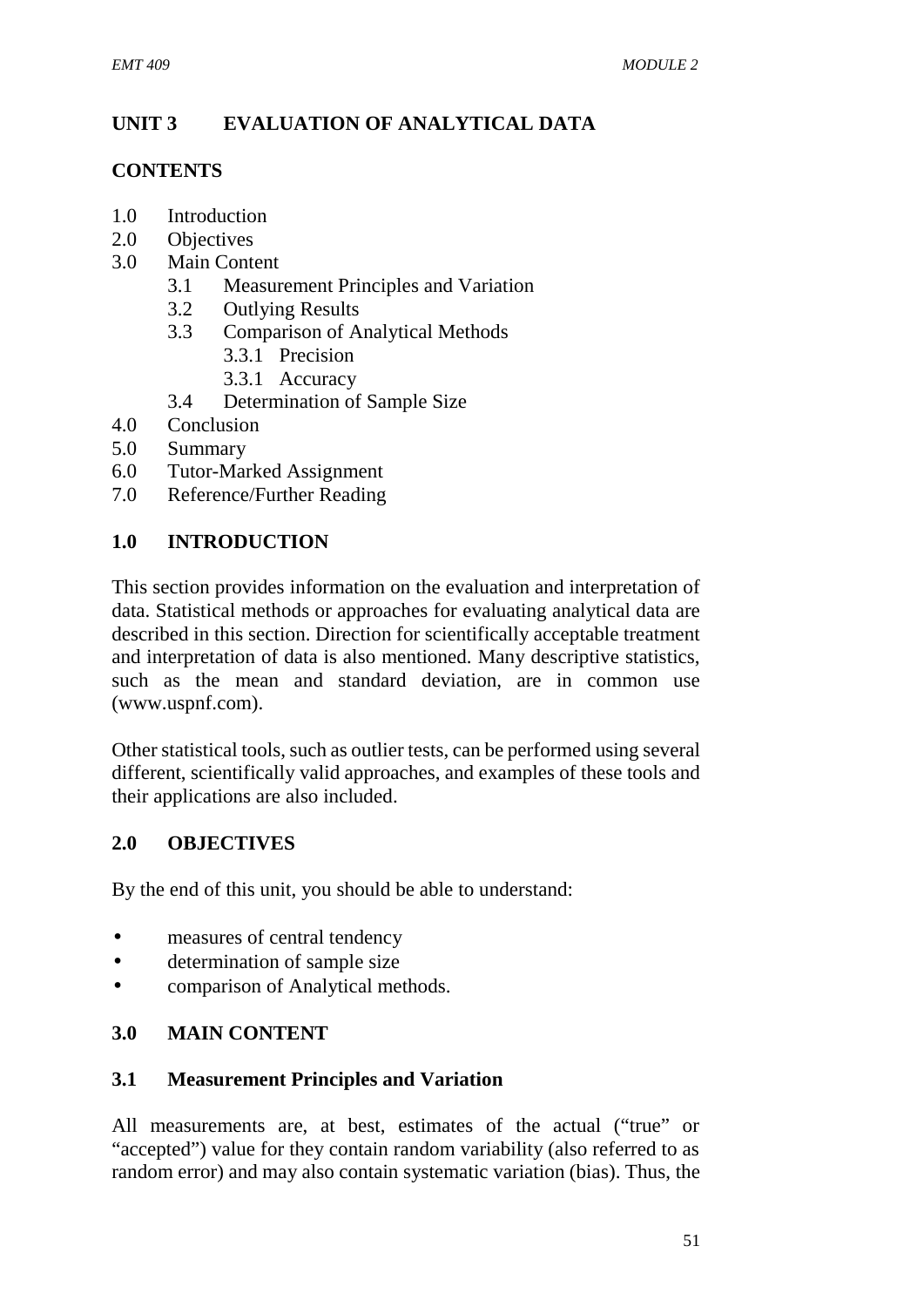# UNIT 3 EVALUATION OF ANALYTICAL DATA

## CONTENTS

- 1.0 Introduction
- 2.0 Objectives
- 3.0 Main Content
  - 3.1 Measurement Principles and Variation
  - 3.2 Outlying Results
  - 3.3 Comparison of Analytical Methods
    - 3.3.1 Precision
    - 3.3.1 Accuracy
  - 3.4 Determination of Sample Size
- 4.0 Conclusion
- 5.0 Summary
- 6.0 Tutor-Marked Assignment
- 7.0 Reference/Further Reading

## 1.0 INTRODUCTION

This section provides information on the evaluation and interpretation of data. Statistical methods or approaches for evaluating analytical data are described in this section. Direction for scientifically acceptable treatment and interpretation of data is also mentioned. Many descriptive statistics, such as the mean and standard deviation, are in common use (www.uspnf.com).

Other statistical tools, such as outlier tests, can be performed using several different, scientifically valid approaches, and examples of these tools and their applications are also included.

## 2.0 OBJECTIVES

By the end of this unit, you should be able to understand:

- measures of central tendency
- determination of sample size
- comparison of Analytical methods.

## 3.0 MAIN CONTENT

### 3.1 Measurement Principles and Variation

All measurements are, at best, estimates of the actual ("true" or "accepted") value for they contain random variability (also referred to as random error) and may also contain systematic variation (bias). Thus, the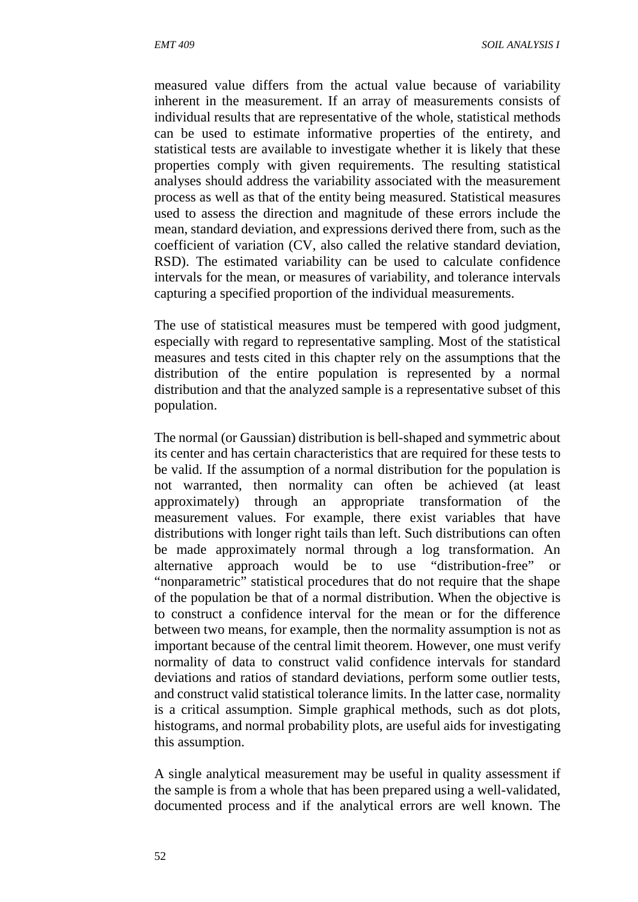measured value differs from the actual value because of variability inherent in the measurement. If an array of measurements consists of individual results that are representative of the whole, statistical methods can be used to estimate informative properties of the entirety, and statistical tests are available to investigate whether it is likely that these properties comply with given requirements. The resulting statistical analyses should address the variability associated with the measurement process as well as that of the entity being measured. Statistical measures used to assess the direction and magnitude of these errors include the mean, standard deviation, and expressions derived there from, such as the coefficient of variation (CV, also called the relative standard deviation, RSD). The estimated variability can be used to calculate confidence intervals for the mean, or measures of variability, and tolerance intervals capturing a specified proportion of the individual measurements.

The use of statistical measures must be tempered with good judgment, especially with regard to representative sampling. Most of the statistical measures and tests cited in this chapter rely on the assumptions that the distribution of the entire population is represented by a normal distribution and that the analyzed sample is a representative subset of this population.

The normal (or Gaussian) distribution is bell-shaped and symmetric about its center and has certain characteristics that are required for these tests to be valid. If the assumption of a normal distribution for the population is not warranted, then normality can often be achieved (at least approximately) through an appropriate transformation of the measurement values. For example, there exist variables that have distributions with longer right tails than left. Such distributions can often be made approximately normal through a log transformation. An alternative approach would be to use "distribution-free" or "nonparametric" statistical procedures that do not require that the shape of the population be that of a normal distribution. When the objective is to construct a confidence interval for the mean or for the difference between two means, for example, then the normality assumption is not as important because of the central limit theorem. However, one must verify normality of data to construct valid confidence intervals for standard deviations and ratios of standard deviations, perform some outlier tests, and construct valid statistical tolerance limits. In the latter case, normality is a critical assumption. Simple graphical methods, such as dot plots, histograms, and normal probability plots, are useful aids for investigating this assumption.

A single analytical measurement may be useful in quality assessment if the sample is from a whole that has been prepared using a well-validated, documented process and if the analytical errors are well known. The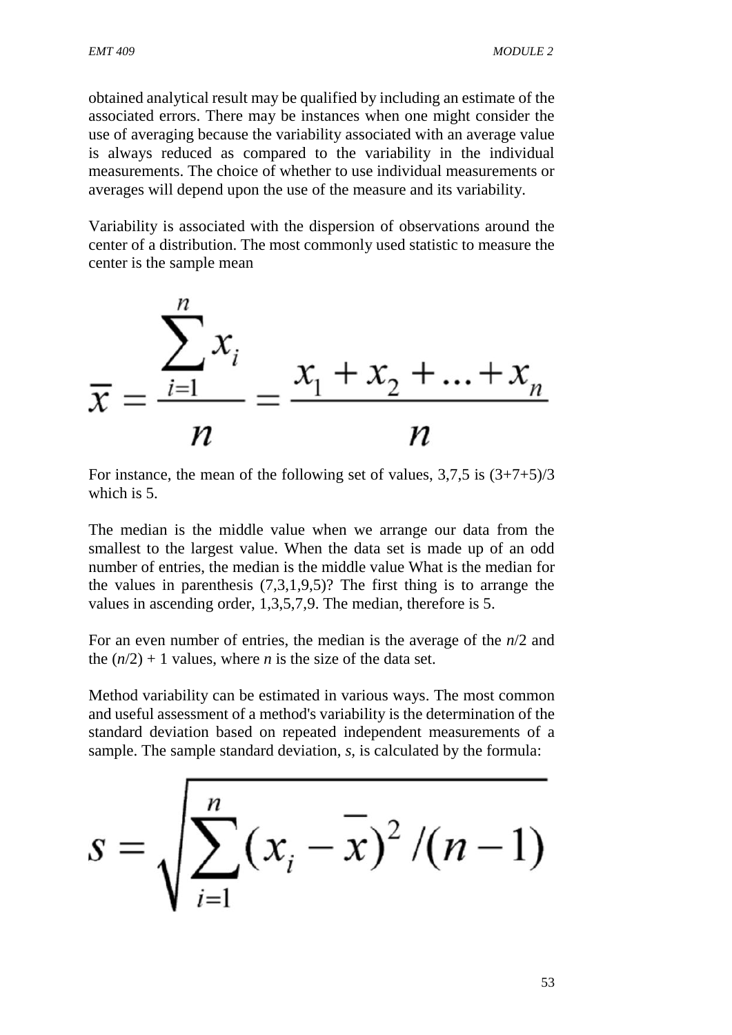obtained analytical result may be qualified by including an estimate of the associated errors. There may be instances when one might consider the use of averaging because the variability associated with an average value is always reduced as compared to the variability in the individual measurements. The choice of whether to use individual measurements or averages will depend upon the use of the measure and its variability.

Variability is associated with the dispersion of observations around the center of a distribution. The most commonly used statistic to measure the center is the sample mean

$$\overline{x} = \frac{\sum_{i=1}^{n} x_i}{n} = \frac{x_1 + x_2 + \ldots + x_n}{n}$$

For instance, the mean of the following set of values, 3,7,5 is (3+7+5)/3 which is 5.

The median is the middle value when we arrange our data from the smallest to the largest value. When the data set is made up of an odd number of entries, the median is the middle value What is the median for the values in parenthesis (7,3,1,9,5)? The first thing is to arrange the values in ascending order, 1,3,5,7,9. The median, therefore is 5.

For an even number of entries, the median is the average of the $n/2$ and the $(n/2) + 1$ values, where $n$ is the size of the data set.

Method variability can be estimated in various ways. The most common and useful assessment of a method's variability is the determination of the standard deviation based on repeated independent measurements of a sample. The sample standard deviation, $s$, is calculated by the formula:

$$s = \sqrt{\sum_{i=1}^{n} (x_i - \overline{x})^2 / (n-1)}$$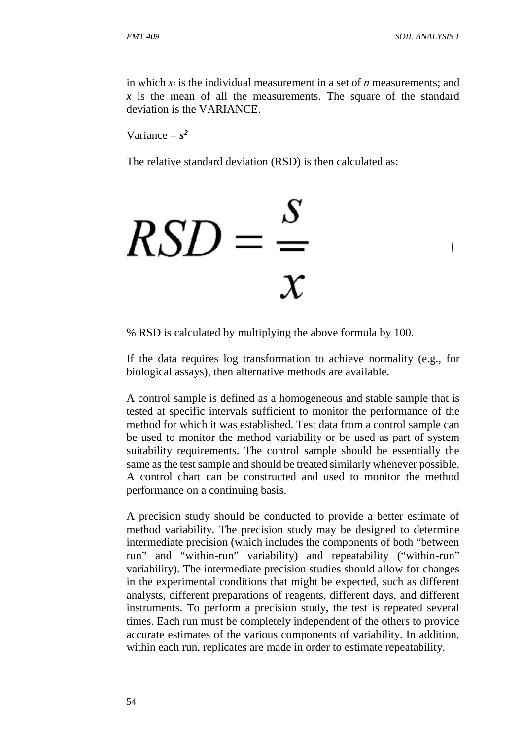in which $x_i$ is the individual measurement in a set of $n$ measurements; and $x$ is the mean of all the measurements. The square of the standard deviation is the VARIANCE.

Variance = $s^2$

The relative standard deviation (RSD) is then calculated as:

$$RSD = \frac{s}{x}$$

% RSD is calculated by multiplying the above formula by 100.

If the data requires log transformation to achieve normality (e.g., for biological assays), then alternative methods are available.

A control sample is defined as a homogeneous and stable sample that is tested at specific intervals sufficient to monitor the performance of the method for which it was established. Test data from a control sample can be used to monitor the method variability or be used as part of system suitability requirements. The control sample should be essentially the same as the test sample and should be treated similarly whenever possible. A control chart can be constructed and used to monitor the method performance on a continuing basis.

A precision study should be conducted to provide a better estimate of method variability. The precision study may be designed to determine intermediate precision (which includes the components of both "between run" and "within-run" variability) and repeatability ("within-run" variability). The intermediate precision studies should allow for changes in the experimental conditions that might be expected, such as different analysts, different preparations of reagents, different days, and different instruments. To perform a precision study, the test is repeated several times. Each run must be completely independent of the others to provide accurate estimates of the various components of variability. In addition, within each run, replicates are made in order to estimate repeatability.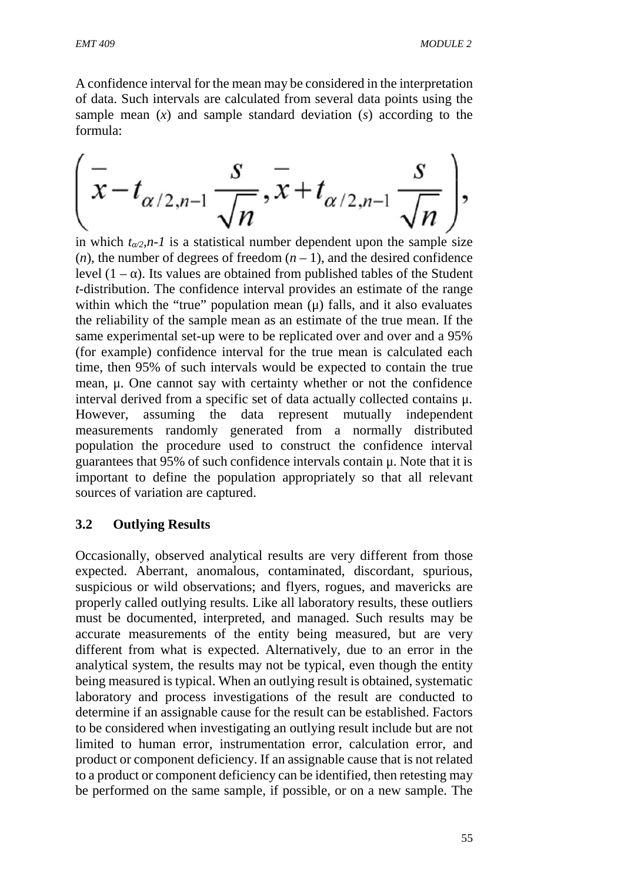A confidence interval for the mean may be considered in the interpretation of data. Such intervals are calculated from several data points using the sample mean ($x$) and sample standard deviation ($s$) according to the formula:

$$\left( \bar{x} - t_{\alpha/2,n-1} \frac{s}{\sqrt{n}}, \bar{x} + t_{\alpha/2,n-1} \frac{s}{\sqrt{n}} \right),$$

in which $t_{\alpha/2},n-1$ is a statistical number dependent upon the sample size ($n$), the number of degrees of freedom ($n - 1$), and the desired confidence level ($1 - \alpha$). Its values are obtained from published tables of the Student *t*-distribution. The confidence interval provides an estimate of the range within which the "true" population mean (μ) falls, and it also evaluates the reliability of the sample mean as an estimate of the true mean. If the same experimental set-up were to be replicated over and over and a 95% (for example) confidence interval for the true mean is calculated each time, then 95% of such intervals would be expected to contain the true mean, μ. One cannot say with certainty whether or not the confidence interval derived from a specific set of data actually collected contains μ. However, assuming the data represent mutually independent measurements randomly generated from a normally distributed population the procedure used to construct the confidence interval guarantees that 95% of such confidence intervals contain μ. Note that it is important to define the population appropriately so that all relevant sources of variation are captured.

### 3.2 Outlying Results

Occasionally, observed analytical results are very different from those expected. Aberrant, anomalous, contaminated, discordant, spurious, suspicious or wild observations; and flyers, rogues, and mavericks are properly called outlying results. Like all laboratory results, these outliers must be documented, interpreted, and managed. Such results may be accurate measurements of the entity being measured, but are very different from what is expected. Alternatively, due to an error in the analytical system, the results may not be typical, even though the entity being measured is typical. When an outlying result is obtained, systematic laboratory and process investigations of the result are conducted to determine if an assignable cause for the result can be established. Factors to be considered when investigating an outlying result include but are not limited to human error, instrumentation error, calculation error, and product or component deficiency. If an assignable cause that is not related to a product or component deficiency can be identified, then retesting may be performed on the same sample, if possible, or on a new sample. The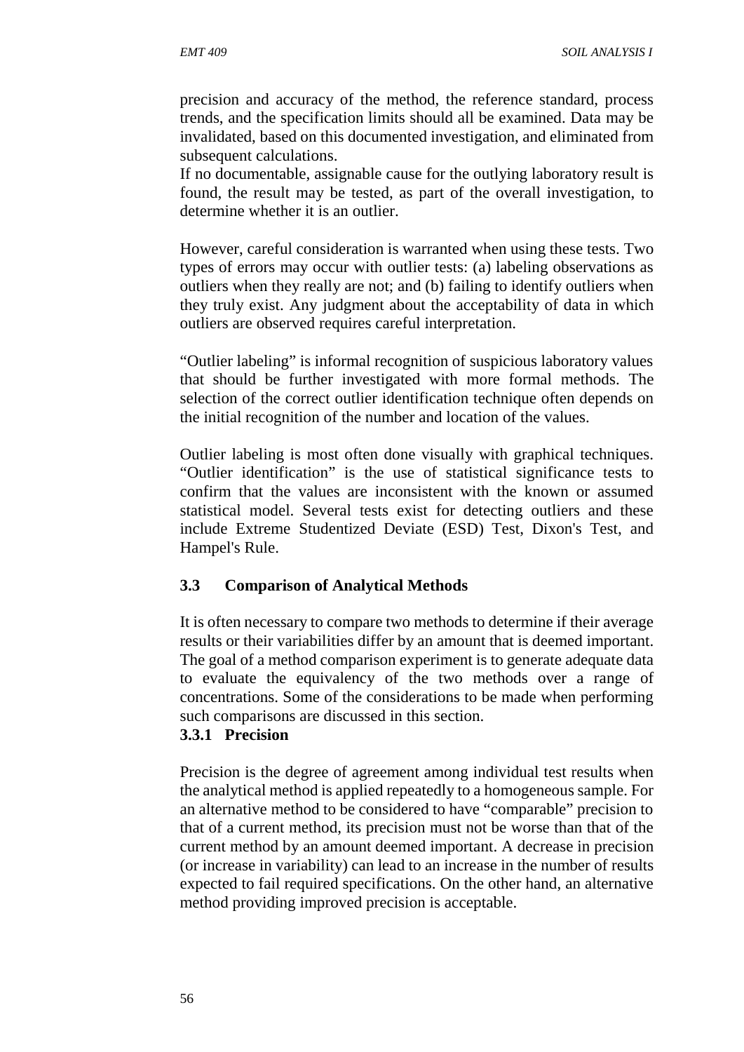precision and accuracy of the method, the reference standard, process trends, and the specification limits should all be examined. Data may be invalidated, based on this documented investigation, and eliminated from subsequent calculations.

If no documentable, assignable cause for the outlying laboratory result is found, the result may be tested, as part of the overall investigation, to determine whether it is an outlier.

However, careful consideration is warranted when using these tests. Two types of errors may occur with outlier tests: (a) labeling observations as outliers when they really are not; and (b) failing to identify outliers when they truly exist. Any judgment about the acceptability of data in which outliers are observed requires careful interpretation.

"Outlier labeling" is informal recognition of suspicious laboratory values that should be further investigated with more formal methods. The selection of the correct outlier identification technique often depends on the initial recognition of the number and location of the values.

Outlier labeling is most often done visually with graphical techniques. "Outlier identification" is the use of statistical significance tests to confirm that the values are inconsistent with the known or assumed statistical model. Several tests exist for detecting outliers and these include Extreme Studentized Deviate (ESD) Test, Dixon's Test, and Hampel's Rule.

## 3.3 Comparison of Analytical Methods

It is often necessary to compare two methods to determine if their average results or their variabilities differ by an amount that is deemed important. The goal of a method comparison experiment is to generate adequate data to evaluate the equivalency of the two methods over a range of concentrations. Some of the considerations to be made when performing such comparisons are discussed in this section.

### 3.3.1 Precision

Precision is the degree of agreement among individual test results when the analytical method is applied repeatedly to a homogeneous sample. For an alternative method to be considered to have "comparable" precision to that of a current method, its precision must not be worse than that of the current method by an amount deemed important. A decrease in precision (or increase in variability) can lead to an increase in the number of results expected to fail required specifications. On the other hand, an alternative method providing improved precision is acceptable.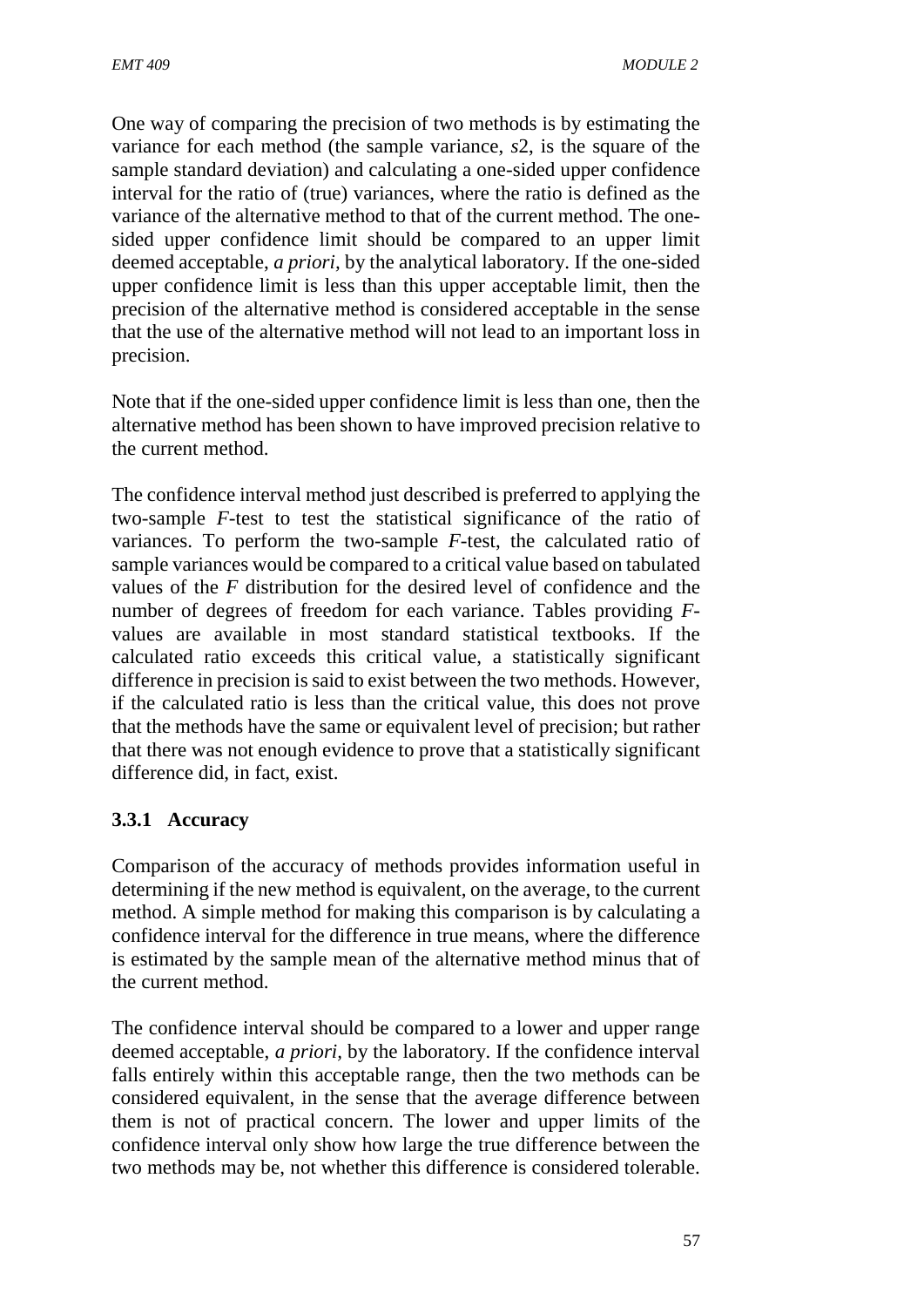One way of comparing the precision of two methods is by estimating the variance for each method (the sample variance, $s2$, is the square of the sample standard deviation) and calculating a one-sided upper confidence interval for the ratio of (true) variances, where the ratio is defined as the variance of the alternative method to that of the current method. The one-sided upper confidence limit should be compared to an upper limit deemed acceptable, *a priori,* by the analytical laboratory. If the one-sided upper confidence limit is less than this upper acceptable limit, then the precision of the alternative method is considered acceptable in the sense that the use of the alternative method will not lead to an important loss in precision.

Note that if the one-sided upper confidence limit is less than one, then the alternative method has been shown to have improved precision relative to the current method.

The confidence interval method just described is preferred to applying the two-sample *F*-test to test the statistical significance of the ratio of variances. To perform the two-sample *F*-test, the calculated ratio of sample variances would be compared to a critical value based on tabulated values of the *F* distribution for the desired level of confidence and the number of degrees of freedom for each variance. Tables providing *F*-values are available in most standard statistical textbooks. If the calculated ratio exceeds this critical value, a statistically significant difference in precision is said to exist between the two methods. However, if the calculated ratio is less than the critical value, this does not prove that the methods have the same or equivalent level of precision; but rather that there was not enough evidence to prove that a statistically significant difference did, in fact, exist.

### 3.3.1 Accuracy

Comparison of the accuracy of methods provides information useful in determining if the new method is equivalent, on the average, to the current method. A simple method for making this comparison is by calculating a confidence interval for the difference in true means, where the difference is estimated by the sample mean of the alternative method minus that of the current method.

The confidence interval should be compared to a lower and upper range deemed acceptable, *a priori,* by the laboratory. If the confidence interval falls entirely within this acceptable range, then the two methods can be considered equivalent, in the sense that the average difference between them is not of practical concern. The lower and upper limits of the confidence interval only show how large the true difference between the two methods may be, not whether this difference is considered tolerable.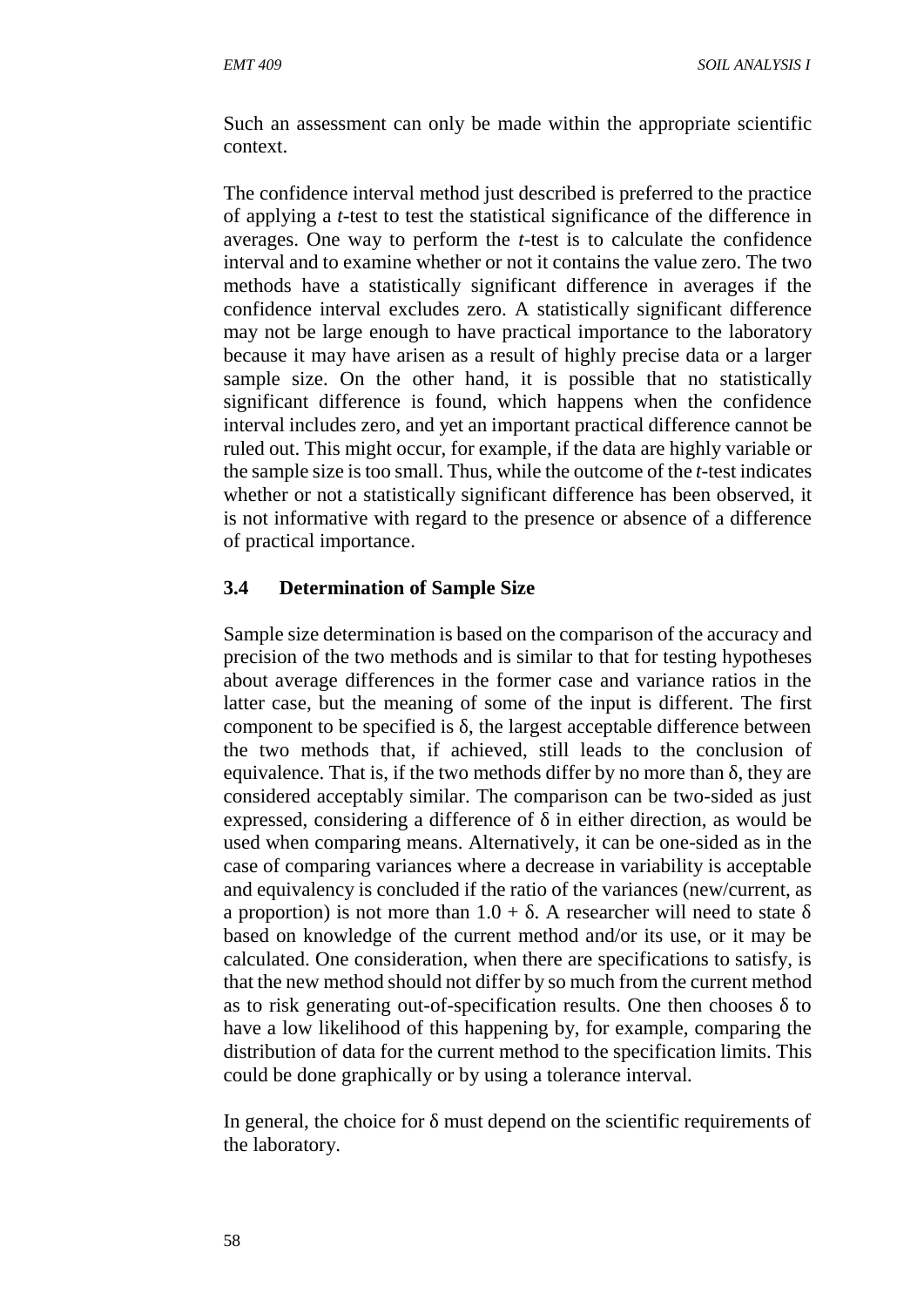Such an assessment can only be made within the appropriate scientific context.

The confidence interval method just described is preferred to the practice of applying a *t*-test to test the statistical significance of the difference in averages. One way to perform the *t*-test is to calculate the confidence interval and to examine whether or not it contains the value zero. The two methods have a statistically significant difference in averages if the confidence interval excludes zero. A statistically significant difference may not be large enough to have practical importance to the laboratory because it may have arisen as a result of highly precise data or a larger sample size. On the other hand, it is possible that no statistically significant difference is found, which happens when the confidence interval includes zero, and yet an important practical difference cannot be ruled out. This might occur, for example, if the data are highly variable or the sample size is too small. Thus, while the outcome of the *t*-test indicates whether or not a statistically significant difference has been observed, it is not informative with regard to the presence or absence of a difference of practical importance.

### 3.4 Determination of Sample Size

Sample size determination is based on the comparison of the accuracy and precision of the two methods and is similar to that for testing hypotheses about average differences in the former case and variance ratios in the latter case, but the meaning of some of the input is different. The first component to be specified is $\delta$, the largest acceptable difference between the two methods that, if achieved, still leads to the conclusion of equivalence. That is, if the two methods differ by no more than $\delta$, they are considered acceptably similar. The comparison can be two-sided as just expressed, considering a difference of $\delta$ in either direction, as would be used when comparing means. Alternatively, it can be one-sided as in the case of comparing variances where a decrease in variability is acceptable and equivalency is concluded if the ratio of the variances (new/current, as a proportion) is not more than $1.0 + \delta$. A researcher will need to state $\delta$ based on knowledge of the current method and/or its use, or it may be calculated. One consideration, when there are specifications to satisfy, is that the new method should not differ by so much from the current method as to risk generating out-of-specification results. One then chooses $\delta$ to have a low likelihood of this happening by, for example, comparing the distribution of data for the current method to the specification limits. This could be done graphically or by using a tolerance interval.

In general, the choice for $\delta$ must depend on the scientific requirements of the laboratory.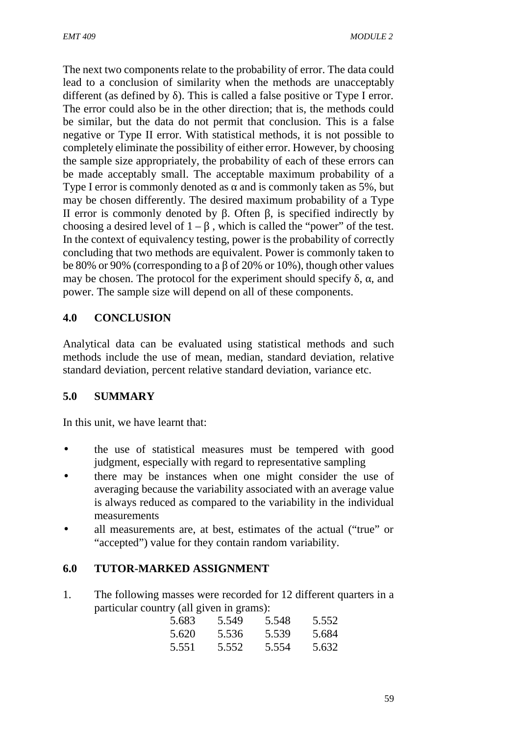The next two components relate to the probability of error. The data could lead to a conclusion of similarity when the methods are unacceptably different (as defined by $\delta$). This is called a false positive or Type I error. The error could also be in the other direction; that is, the methods could be similar, but the data do not permit that conclusion. This is a false negative or Type II error. With statistical methods, it is not possible to completely eliminate the possibility of either error. However, by choosing the sample size appropriately, the probability of each of these errors can be made acceptably small. The acceptable maximum probability of a Type I error is commonly denoted as $\alpha$ and is commonly taken as 5%, but may be chosen differently. The desired maximum probability of a Type II error is commonly denoted by $\beta$. Often $\beta$, is specified indirectly by choosing a desired level of $1 - \beta$ , which is called the "power" of the test. In the context of equivalency testing, power is the probability of correctly concluding that two methods are equivalent. Power is commonly taken to be 80% or 90% (corresponding to a $\beta$ of 20% or 10%), though other values may be chosen. The protocol for the experiment should specify $\delta$, $\alpha$, and power. The sample size will depend on all of these components.

## 4.0 CONCLUSION

Analytical data can be evaluated using statistical methods and such methods include the use of mean, median, standard deviation, relative standard deviation, percent relative standard deviation, variance etc.

## 5.0 SUMMARY

In this unit, we have learnt that:

- the use of statistical measures must be tempered with good judgment, especially with regard to representative sampling
- there may be instances when one might consider the use of averaging because the variability associated with an average value is always reduced as compared to the variability in the individual measurements
- all measurements are, at best, estimates of the actual ("true" or "accepted") value for they contain random variability.

## 6.0 TUTOR-MARKED ASSIGNMENT

1. The following masses were recorded for 12 different quarters in a particular country (all given in grams):

| | | | |
|---|---|---|---|
| 5.683 | 5.549 | 5.548 | 5.552 |
| 5.620 | 5.536 | 5.539 | 5.684 |
| 5.551 | 5.552 | 5.554 | 5.632 |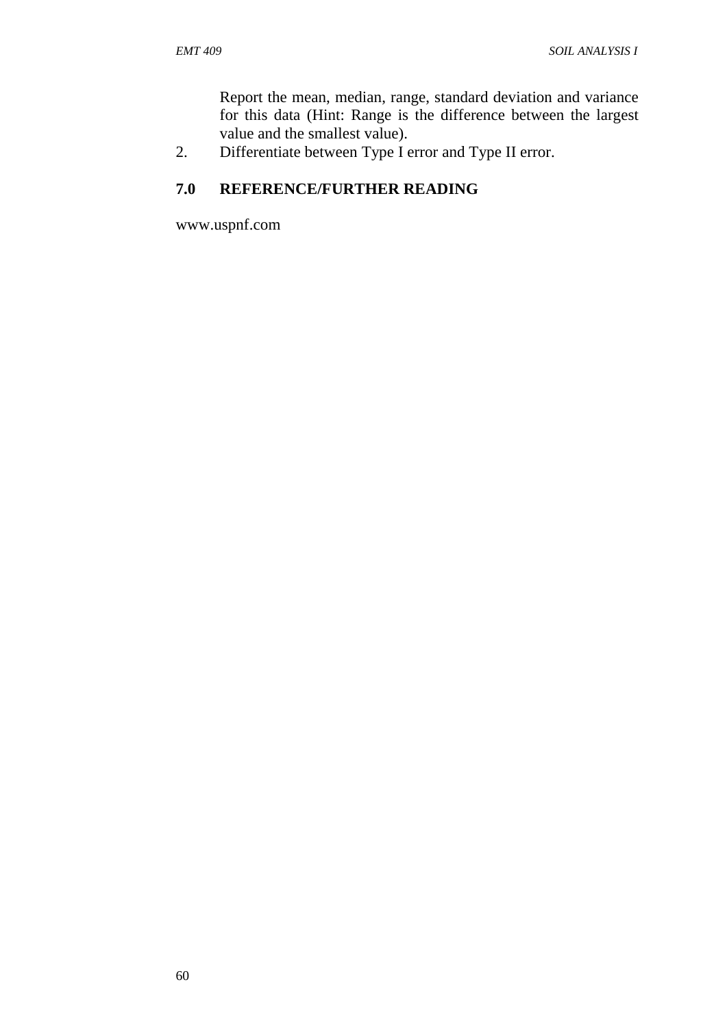Report the mean, median, range, standard deviation and variance for this data (Hint: Range is the difference between the largest value and the smallest value).

2. Differentiate between Type I error and Type II error.

## 7.0 REFERENCE/FURTHER READING

www.uspnf.com